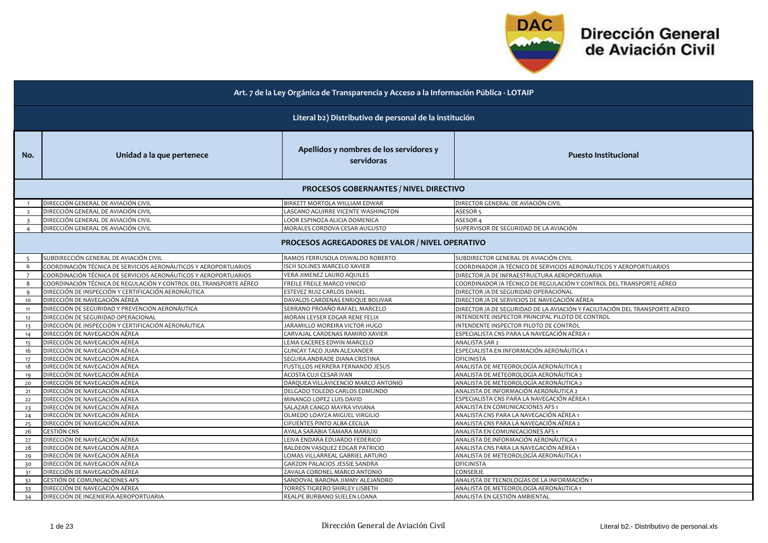# Dirección General de Aviación Civil

## Art. 7 de la Ley Orgánica de Transparencia y Acceso a la Información Pública - LOTAIP

### Literal b2) Distributivo de personal de la institución

| No. | Unidad a la que pertenece | Apellidos y nombres de los servidores y servidoras | Puesto Institucional |
|---|---|---|---|
| | **PROCESOS GOBERNANTES / NIVEL DIRECTIVO** | | |
| 1 | DIRECCIÓN GENERAL DE AVIACIÓN CIVIL | BIRKETT MORTOLA WILLIAM EDWAR | DIRECTOR GENERAL DE AVIACIÓN CIVIL |
| 2 | DIRECCIÓN GENERAL DE AVIACIÓN CIVIL | LASCANO AGUIRRE VICENTE WASHINGTON | ASESOR 5 |
| 3 | DIRECCIÓN GENERAL DE AVIACIÓN CIVIL | LOOR ESPINOZA ALICIA DOMENICA | ASESOR 4 |
| 4 | DIRECCIÓN GENERAL DE AVIACIÓN CIVIL | MORALES CORDOVA CESAR AUGUSTO | SUPERVISOR DE SEGURIDAD DE LA AVIACIÓN |
| | **PROCESOS AGREGADORES DE VALOR / NIVEL OPERATIVO** | | |
| 5 | SUBDIRECCIÓN GENERAL DE AVIACIÓN CIVIL | RAMOS FERRUSOLA OSWALDO ROBERTO | SUBDIRECTOR GENERAL DE AVIACIÓN CIVIL |
| 6 | COORDINACIÓN TÉCNICA DE SERVICIOS AERONÁUTICOS Y AEROPORTUARIOS | ISCH SOLINES MARCELO XAVIER | COORDINADOR /A TÉCNICO DE SERVICIOS AERONÁUTICOS Y AEROPORTUARIOS |
| 7 | COORDINACIÓN TÉCNICA DE SERVICIOS AERONÁUTICOS Y AEROPORTUARIOS | VERA JIMENEZ LAURO AQUILES | DIRECTOR /A DE INFRAESTRUCTURA AEROPORTUARIA |
| 8 | COORDINACIÓN TÉCNICA DE REGULACIÓN Y CONTROL DEL TRANSPORTE AÉREO | FREILE FREILE MARCO VINICIO | COORDINADOR /A TÉCNICO DE REGULACIÓN Y CONTROL DEL TRANSPORTE AÉREO |
| 9 | DIRECCIÓN DE INSPECCIÓN Y CERTIFICACIÓN AERONÁUTICA | ESTEVEZ RUIZ CARLOS DANIEL | DIRECTOR /A DE SEGURIDAD OPERACIONAL |
| 10 | DIRECCIÓN DE NAVEGACIÓN AÉREA | DAVALOS CARDENAS ENRIQUE BOLIVAR | DIRECTOR /A DE SERVICIOS DE NAVEGACIÓN AÉREA |
| 11 | DIRECCIÓN DE SEGURIDAD Y PREVENCIÓN AERONÁUTICA | SERRANO PROAÑO RAFAEL MARCELO | DIRECTOR /A DE SEGURIDAD DE LA AVIACIÓN Y FACILITACIÓN DEL TRANSPORTE AÉREO |
| 12 | DIRECCIÓN DE SEGURIDAD OPERACIONAL | MORAN LEYSER EDGAR RENE FELIX | INTENDENTE INSPECTOR PRINCIPAL PILOTO DE CONTROL |
| 13 | DIRECCIÓN DE INSPECCIÓN Y CERTIFICACIÓN AERONÁUTICA | JARAMILLO MOREIRA VICTOR HUGO | INTENDENTE INSPECTOR PILOTO DE CONTROL |
| 14 | DIRECCIÓN DE NAVEGACIÓN AÉREA | CARVAJAL CARDENAS RAMIRO XAVIER | ESPECIALISTA CNS PARA LA NAVEGACIÓN AÉREA 1 |
| 15 | DIRECCIÓN DE NAVEGACIÓN AÉREA | LEMA CACERES EDWIN MARCELO | ANALISTA SAR 2 |
| 16 | DIRECCIÓN DE NAVEGACIÓN AÉREA | GUNCAY TACO JUAN ALEXANDER | ESPECIALISTA EN INFORMACIÓN AERONÁUTICA 1 |
| 17 | DIRECCIÓN DE NAVEGACIÓN AÉREA | SEGURA ANDRADE DIANA CRISTINA | OFICINISTA |
| 18 | DIRECCIÓN DE NAVEGACIÓN AÉREA | FUSTILLOS HERRERA FERNANDO JESUS | ANALISTA DE METEOROLOGÍA AERONÁUTICA 2 |
| 19 | DIRECCIÓN DE NAVEGACIÓN AÉREA | ACOSTA CUJI CESAR IVAN | ANALISTA DE METEOROLOGÍA AERONÁUTICA 2 |
| 20 | DIRECCIÓN DE NAVEGACIÓN AÉREA | DARQUEA VILLAVICENCIO MARCO ANTONIO | ANALISTA DE METEOROLOGÍA AERONÁUTICA 2 |
| 21 | DIRECCIÓN DE NAVEGACIÓN AÉREA | DELGADO TOLEDO CARLOS EDMUNDO | ANALISTA DE INFORMACIÓN AERONÁUTICA 2 |
| 22 | DIRECCIÓN DE NAVEGACIÓN AÉREA | MINANGO LOPEZ LUIS DAVID | ESPECIALISTA CNS PARA LA NAVEGACIÓN AÉREA 1 |
| 23 | DIRECCIÓN DE NAVEGACIÓN AÉREA | SALAZAR CANGO MAYRA VIVIANA | ANALISTA EN COMUNICACIONES AFS 1 |
| 24 | DIRECCIÓN DE NAVEGACIÓN AÉREA | OLMEDO LOAYZA MIGUEL VIRGILIO | ANALISTA CNS PARA LA NAVEGACIÓN AÉREA 1 |
| 25 | DIRECCIÓN DE NAVEGACIÓN AÉREA | CIFUENTES PINTO ALBA CECILIA | ANALISTA CNS PARA LA NAVEGACIÓN AÉREA 2 |
| 26 | GESTIÓN CNS | AYALA SARABIA TAMARA MARIUXI | ANALISTA EN COMUNICACIONES AFS 1 |
| 27 | DIRECCIÓN DE NAVEGACIÓN AÉREA | LEIVA ENDARA EDUARDO FEDERICO | ANALISTA DE INFORMACIÓN AERONÁUTICA 1 |
| 28 | DIRECCIÓN DE NAVEGACIÓN AÉREA | BALDEON VASQUEZ EDGAR PATRICIO | ANALISTA CNS PARA LA NAVEGACIÓN AÉREA 1 |
| 29 | DIRECCIÓN DE NAVEGACIÓN AÉREA | LOMAS VILLARREAL GABRIEL ARTURO | ANALISTA DE METEOROLOGÍA AERONÁUTICA 1 |
| 30 | DIRECCIÓN DE NAVEGACIÓN AÉREA | GARZON PALACIOS JESSIE SANDRA | OFICINISTA |
| 31 | DIRECCIÓN DE NAVEGACIÓN AÉREA | ZAVALA CORONEL MARCO ANTONIO | CONSERJE |
| 32 | GESTIÓN DE COMUNICACIONES AFS | SANDOVAL BARONA JIMMY ALEJANDRO | ANALISTA DE TECNOLOGÍAS DE LA INFORMACIÓN 1 |
| 33 | DIRECCIÓN DE NAVEGACIÓN AÉREA | TORRES TIGRERO SHIRLEY LISBETH | ANALISTA DE METEOROLOGÍA AERONÁUTICA 1 |
| 34 | DIRECCIÓN DE INGENIERÍA AEROPORTUARIA | REALPE BURBANO SUELEN LOANA | ANALISTA EN GESTIÓN AMBIENTAL |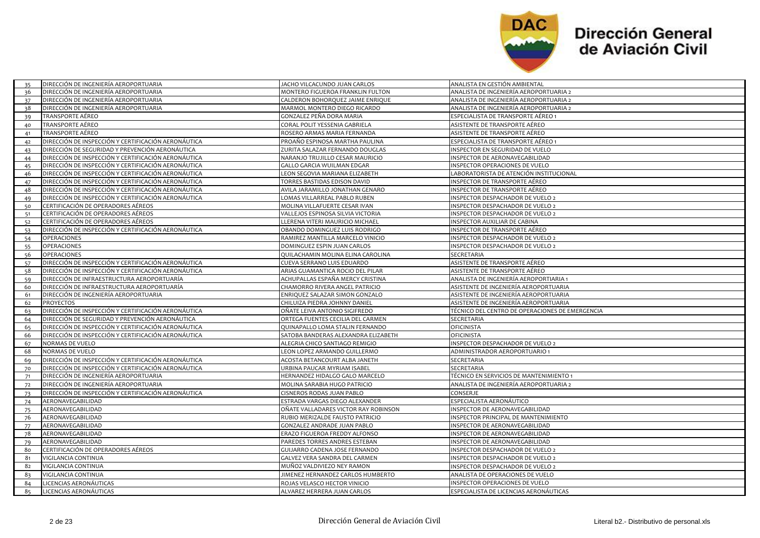| | | | |
|---|---|---|---|
| 35 | DIRECCIÓN DE INGENIERÍA AEROPORTUARIA | JACHO VILCACUNDO JUAN CARLOS | ANALISTA EN GESTIÓN AMBIENTAL |
| 36 | DIRECCIÓN DE INGENIERÍA AEROPORTUARIA | MONTERO FIGUEROA FRANKLIN FULTON | ANALISTA DE INGENIERÍA AEROPORTUARIA 2 |
| 37 | DIRECCIÓN DE INGENIERÍA AEROPORTUARIA | CALDERON BOHORQUEZ JAIME ENRIQUE | ANALISTA DE INGENIERÍA AEROPORTUARIA 2 |
| 38 | DIRECCIÓN DE INGENIERÍA AEROPORTUARIA | MARMOL MONTERO DIEGO RICARDO | ANALISTA DE INGENIERÍA AEROPORTUARIA 2 |
| 39 | TRANSPORTE AÉREO | GONZALEZ PEÑA DORA MARIA | ESPECIALISTA DE TRANSPORTE AÉREO 1 |
| 40 | TRANSPORTE AÉREO | CORAL POLIT YESSENIA GABRIELA | ASISTENTE DE TRANSPORTE AÉREO |
| 41 | TRANSPORTE AÉREO | ROSERO ARMAS MARIA FERNANDA | ASISTENTE DE TRANSPORTE AÉREO |
| 42 | DIRECCIÓN DE INSPECCIÓN Y CERTIFICACIÓN AERONÁUTICA | PROAÑO ESPINOSA MARTHA PAULINA | ESPECIALISTA DE TRANSPORTE AÉREO 1 |
| 43 | DIRECCIÓN DE SEGURIDAD Y PREVENCIÓN AERONÁUTICA | ZURITA SALAZAR FERNANDO DOUGLAS | INSPECTOR EN SEGURIDAD DE VUELO |
| 44 | DIRECCIÓN DE INSPECCIÓN Y CERTIFICACIÓN AERONÁUTICA | NARANJO TRUJILLO CESAR MAURICIO | INSPECTOR DE AERONAVEGABILIDAD |
| 45 | DIRECCIÓN DE INSPECCIÓN Y CERTIFICACIÓN AERONÁUTICA | GALLO GARCIA WUILMAN EDGAR | INSPECTOR OPERACIONES DE VUELO |
| 46 | DIRECCIÓN DE INSPECCIÓN Y CERTIFICACIÓN AERONÁUTICA | LEON SEGOVIA MARIANA ELIZABETH | LABORATORISTA DE ATENCIÓN INSTITUCIONAL |
| 47 | DIRECCIÓN DE INSPECCIÓN Y CERTIFICACIÓN AERONÁUTICA | TORRES BASTIDAS EDISON DAVID | INSPECTOR DE TRANSPORTE AÉREO |
| 48 | DIRECCIÓN DE INSPECCIÓN Y CERTIFICACIÓN AERONÁUTICA | AVILA JARAMILLO JONATHAN GENARO | INSPECTOR DE TRANSPORTE AÉREO |
| 49 | DIRECCIÓN DE INSPECCIÓN Y CERTIFICACIÓN AERONÁUTICA | LOMAS VILLARREAL PABLO RUBEN | INSPECTOR DESPACHADOR DE VUELO 2 |
| 50 | CERTIFICACIÓN DE OPERADORES AÉREOS | MOLINA VILLAFUERTE CESAR IVAN | INSPECTOR DESPACHADOR DE VUELO 2 |
| 51 | CERTIFICACIÓN DE OPERADORES AÉREOS | VALLEJOS ESPINOSA SILVIA VICTORIA | INSPECTOR DESPACHADOR DE VUELO 2 |
| 52 | CERTIFICACIÓN DE OPERADORES AÉREOS | LLERENA VITERI MAURICIO MICHAEL | INSPECTOR AUXILIAR DE CABINA |
| 53 | DIRECCIÓN DE INSPECCIÓN Y CERTIFICACIÓN AERONÁUTICA | OBANDO DOMINGUEZ LUIS RODRIGO | INSPECTOR DE TRANSPORTE AÉREO |
| 54 | OPERACIONES | RAMIREZ MANTILLA MARCELO VINICIO | INSPECTOR DESPACHADOR DE VUELO 2 |
| 55 | OPERACIONES | DOMINGUEZ ESPIN JUAN CARLOS | INSPECTOR DESPACHADOR DE VUELO 2 |
| 56 | OPERACIONES | QUILACHAMIN MOLINA ELINA CAROLINA | SECRETARIA |
| 57 | DIRECCIÓN DE INSPECCIÓN Y CERTIFICACIÓN AERONÁUTICA | CUEVA SERRANO LUIS EDUARDO | ASISTENTE DE TRANSPORTE AÉREO |
| 58 | DIRECCIÓN DE INSPECCIÓN Y CERTIFICACIÓN AERONÁUTICA | ARIAS GUAMANTICA ROCIO DEL PILAR | ASISTENTE DE TRANSPORTE AÉREO |
| 59 | DIRECCIÓN DE INFRAESTRUCTURA AEROPORTUARÍA | ACHUPALLAS ESPAÑA MERCY CRISTINA | ANALISTA DE INGENIERÍA AEROPORTIARIA 1 |
| 60 | DIRECCIÓN DE INFRAESTRUCTURA AEROPORTUARÍA | CHAMORRO RIVERA ANGEL PATRICIO | ASISTENTE DE INGENIERÍA AEROPORTUARIA |
| 61 | DIRECCIÓN DE INGENIERÍA AEROPORTUARIA | ENRIQUEZ SALAZAR SIMON GONZALO | ASISTENTE DE INGENIERÍA AEROPORTUARIA |
| 62 | PROYECTOS | CHILUIZA PIEDRA JOHNNY DANIEL | ASISTENTE DE INGENIERÍA AEROPORTUARIA |
| 63 | DIRECCIÓN DE INSPECCIÓN Y CERTIFICACIÓN AERONÁUTICA | OÑATE LEIVA ANTONIO SIGIFREDO | TÉCNICO DEL CENTRO DE OPERACIONES DE EMERGENCIA |
| 64 | DIRECCIÓN DE SEGURIDAD Y PREVENCIÓN AERONÁUTICA | ORTEGA FUENTES CECILIA DEL CARMEN | SECRETARIA |
| 65 | DIRECCIÓN DE INSPECCIÓN Y CERTIFICACIÓN AERONÁUTICA | QUINAPALLO LOMA STALIN FERNANDO | OFICINISTA |
| 66 | DIRECCIÓN DE INSPECCIÓN Y CERTIFICACIÓN AERONÁUTICA | SATOBA BANDERAS ALEXANDRA ELIZABETH | OFICINISTA |
| 67 | NORMAS DE VUELO | ALEGRIA CHICO SANTIAGO REMIGIO | INSPECTOR DESPACHADOR DE VUELO 2 |
| 68 | NORMAS DE VUELO | LEON LOPEZ ARMANDO GUILLERMO | ADMINISTRADOR AEROPORTUARIO 1 |
| 69 | DIRECCIÓN DE INSPECCIÓN Y CERTIFICACIÓN AERONÁUTICA | ACOSTA BETANCOURT ALBA JANETH | SECRETARIA |
| 70 | DIRECCIÓN DE INSPECCIÓN Y CERTIFICACIÓN AERONÁUTICA | URBINA PAUCAR MYRIAM ISABEL | SECRETARIA |
| 71 | DIRECCIÓN DE INGENIERÍA AEROPORTUARIA | HERNANDEZ HIDALGO GALO MARCELO | TÉCNICO EN SERVICIOS DE MANTENIMIENTO 1 |
| 72 | DIRECCIÓN DE INGENIERÍA AEROPORTUARIA | MOLINA SARABIA HUGO PATRICIO | ANALISTA DE INGENIERÍA AEROPORTUARIA 2 |
| 73 | DIRECCIÓN DE INSPECCIÓN Y CERTIFICACIÓN AERONÁUTICA | CISNEROS RODAS JUAN PABLO | CONSERJE |
| 74 | AERONAVEGABILIDAD | ESTRADA VARGAS DIEGO ALEXANDER | ESPECIALISTA AERONÁUTICO |
| 75 | AERONAVEGABILIDAD | OÑATE VALLADARES VICTOR RAY ROBINSON | INSPECTOR DE AERONAVEGABILIDAD |
| 76 | AERONAVEGABILIDAD | RUBIO MERIZALDE FAUSTO PATRICIO | INSPECTOR PRINCIPAL DE MANTENIMIENTO |
| 77 | AERONAVEGABILIDAD | GONZALEZ ANDRADE JUAN PABLO | INSPECTOR DE AERONAVEGABILIDAD |
| 78 | AERONAVEGABILIDAD | ERAZO FIGUEROA FREDDY ALFONSO | INSPECTOR DE AERONAVEGABILIDAD |
| 79 | AERONAVEGABILIDAD | PAREDES TORRES ANDRES ESTEBAN | INSPECTOR DE AERONAVEGABILIDAD |
| 80 | CERTIFICACIÓN DE OPERADORES AÉREOS | GUIJARRO CADENA JOSE FERNANDO | INSPECTOR DESPACHADOR DE VUELO 2 |
| 81 | VIGILANCIA CONTINUA | GALVEZ VERA SANDRA DEL CARMEN | INSPECTOR DESPACHADOR DE VUELO 2 |
| 82 | VIGILANCIA CONTINUA | MUÑOZ VALDIVIEZO NEY RAMON | INSPECTOR DESPACHADOR DE VUELO 2 |
| 83 | VIGILANCIA CONTINUA | JIMENEZ HERNANDEZ CARLOS HUMBERTO | ANALISTA DE OPERACIONES DE VUELO |
| 84 | LICENCIAS AERONÁUTICAS | ROJAS VELASCO HECTOR VINICIO | INSPECTOR OPERACIONES DE VUELO |
| 85 | LICENCIAS AERONÁUTICAS | ALVAREZ HERRERA JUAN CARLOS | ESPECIALISTA DE LICENCIAS AERONÁUTICAS |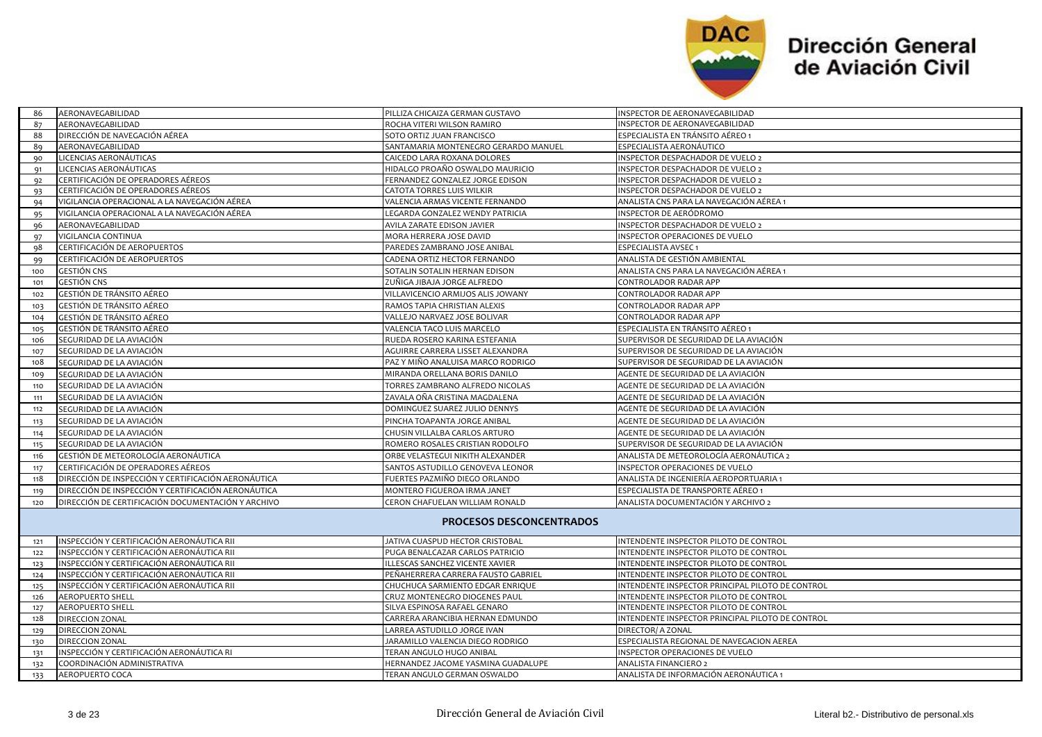| | | | |
|---|---|---|---|
| 86 | AERONAVEGABILIDAD | PILLIZA CHICAIZA GERMAN GUSTAVO | INSPECTOR DE AERONAVEGABILIDAD |
| 87 | AERONAVEGABILIDAD | ROCHA VITERI WILSON RAMIRO | INSPECTOR DE AERONAVEGABILIDAD |
| 88 | DIRECCIÓN DE NAVEGACIÓN AÉREA | SOTO ORTIZ JUAN FRANCISCO | ESPECIALISTA EN TRÁNSITO AÉREO 1 |
| 89 | AERONAVEGABILIDAD | SANTAMARIA MONTENEGRO GERARDO MANUEL | ESPECIALISTA AERONÁUTICO |
| 90 | LICENCIAS AERONÁUTICAS | CAICEDO LARA ROXANA DOLORES | INSPECTOR DESPACHADOR DE VUELO 2 |
| 91 | LICENCIAS AERONÁUTICAS | HIDALGO PROAÑO OSWALDO MAURICIO | INSPECTOR DESPACHADOR DE VUELO 2 |
| 92 | CERTIFICACIÓN DE OPERADORES AÉREOS | FERNANDEZ GONZALEZ JORGE EDISON | INSPECTOR DESPACHADOR DE VUELO 2 |
| 93 | CERTIFICACIÓN DE OPERADORES AÉREOS | CATOTA TORRES LUIS WILKIR | INSPECTOR DESPACHADOR DE VUELO 2 |
| 94 | VIGILANCIA OPERACIONAL A LA NAVEGACIÓN AÉREA | VALENCIA ARMAS VICENTE FERNANDO | ANALISTA CNS PARA LA NAVEGACIÓN AÉREA 1 |
| 95 | VIGILANCIA OPERACIONAL A LA NAVEGACIÓN AÉREA | LEGARDA GONZALEZ WENDY PATRICIA | INSPECTOR DE AERÓDROMO |
| 96 | AERONAVEGABILIDAD | AVILA ZARATE EDISON JAVIER | INSPECTOR DESPACHADOR DE VUELO 2 |
| 97 | VIGILANCIA CONTINUA | MORA HERRERA JOSE DAVID | INSPECTOR OPERACIONES DE VUELO |
| 98 | CERTIFICACIÓN DE AEROPUERTOS | PAREDES ZAMBRANO JOSE ANIBAL | ESPECIALISTA AVSEC 1 |
| 99 | CERTIFICACIÓN DE AEROPUERTOS | CADENA ORTIZ HECTOR FERNANDO | ANALISTA DE GESTIÓN AMBIENTAL |
| 100 | GESTIÓN CNS | SOTALIN SOTALIN HERNAN EDISON | ANALISTA CNS PARA LA NAVEGACIÓN AÉREA 1 |
| 101 | GESTIÓN CNS | ZUÑIGA JIBAJA JORGE ALFREDO | CONTROLADOR RADAR APP |
| 102 | GESTIÓN DE TRÁNSITO AÉREO | VILLAVICENCIO ARMIJOS ALIS JOWANY | CONTROLADOR RADAR APP |
| 103 | GESTIÓN DE TRÁNSITO AÉREO | RAMOS TAPIA CHRISTIAN ALEXIS | CONTROLADOR RADAR APP |
| 104 | GESTIÓN DE TRÁNSITO AÉREO | VALLEJO NARVAEZ JOSE BOLIVAR | CONTROLADOR RADAR APP |
| 105 | GESTIÓN DE TRÁNSITO AÉREO | VALENCIA TACO LUIS MARCELO | ESPECIALISTA EN TRÁNSITO AÉREO 1 |
| 106 | SEGURIDAD DE LA AVIACIÓN | RUEDA ROSERO KARINA ESTEFANIA | SUPERVISOR DE SEGURIDAD DE LA AVIACIÓN |
| 107 | SEGURIDAD DE LA AVIACIÓN | AGUIRRE CARRERA LISSET ALEXANDRA | SUPERVISOR DE SEGURIDAD DE LA AVIACIÓN |
| 108 | SEGURIDAD DE LA AVIACIÓN | PAZ Y MIÑO ANALUISA MARCO RODRIGO | SUPERVISOR DE SEGURIDAD DE LA AVIACIÓN |
| 109 | SEGURIDAD DE LA AVIACIÓN | MIRANDA ORELLANA BORIS DANILO | AGENTE DE SEGURIDAD DE LA AVIACIÓN |
| 110 | SEGURIDAD DE LA AVIACIÓN | TORRES ZAMBRANO ALFREDO NICOLAS | AGENTE DE SEGURIDAD DE LA AVIACIÓN |
| 111 | SEGURIDAD DE LA AVIACIÓN | ZAVALA OÑA CRISTINA MAGDALENA | AGENTE DE SEGURIDAD DE LA AVIACIÓN |
| 112 | SEGURIDAD DE LA AVIACIÓN | DOMINGUEZ SUAREZ JULIO DENNYS | AGENTE DE SEGURIDAD DE LA AVIACIÓN |
| 113 | SEGURIDAD DE LA AVIACIÓN | PINCHA TOAPANTA JORGE ANIBAL | AGENTE DE SEGURIDAD DE LA AVIACIÓN |
| 114 | SEGURIDAD DE LA AVIACIÓN | CHUSIN VILLALBA CARLOS ARTURO | AGENTE DE SEGURIDAD DE LA AVIACIÓN |
| 115 | SEGURIDAD DE LA AVIACIÓN | ROMERO ROSALES CRISTIAN RODOLFO | SUPERVISOR DE SEGURIDAD DE LA AVIACIÓN |
| 116 | GESTIÓN DE METEOROLOGÍA AERONÁUTICA | ORBE VELASTEGUI NIKITH ALEXANDER | ANALISTA DE METEOROLOGÍA AERONÁUTICA 2 |
| 117 | CERTIFICACIÓN DE OPERADORES AÉREOS | SANTOS ASTUDILLO GENOVEVA LEONOR | INSPECTOR OPERACIONES DE VUELO |
| 118 | DIRECCIÓN DE INSPECCIÓN Y CERTIFICACIÓN AERONÁUTICA | FUERTES PAZMIÑO DIEGO ORLANDO | ANALISTA DE INGENIERÍA AEROPORTUARIA 1 |
| 119 | DIRECCIÓN DE INSPECCIÓN Y CERTIFICACIÓN AERONÁUTICA | MONTERO FIGUEROA IRMA JANET | ESPECIALISTA DE TRANSPORTE AÉREO 1 |
| 120 | DIRECCIÓN DE CERTIFICACIÓN DOCUMENTACIÓN Y ARCHIVO | CERON CHAFUELAN WILLIAM RONALD | ANALISTA DOCUMENTACIÓN Y ARCHIVO 2 |
| | **PROCESOS DESCONCENTRADOS** | | |
| 121 | INSPECCIÓN Y CERTIFICACIÓN AERONÁUTICA RII | JATIVA CUASPUD HECTOR CRISTOBAL | INTENDENTE INSPECTOR PILOTO DE CONTROL |
| 122 | INSPECCIÓN Y CERTIFICACIÓN AERONÁUTICA RII | PUGA BENALCAZAR CARLOS PATRICIO | INTENDENTE INSPECTOR PILOTO DE CONTROL |
| 123 | INSPECCIÓN Y CERTIFICACIÓN AERONÁUTICA RII | ILLESCAS SANCHEZ VICENTE XAVIER | INTENDENTE INSPECTOR PILOTO DE CONTROL |
| 124 | INSPECCIÓN Y CERTIFICACIÓN AERONÁUTICA RII | PEÑAHERRERA CARRERA FAUSTO GABRIEL | INTENDENTE INSPECTOR PILOTO DE CONTROL |
| 125 | INSPECCIÓN Y CERTIFICACIÓN AERONÁUTICA RII | CHUCHUCA SARMIENTO EDGAR ENRIQUE | INTENDENTE INSPECTOR PRINCIPAL PILOTO DE CONTROL |
| 126 | AEROPUERTO SHELL | CRUZ MONTENEGRO DIOGENES PAUL | INTENDENTE INSPECTOR PILOTO DE CONTROL |
| 127 | AEROPUERTO SHELL | SILVA ESPINOSA RAFAEL GENARO | INTENDENTE INSPECTOR PILOTO DE CONTROL |
| 128 | DIRECCION ZONAL | CARRERA ARANCIBIA HERNAN EDMUNDO | INTENDENTE INSPECTOR PRINCIPAL PILOTO DE CONTROL |
| 129 | DIRECCION ZONAL | LARREA ASTUDILLO JORGE IVAN | DIRECTOR/ A ZONAL |
| 130 | DIRECCION ZONAL | JARAMILLO VALENCIA DIEGO RODRIGO | ESPECIALISTA REGIONAL DE NAVEGACION AEREA |
| 131 | INSPECCIÓN Y CERTIFICACIÓN AERONÁUTICA RI | TERAN ANGULO HUGO ANIBAL | INSPECTOR OPERACIONES DE VUELO |
| 132 | COORDINACIÓN ADMINISTRATIVA | HERNANDEZ JACOME YASMINA GUADALUPE | ANALISTA FINANCIERO 2 |
| 133 | AEROPUERTO COCA | TERAN ANGULO GERMAN OSWALDO | ANALISTA DE INFORMACIÓN AERONÁUTICA 1 |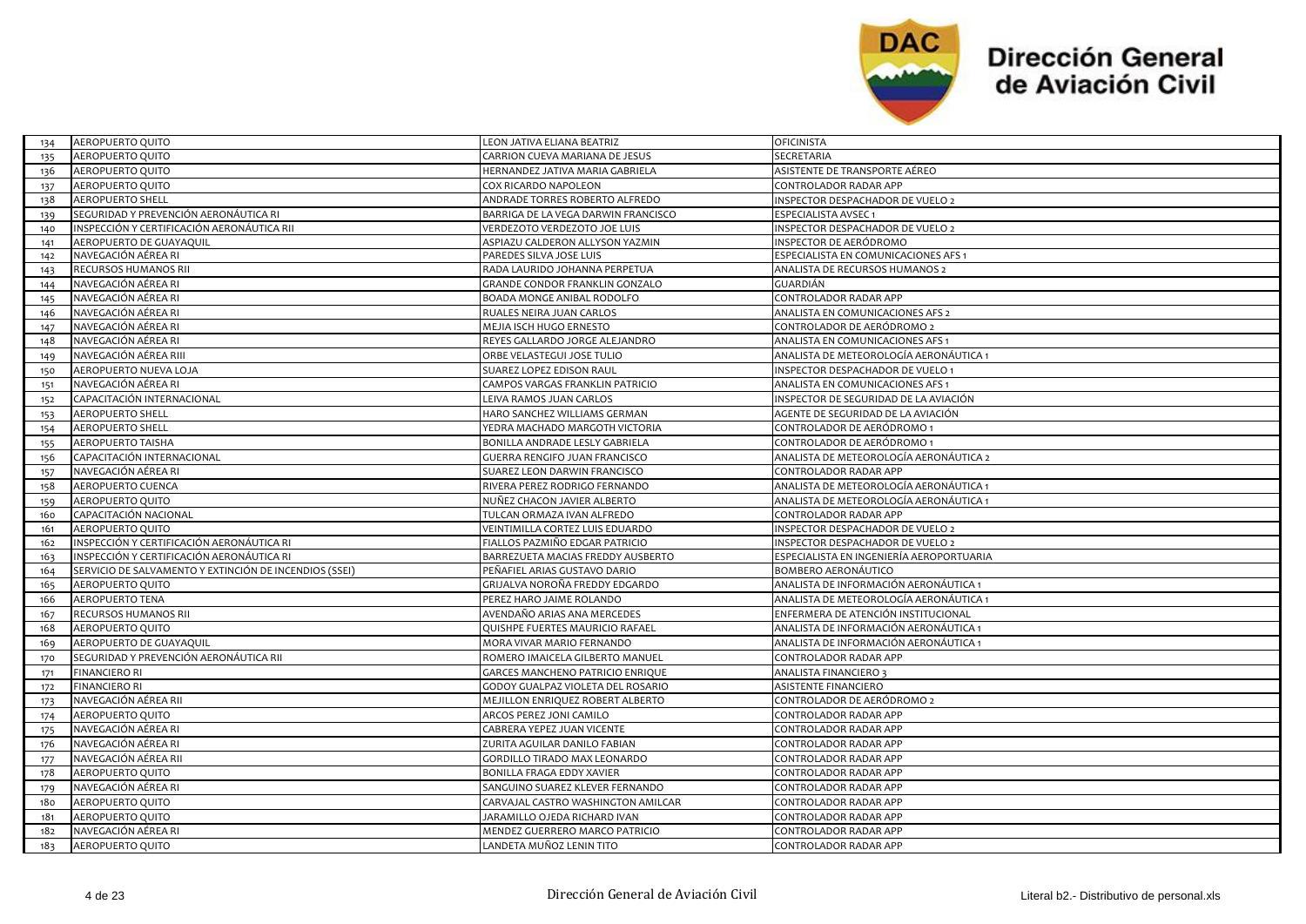| | | | |
|---|---|---|---|
| 134 | AEROPUERTO QUITO | LEON JATIVA ELIANA BEATRIZ | OFICINISTA |
| 135 | AEROPUERTO QUITO | CARRION CUEVA MARIANA DE JESUS | SECRETARIA |
| 136 | AEROPUERTO QUITO | HERNANDEZ JATIVA MARIA GABRIELA | ASISTENTE DE TRANSPORTE AÉREO |
| 137 | AEROPUERTO QUITO | COX RICARDO NAPOLEON | CONTROLADOR RADAR APP |
| 138 | AEROPUERTO SHELL | ANDRADE TORRES ROBERTO ALFREDO | INSPECTOR DESPACHADOR DE VUELO 2 |
| 139 | SEGURIDAD Y PREVENCIÓN AERONÁUTICA RI | BARRIGA DE LA VEGA DARWIN FRANCISCO | ESPECIALISTA AVSEC 1 |
| 140 | INSPECCIÓN Y CERTIFICACIÓN AERONÁUTICA RII | VERDEZOTO VERDEZOTO JOE LUIS | INSPECTOR DESPACHADOR DE VUELO 2 |
| 141 | AEROPUERTO DE GUAYAQUIL | ASPIAZU CALDERON ALLYSON YAZMIN | INSPECTOR DE AERÓDROMO |
| 142 | NAVEGACIÓN AÉREA RI | PAREDES SILVA JOSE LUIS | ESPECIALISTA EN COMUNICACIONES AFS 1 |
| 143 | RECURSOS HUMANOS RII | RADA LAURIDO JOHANNA PERPETUA | ANALISTA DE RECURSOS HUMANOS 2 |
| 144 | NAVEGACIÓN AÉREA RI | GRANDE CONDOR FRANKLIN GONZALO | GUARDIÁN |
| 145 | NAVEGACIÓN AÉREA RI | BOADA MONGE ANIBAL RODOLFO | CONTROLADOR RADAR APP |
| 146 | NAVEGACIÓN AÉREA RI | RUALES NEIRA JUAN CARLOS | ANALISTA EN COMUNICACIONES AFS 2 |
| 147 | NAVEGACIÓN AÉREA RI | MEJIA ISCH HUGO ERNESTO | CONTROLADOR DE AERÓDROMO 2 |
| 148 | NAVEGACIÓN AÉREA RI | REYES GALLARDO JORGE ALEJANDRO | ANALISTA EN COMUNICACIONES AFS 1 |
| 149 | NAVEGACIÓN AÉREA RIII | ORBE VELASTEGUI JOSE TULIO | ANALISTA DE METEOROLOGÍA AERONÁUTICA 1 |
| 150 | AEROPUERTO NUEVA LOJA | SUAREZ LOPEZ EDISON RAUL | INSPECTOR DESPACHADOR DE VUELO 1 |
| 151 | NAVEGACIÓN AÉREA RI | CAMPOS VARGAS FRANKLIN PATRICIO | ANALISTA EN COMUNICACIONES AFS 1 |
| 152 | CAPACITACIÓN INTERNACIONAL | LEIVA RAMOS JUAN CARLOS | INSPECTOR DE SEGURIDAD DE LA AVIACIÓN |
| 153 | AEROPUERTO SHELL | HARO SANCHEZ WILLIAMS GERMAN | AGENTE DE SEGURIDAD DE LA AVIACIÓN |
| 154 | AEROPUERTO SHELL | YEDRA MACHADO MARGOTH VICTORIA | CONTROLADOR DE AERÓDROMO 1 |
| 155 | AEROPUERTO TAISHA | BONILLA ANDRADE LESLY GABRIELA | CONTROLADOR DE AERÓDROMO 1 |
| 156 | CAPACITACIÓN INTERNACIONAL | GUERRA RENGIFO JUAN FRANCISCO | ANALISTA DE METEOROLOGÍA AERONÁUTICA 2 |
| 157 | NAVEGACIÓN AÉREA RI | SUAREZ LEON DARWIN FRANCISCO | CONTROLADOR RADAR APP |
| 158 | AEROPUERTO CUENCA | RIVERA PEREZ RODRIGO FERNANDO | ANALISTA DE METEOROLOGÍA AERONÁUTICA 1 |
| 159 | AEROPUERTO QUITO | NUÑEZ CHACON JAVIER ALBERTO | ANALISTA DE METEOROLOGÍA AERONÁUTICA 1 |
| 160 | CAPACITACIÓN NACIONAL | TULCAN ORMAZA IVAN ALFREDO | CONTROLADOR RADAR APP |
| 161 | AEROPUERTO QUITO | VEINTIMILLA CORTEZ LUIS EDUARDO | INSPECTOR DESPACHADOR DE VUELO 2 |
| 162 | INSPECCIÓN Y CERTIFICACIÓN AERONÁUTICA RI | FIALLOS PAZMIÑO EDGAR PATRICIO | INSPECTOR DESPACHADOR DE VUELO 2 |
| 163 | INSPECCIÓN Y CERTIFICACIÓN AERONÁUTICA RI | BARREZUETA MACIAS FREDDY AUSBERTO | ESPECIALISTA EN INGENIERÍA AEROPORTUARIA |
| 164 | SERVICIO DE SALVAMENTO Y EXTINCIÓN DE INCENDIOS (SSEI) | PEÑAFIEL ARIAS GUSTAVO DARIO | BOMBERO AERONÁUTICO |
| 165 | AEROPUERTO QUITO | GRIJALVA NOROÑA FREDDY EDGARDO | ANALISTA DE INFORMACIÓN AERONÁUTICA 1 |
| 166 | AEROPUERTO TENA | PEREZ HARO JAIME ROLANDO | ANALISTA DE METEOROLOGÍA AERONÁUTICA 1 |
| 167 | RECURSOS HUMANOS RII | AVENDAÑO ARIAS ANA MERCEDES | ENFERMERA DE ATENCIÓN INSTITUCIONAL |
| 168 | AEROPUERTO QUITO | QUISHPE FUERTES MAURICIO RAFAEL | ANALISTA DE INFORMACIÓN AERONÁUTICA 1 |
| 169 | AEROPUERTO DE GUAYAQUIL | MORA VIVAR MARIO FERNANDO | ANALISTA DE INFORMACIÓN AERONÁUTICA 1 |
| 170 | SEGURIDAD Y PREVENCIÓN AERONÁUTICA RII | ROMERO IMAICELA GILBERTO MANUEL | CONTROLADOR RADAR APP |
| 171 | FINANCIERO RI | GARCES MANCHENO PATRICIO ENRIQUE | ANALISTA FINANCIERO 3 |
| 172 | FINANCIERO RI | GODOY GUALPAZ VIOLETA DEL ROSARIO | ASISTENTE FINANCIERO |
| 173 | NAVEGACIÓN AÉREA RII | MEJILLON ENRIQUEZ ROBERT ALBERTO | CONTROLADOR DE AERÓDROMO 2 |
| 174 | AEROPUERTO QUITO | ARCOS PEREZ JONI CAMILO | CONTROLADOR RADAR APP |
| 175 | NAVEGACIÓN AÉREA RI | CABRERA YEPEZ JUAN VICENTE | CONTROLADOR RADAR APP |
| 176 | NAVEGACIÓN AÉREA RI | ZURITA AGUILAR DANILO FABIAN | CONTROLADOR RADAR APP |
| 177 | NAVEGACIÓN AÉREA RII | GORDILLO TIRADO MAX LEONARDO | CONTROLADOR RADAR APP |
| 178 | AEROPUERTO QUITO | BONILLA FRAGA EDDY XAVIER | CONTROLADOR RADAR APP |
| 179 | NAVEGACIÓN AÉREA RI | SANGUINO SUAREZ KLEVER FERNANDO | CONTROLADOR RADAR APP |
| 180 | AEROPUERTO QUITO | CARVAJAL CASTRO WASHINGTON AMILCAR | CONTROLADOR RADAR APP |
| 181 | AEROPUERTO QUITO | JARAMILLO OJEDA RICHARD IVAN | CONTROLADOR RADAR APP |
| 182 | NAVEGACIÓN AÉREA RI | MENDEZ GUERRERO MARCO PATRICIO | CONTROLADOR RADAR APP |
| 183 | AEROPUERTO QUITO | LANDETA MUÑOZ LENIN TITO | CONTROLADOR RADAR APP |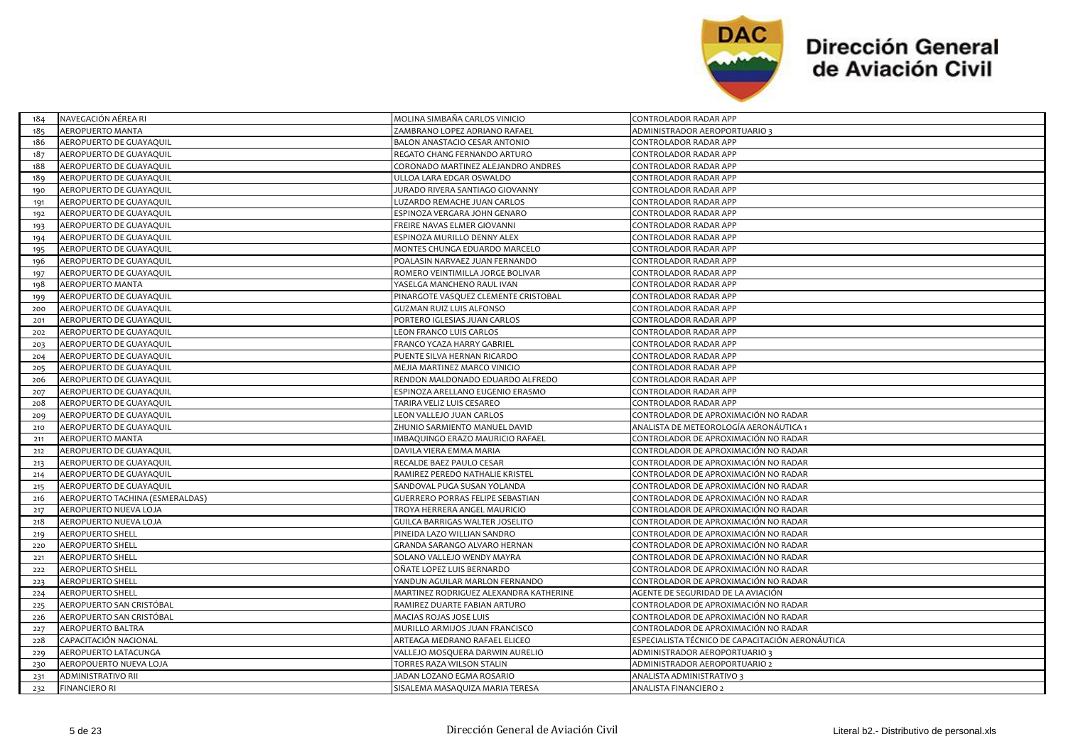| | | | |
|---|---|---|---|
| 184 | NAVEGACIÓN AÉREA RI | MOLINA SIMBAÑA CARLOS VINICIO | CONTROLADOR RADAR APP |
| 185 | AEROPUERTO MANTA | ZAMBRANO LOPEZ ADRIANO RAFAEL | ADMINISTRADOR AEROPORTUARIO 3 |
| 186 | AEROPUERTO DE GUAYAQUIL | BALON ANASTACIO CESAR ANTONIO | CONTROLADOR RADAR APP |
| 187 | AEROPUERTO DE GUAYAQUIL | REGATO CHANG FERNANDO ARTURO | CONTROLADOR RADAR APP |
| 188 | AEROPUERTO DE GUAYAQUIL | CORONADO MARTINEZ ALEJANDRO ANDRES | CONTROLADOR RADAR APP |
| 189 | AEROPUERTO DE GUAYAQUIL | ULLOA LARA EDGAR OSWALDO | CONTROLADOR RADAR APP |
| 190 | AEROPUERTO DE GUAYAQUIL | JURADO RIVERA SANTIAGO GIOVANNY | CONTROLADOR RADAR APP |
| 191 | AEROPUERTO DE GUAYAQUIL | LUZARDO REMACHE JUAN CARLOS | CONTROLADOR RADAR APP |
| 192 | AEROPUERTO DE GUAYAQUIL | ESPINOZA VERGARA JOHN GENARO | CONTROLADOR RADAR APP |
| 193 | AEROPUERTO DE GUAYAQUIL | FREIRE NAVAS ELMER GIOVANNI | CONTROLADOR RADAR APP |
| 194 | AEROPUERTO DE GUAYAQUIL | ESPINOZA MURILLO DENNY ALEX | CONTROLADOR RADAR APP |
| 195 | AEROPUERTO DE GUAYAQUIL | MONTES CHUNGA EDUARDO MARCELO | CONTROLADOR RADAR APP |
| 196 | AEROPUERTO DE GUAYAQUIL | POALASIN NARVAEZ JUAN FERNANDO | CONTROLADOR RADAR APP |
| 197 | AEROPUERTO DE GUAYAQUIL | ROMERO VEINTIMILLA JORGE BOLIVAR | CONTROLADOR RADAR APP |
| 198 | AEROPUERTO MANTA | YASELGA MANCHENO RAUL IVAN | CONTROLADOR RADAR APP |
| 199 | AEROPUERTO DE GUAYAQUIL | PINARGOTE VASQUEZ CLEMENTE CRISTOBAL | CONTROLADOR RADAR APP |
| 200 | AEROPUERTO DE GUAYAQUIL | GUZMAN RUIZ LUIS ALFONSO | CONTROLADOR RADAR APP |
| 201 | AEROPUERTO DE GUAYAQUIL | PORTERO IGLESIAS JUAN CARLOS | CONTROLADOR RADAR APP |
| 202 | AEROPUERTO DE GUAYAQUIL | LEON FRANCO LUIS CARLOS | CONTROLADOR RADAR APP |
| 203 | AEROPUERTO DE GUAYAQUIL | FRANCO YCAZA HARRY GABRIEL | CONTROLADOR RADAR APP |
| 204 | AEROPUERTO DE GUAYAQUIL | PUENTE SILVA HERNAN RICARDO | CONTROLADOR RADAR APP |
| 205 | AEROPUERTO DE GUAYAQUIL | MEJIA MARTINEZ MARCO VINICIO | CONTROLADOR RADAR APP |
| 206 | AEROPUERTO DE GUAYAQUIL | RENDON MALDONADO EDUARDO ALFREDO | CONTROLADOR RADAR APP |
| 207 | AEROPUERTO DE GUAYAQUIL | ESPINOZA ARELLANO EUGENIO ERASMO | CONTROLADOR RADAR APP |
| 208 | AEROPUERTO DE GUAYAQUIL | TARIRA VELIZ LUIS CESAREO | CONTROLADOR RADAR APP |
| 209 | AEROPUERTO DE GUAYAQUIL | LEON VALLEJO JUAN CARLOS | CONTROLADOR DE APROXIMACIÓN NO RADAR |
| 210 | AEROPUERTO DE GUAYAQUIL | ZHUNIO SARMIENTO MANUEL DAVID | ANALISTA DE METEOROLOGÍA AERONÁUTICA 1 |
| 211 | AEROPUERTO MANTA | IMBAQUINGO ERAZO MAURICIO RAFAEL | CONTROLADOR DE APROXIMACIÓN NO RADAR |
| 212 | AEROPUERTO DE GUAYAQUIL | DAVILA VIERA EMMA MARIA | CONTROLADOR DE APROXIMACIÓN NO RADAR |
| 213 | AEROPUERTO DE GUAYAQUIL | RECALDE BAEZ PAULO CESAR | CONTROLADOR DE APROXIMACIÓN NO RADAR |
| 214 | AEROPUERTO DE GUAYAQUIL | RAMIREZ PEREDO NATHALIE KRISTEL | CONTROLADOR DE APROXIMACIÓN NO RADAR |
| 215 | AEROPUERTO DE GUAYAQUIL | SANDOVAL PUGA SUSAN YOLANDA | CONTROLADOR DE APROXIMACIÓN NO RADAR |
| 216 | AEROPUERTO TACHINA (ESMERALDAS) | GUERRERO PORRAS FELIPE SEBASTIAN | CONTROLADOR DE APROXIMACIÓN NO RADAR |
| 217 | AEROPUERTO NUEVA LOJA | TROYA HERRERA ANGEL MAURICIO | CONTROLADOR DE APROXIMACIÓN NO RADAR |
| 218 | AEROPUERTO NUEVA LOJA | GUILCA BARRIGAS WALTER JOSELITO | CONTROLADOR DE APROXIMACIÓN NO RADAR |
| 219 | AEROPUERTO SHELL | PINEIDA LAZO WILLIAN SANDRO | CONTROLADOR DE APROXIMACIÓN NO RADAR |
| 220 | AEROPUERTO SHELL | GRANDA SARANGO ALVARO HERNAN | CONTROLADOR DE APROXIMACIÓN NO RADAR |
| 221 | AEROPUERTO SHELL | SOLANO VALLEJO WENDY MAYRA | CONTROLADOR DE APROXIMACIÓN NO RADAR |
| 222 | AEROPUERTO SHELL | OÑATE LOPEZ LUIS BERNARDO | CONTROLADOR DE APROXIMACIÓN NO RADAR |
| 223 | AEROPUERTO SHELL | YANDUN AGUILAR MARLON FERNANDO | CONTROLADOR DE APROXIMACIÓN NO RADAR |
| 224 | AEROPUERTO SHELL | MARTINEZ RODRIGUEZ ALEXANDRA KATHERINE | AGENTE DE SEGURIDAD DE LA AVIACIÓN |
| 225 | AEROPUERTO SAN CRISTÓBAL | RAMIREZ DUARTE FABIAN ARTURO | CONTROLADOR DE APROXIMACIÓN NO RADAR |
| 226 | AEROPUERTO SAN CRISTÓBAL | MACIAS ROJAS JOSE LUIS | CONTROLADOR DE APROXIMACIÓN NO RADAR |
| 227 | AEROPUERTO BALTRA | MURILLO ARMIJOS JUAN FRANCISCO | CONTROLADOR DE APROXIMACIÓN NO RADAR |
| 228 | CAPACITACIÓN NACIONAL | ARTEAGA MEDRANO RAFAEL ELICEO | ESPECIALISTA TÉCNICO DE CAPACITACIÓN AERONÁUTICA |
| 229 | AEROPUERTO LATACUNGA | VALLEJO MOSQUERA DARWIN AURELIO | ADMINISTRADOR AEROPORTUARIO 3 |
| 230 | AEROPOUERTO NUEVA LOJA | TORRES RAZA WILSON STALIN | ADMINISTRADOR AEROPORTUARIO 2 |
| 231 | ADMINISTRATIVO RII | JADAN LOZANO EGMA ROSARIO | ANALISTA ADMINISTRATIVO 3 |
| 232 | FINANCIERO RI | SISALEMA MASAQUIZA MARIA TERESA | ANALISTA FINANCIERO 2 |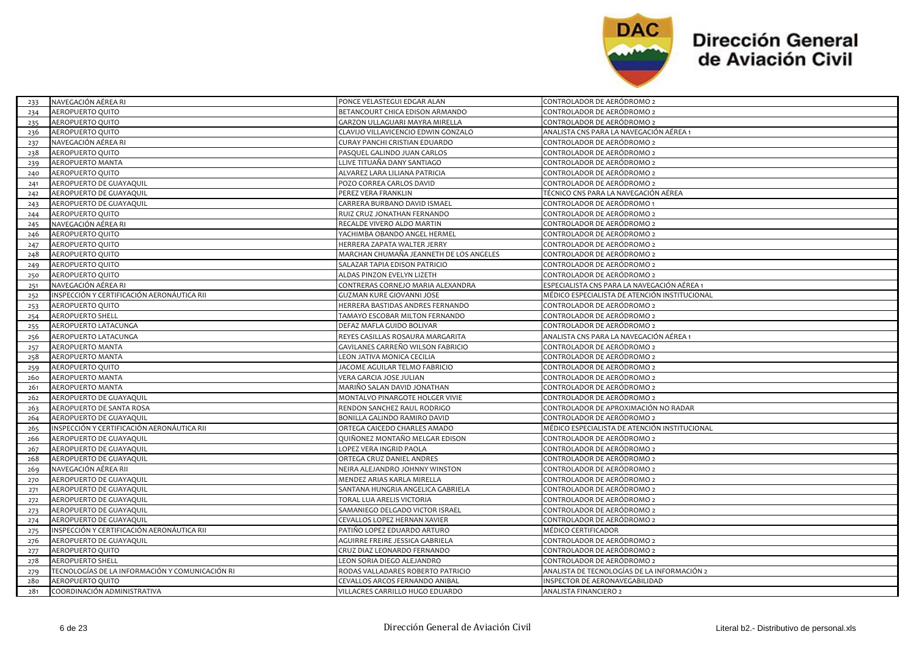| | | | |
|---|---|---|---|
| 233 | NAVEGACIÓN AÉREA RI | PONCE VELASTEGUI EDGAR ALAN | CONTROLADOR DE AERÓDROMO 2 |
| 234 | AEROPUERTO QUITO | BETANCOURT CHICA EDISON ARMANDO | CONTROLADOR DE AERÓDROMO 2 |
| 235 | AEROPUERTO QUITO | GARZON ULLAGUARI MAYRA MIRELLA | CONTROLADOR DE AERÓDROMO 2 |
| 236 | AEROPUERTO QUITO | CLAVIJO VILLAVICENCIO EDWIN GONZALO | ANALISTA CNS PARA LA NAVEGACIÓN AÉREA 1 |
| 237 | NAVEGACIÓN AÉREA RI | CURAY PANCHI CRISTIAN EDUARDO | CONTROLADOR DE AERÓDROMO 2 |
| 238 | AEROPUERTO QUITO | PASQUEL GALINDO JUAN CARLOS | CONTROLADOR DE AERÓDROMO 2 |
| 239 | AEROPUERTO MANTA | LLIVE TITUAÑA DANY SANTIAGO | CONTROLADOR DE AERÓDROMO 2 |
| 240 | AEROPUERTO QUITO | ALVAREZ LARA LILIANA PATRICIA | CONTROLADOR DE AERÓDROMO 2 |
| 241 | AEROPUERTO DE GUAYAQUIL | POZO CORREA CARLOS DAVID | CONTROLADOR DE AERÓDROMO 2 |
| 242 | AEROPUERTO DE GUAYAQUIL | PEREZ VERA FRANKLIN | TÉCNICO CNS PARA LA NAVEGACIÓN AÉREA |
| 243 | AEROPUERTO DE GUAYAQUIL | CARRERA BURBANO DAVID ISMAEL | CONTROLADOR DE AERÓDROMO 1 |
| 244 | AEROPUERTO QUITO | RUIZ CRUZ JONATHAN FERNANDO | CONTROLADOR DE AERÓDROMO 2 |
| 245 | NAVEGACIÓN AÉREA RI | RECALDE VIVERO ALDO MARTIN | CONTROLADOR DE AERÓDROMO 2 |
| 246 | AEROPUERTO QUITO | YACHIMBA OBANDO ANGEL HERMEL | CONTROLADOR DE AERÓDROMO 2 |
| 247 | AEROPUERTO QUITO | HERRERA ZAPATA WALTER JERRY | CONTROLADOR DE AERÓDROMO 2 |
| 248 | AEROPUERTO QUITO | MARCHAN CHUMAÑA JEANNETH DE LOS ANGELES | CONTROLADOR DE AERÓDROMO 2 |
| 249 | AEROPUERTO QUITO | SALAZAR TAPIA EDISON PATRICIO | CONTROLADOR DE AERÓDROMO 2 |
| 250 | AEROPUERTO QUITO | ALDAS PINZON EVELYN LIZETH | CONTROLADOR DE AERÓDROMO 2 |
| 251 | NAVEGACIÓN AÉREA RI | CONTRERAS CORNEJO MARIA ALEXANDRA | ESPECIALISTA CNS PARA LA NAVEGACIÓN AÉREA 1 |
| 252 | INSPECCIÓN Y CERTIFICACIÓN AERONÁUTICA RII | GUZMAN KURE GIOVANNI JOSE | MÉDICO ESPECIALISTA DE ATENCIÓN INSTITUCIONAL |
| 253 | AEROPUERTO QUITO | HERRERA BASTIDAS ANDRES FERNANDO | CONTROLADOR DE AERÓDROMO 2 |
| 254 | AEROPUERTO SHELL | TAMAYO ESCOBAR MILTON FERNANDO | CONTROLADOR DE AERÓDROMO 2 |
| 255 | AEROPUERTO LATACUNGA | DEFAZ MAFLA GUIDO BOLIVAR | CONTROLADOR DE AERÓDROMO 2 |
| 256 | AEROPUERTO LATACUNGA | REYES CASILLAS ROSAURA MARGARITA | ANALISTA CNS PARA LA NAVEGACIÓN AÉREA 1 |
| 257 | AEROPUERTO MANTA | GAVILANES CARREÑO WILSON FABRICIO | CONTROLADOR DE AERÓDROMO 2 |
| 258 | AEROPUERTO MANTA | LEON JATIVA MONICA CECILIA | CONTROLADOR DE AERÓDROMO 2 |
| 259 | AEROPUERTO QUITO | JACOME AGUILAR TELMO FABRICIO | CONTROLADOR DE AERÓDROMO 2 |
| 260 | AEROPUERTO MANTA | VERA GARCIA JOSE JULIAN | CONTROLADOR DE AERÓDROMO 2 |
| 261 | AEROPUERTO MANTA | MARIÑO SALAN DAVID JONATHAN | CONTROLADOR DE AERÓDROMO 2 |
| 262 | AEROPUERTO DE GUAYAQUIL | MONTALVO PINARGOTE HOLGER VIVIE | CONTROLADOR DE AERÓDROMO 2 |
| 263 | AEROPUERTO DE SANTA ROSA | RENDON SANCHEZ RAUL RODRIGO | CONTROLADOR DE APROXIMACIÓN NO RADAR |
| 264 | AEROPUERTO DE GUAYAQUIL | BONILLA GALINDO RAMIRO DAVID | CONTROLADOR DE AERÓDROMO 2 |
| 265 | INSPECCIÓN Y CERTIFICACIÓN AERONÁUTICA RII | ORTEGA CAICEDO CHARLES AMADO | MÉDICO ESPECIALISTA DE ATENCIÓN INSTITUCIONAL |
| 266 | AEROPUERTO DE GUAYAQUIL | QUIÑONEZ MONTAÑO MELGAR EDISON | CONTROLADOR DE AERÓDROMO 2 |
| 267 | AEROPUERTO DE GUAYAQUIL | LOPEZ VERA INGRID PAOLA | CONTROLADOR DE AERÓDROMO 2 |
| 268 | AEROPUERTO DE GUAYAQUIL | ORTEGA CRUZ DANIEL ANDRES | CONTROLADOR DE AERÓDROMO 2 |
| 269 | NAVEGACIÓN AÉREA RII | NEIRA ALEJANDRO JOHNNY WINSTON | CONTROLADOR DE AERÓDROMO 2 |
| 270 | AEROPUERTO DE GUAYAQUIL | MENDEZ ARIAS KARLA MIRELLA | CONTROLADOR DE AERÓDROMO 2 |
| 271 | AEROPUERTO DE GUAYAQUIL | SANTANA HUNGRIA ANGELICA GABRIELA | CONTROLADOR DE AERÓDROMO 2 |
| 272 | AEROPUERTO DE GUAYAQUIL | TORAL LUA ARELIS VICTORIA | CONTROLADOR DE AERÓDROMO 2 |
| 273 | AEROPUERTO DE GUAYAQUIL | SAMANIEGO DELGADO VICTOR ISRAEL | CONTROLADOR DE AERÓDROMO 2 |
| 274 | AEROPUERTO DE GUAYAQUIL | CEVALLOS LOPEZ HERNAN XAVIER | CONTROLADOR DE AERÓDROMO 2 |
| 275 | INSPECCIÓN Y CERTIFICACIÓN AERONÁUTICA RII | PATIÑO LOPEZ EDUARDO ARTURO | MÉDICO CERTIFICADOR |
| 276 | AEROPUERTO DE GUAYAQUIL | AGUIRRE FREIRE JESSICA GABRIELA | CONTROLADOR DE AERÓDROMO 2 |
| 277 | AEROPUERTO QUITO | CRUZ DIAZ LEONARDO FERNANDO | CONTROLADOR DE AERÓDROMO 2 |
| 278 | AEROPUERTO SHELL | LEON SORIA DIEGO ALEJANDRO | CONTROLADOR DE AERÓDROMO 2 |
| 279 | TECNOLOGÍAS DE LA INFORMACIÓN Y COMUNICACIÓN RI | RODAS VALLADARES ROBERTO PATRICIO | ANALISTA DE TECNOLOGÍAS DE LA INFORMACIÓN 2 |
| 280 | AEROPUERTO QUITO | CEVALLOS ARCOS FERNANDO ANIBAL | INSPECTOR DE AERONAVEGABILIDAD |
| 281 | COORDINACIÓN ADMINISTRATIVA | VILLACRES CARRILLO HUGO EDUARDO | ANALISTA FINANCIERO 2 |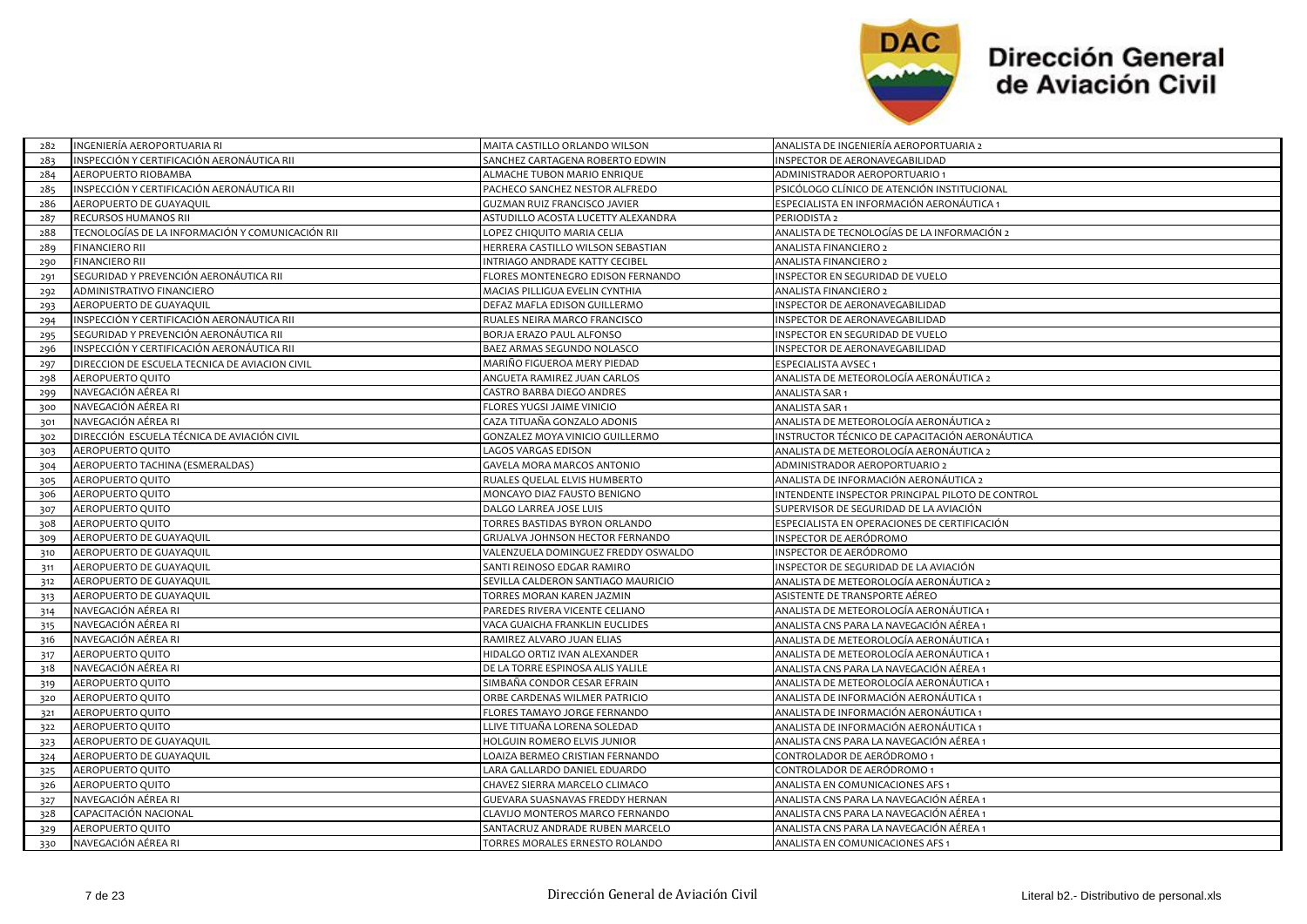| | | | |
|---|---|---|---|
| 282 | INGENIERÍA AEROPORTUARIA RI | MAITA CASTILLO ORLANDO WILSON | ANALISTA DE INGENIERÍA AEROPORTUARIA 2 |
| 283 | INSPECCIÓN Y CERTIFICACIÓN AERONÁUTICA RII | SANCHEZ CARTAGENA ROBERTO EDWIN | INSPECTOR DE AERONAVEGABILIDAD |
| 284 | AEROPUERTO RIOBAMBA | ALMACHE TUBON MARIO ENRIQUE | ADMINISTRADOR AEROPORTUARIO 1 |
| 285 | INSPECCIÓN Y CERTIFICACIÓN AERONÁUTICA RII | PACHECO SANCHEZ NESTOR ALFREDO | PSICÓLOGO CLÍNICO DE ATENCIÓN INSTITUCIONAL |
| 286 | AEROPUERTO DE GUAYAQUIL | GUZMAN RUIZ FRANCISCO JAVIER | ESPECIALISTA EN INFORMACIÓN AERONÁUTICA 1 |
| 287 | RECURSOS HUMANOS RII | ASTUDILLO ACOSTA LUCETTY ALEXANDRA | PERIODISTA 2 |
| 288 | TECNOLOGÍAS DE LA INFORMACIÓN Y COMUNICACIÓN RII | LOPEZ CHIQUITO MARIA CELIA | ANALISTA DE TECNOLOGÍAS DE LA INFORMACIÓN 2 |
| 289 | FINANCIERO RII | HERRERA CASTILLO WILSON SEBASTIAN | ANALISTA FINANCIERO 2 |
| 290 | FINANCIERO RII | INTRIAGO ANDRADE KATTY CECIBEL | ANALISTA FINANCIERO 2 |
| 291 | SEGURIDAD Y PREVENCIÓN AERONÁUTICA RII | FLORES MONTENEGRO EDISON FERNANDO | INSPECTOR EN SEGURIDAD DE VUELO |
| 292 | ADMINISTRATIVO FINANCIERO | MACIAS PILLIGUA EVELIN CYNTHIA | ANALISTA FINANCIERO 2 |
| 293 | AEROPUERTO DE GUAYAQUIL | DEFAZ MAFLA EDISON GUILLERMO | INSPECTOR DE AERONAVEGABILIDAD |
| 294 | INSPECCIÓN Y CERTIFICACIÓN AERONÁUTICA RII | RUALES NEIRA MARCO FRANCISCO | INSPECTOR DE AERONAVEGABILIDAD |
| 295 | SEGURIDAD Y PREVENCIÓN AERONÁUTICA RII | BORJA ERAZO PAUL ALFONSO | INSPECTOR EN SEGURIDAD DE VUELO |
| 296 | INSPECCIÓN Y CERTIFICACIÓN AERONÁUTICA RII | BAEZ ARMAS SEGUNDO NOLASCO | INSPECTOR DE AERONAVEGABILIDAD |
| 297 | DIRECCION DE ESCUELA TECNICA DE AVIACION CIVIL | MARIÑO FIGUEROA MERY PIEDAD | ESPECIALISTA AVSEC 1 |
| 298 | AEROPUERTO QUITO | ANGUETA RAMIREZ JUAN CARLOS | ANALISTA DE METEOROLOGÍA AERONÁUTICA 2 |
| 299 | NAVEGACIÓN AÉREA RI | CASTRO BARBA DIEGO ANDRES | ANALISTA SAR 1 |
| 300 | NAVEGACIÓN AÉREA RI | FLORES YUGSI JAIME VINICIO | ANALISTA SAR 1 |
| 301 | NAVEGACIÓN AÉREA RI | CAZA TITUAÑA GONZALO ADONIS | ANALISTA DE METEOROLOGÍA AERONÁUTICA 2 |
| 302 | DIRECCIÓN ESCUELA TÉCNICA DE AVIACIÓN CIVIL | GONZALEZ MOYA VINICIO GUILLERMO | INSTRUCTOR TÉCNICO DE CAPACITACIÓN AERONÁUTICA |
| 303 | AEROPUERTO QUITO | LAGOS VARGAS EDISON | ANALISTA DE METEOROLOGÍA AERONÁUTICA 2 |
| 304 | AEROPUERTO TACHINA (ESMERALDAS) | GAVELA MORA MARCOS ANTONIO | ADMINISTRADOR AEROPORTUARIO 2 |
| 305 | AEROPUERTO QUITO | RUALES QUELAL ELVIS HUMBERTO | ANALISTA DE INFORMACIÓN AERONÁUTICA 2 |
| 306 | AEROPUERTO QUITO | MONCAYO DIAZ FAUSTO BENIGNO | INTENDENTE INSPECTOR PRINCIPAL PILOTO DE CONTROL |
| 307 | AEROPUERTO QUITO | DALGO LARREA JOSE LUIS | SUPERVISOR DE SEGURIDAD DE LA AVIACIÓN |
| 308 | AEROPUERTO QUITO | TORRES BASTIDAS BYRON ORLANDO | ESPECIALISTA EN OPERACIONES DE CERTIFICACIÓN |
| 309 | AEROPUERTO DE GUAYAQUIL | GRIJALVA JOHNSON HECTOR FERNANDO | INSPECTOR DE AERÓDROMO |
| 310 | AEROPUERTO DE GUAYAQUIL | VALENZUELA DOMINGUEZ FREDDY OSWALDO | INSPECTOR DE AERÓDROMO |
| 311 | AEROPUERTO DE GUAYAQUIL | SANTI REINOSO EDGAR RAMIRO | INSPECTOR DE SEGURIDAD DE LA AVIACIÓN |
| 312 | AEROPUERTO DE GUAYAQUIL | SEVILLA CALDERON SANTIAGO MAURICIO | ANALISTA DE METEOROLOGÍA AERONÁUTICA 2 |
| 313 | AEROPUERTO DE GUAYAQUIL | TORRES MORAN KAREN JAZMIN | ASISTENTE DE TRANSPORTE AÉREO |
| 314 | NAVEGACIÓN AÉREA RI | PAREDES RIVERA VICENTE CELIANO | ANALISTA DE METEOROLOGÍA AERONÁUTICA 1 |
| 315 | NAVEGACIÓN AÉREA RI | VACA GUAICHA FRANKLIN EUCLIDES | ANALISTA CNS PARA LA NAVEGACIÓN AÉREA 1 |
| 316 | NAVEGACIÓN AÉREA RI | RAMIREZ ALVARO JUAN ELIAS | ANALISTA DE METEOROLOGÍA AERONÁUTICA 1 |
| 317 | AEROPUERTO QUITO | HIDALGO ORTIZ IVAN ALEXANDER | ANALISTA DE METEOROLOGÍA AERONÁUTICA 1 |
| 318 | NAVEGACIÓN AÉREA RI | DE LA TORRE ESPINOSA ALIS YALILE | ANALISTA CNS PARA LA NAVEGACIÓN AÉREA 1 |
| 319 | AEROPUERTO QUITO | SIMBAÑA CONDOR CESAR EFRAIN | ANALISTA DE METEOROLOGÍA AERONÁUTICA 1 |
| 320 | AEROPUERTO QUITO | ORBE CARDENAS WILMER PATRICIO | ANALISTA DE INFORMACIÓN AERONÁUTICA 1 |
| 321 | AEROPUERTO QUITO | FLORES TAMAYO JORGE FERNANDO | ANALISTA DE INFORMACIÓN AERONÁUTICA 1 |
| 322 | AEROPUERTO QUITO | LLIVE TITUAÑA LORENA SOLEDAD | ANALISTA DE INFORMACIÓN AERONÁUTICA 1 |
| 323 | AEROPUERTO DE GUAYAQUIL | HOLGUIN ROMERO ELVIS JUNIOR | ANALISTA CNS PARA LA NAVEGACIÓN AÉREA 1 |
| 324 | AEROPUERTO DE GUAYAQUIL | LOAIZA BERMEO CRISTIAN FERNANDO | CONTROLADOR DE AERÓDROMO 1 |
| 325 | AEROPUERTO QUITO | LARA GALLARDO DANIEL EDUARDO | CONTROLADOR DE AERÓDROMO 1 |
| 326 | AEROPUERTO QUITO | CHAVEZ SIERRA MARCELO CLIMACO | ANALISTA EN COMUNICACIONES AFS 1 |
| 327 | NAVEGACIÓN AÉREA RI | GUEVARA SUASNAVAS FREDDY HERNAN | ANALISTA CNS PARA LA NAVEGACIÓN AÉREA 1 |
| 328 | CAPACITACIÓN NACIONAL | CLAVIJO MONTEROS MARCO FERNANDO | ANALISTA CNS PARA LA NAVEGACIÓN AÉREA 1 |
| 329 | AEROPUERTO QUITO | SANTACRUZ ANDRADE RUBEN MARCELO | ANALISTA CNS PARA LA NAVEGACIÓN AÉREA 1 |
| 330 | NAVEGACIÓN AÉREA RI | TORRES MORALES ERNESTO ROLANDO | ANALISTA EN COMUNICACIONES AFS 1 |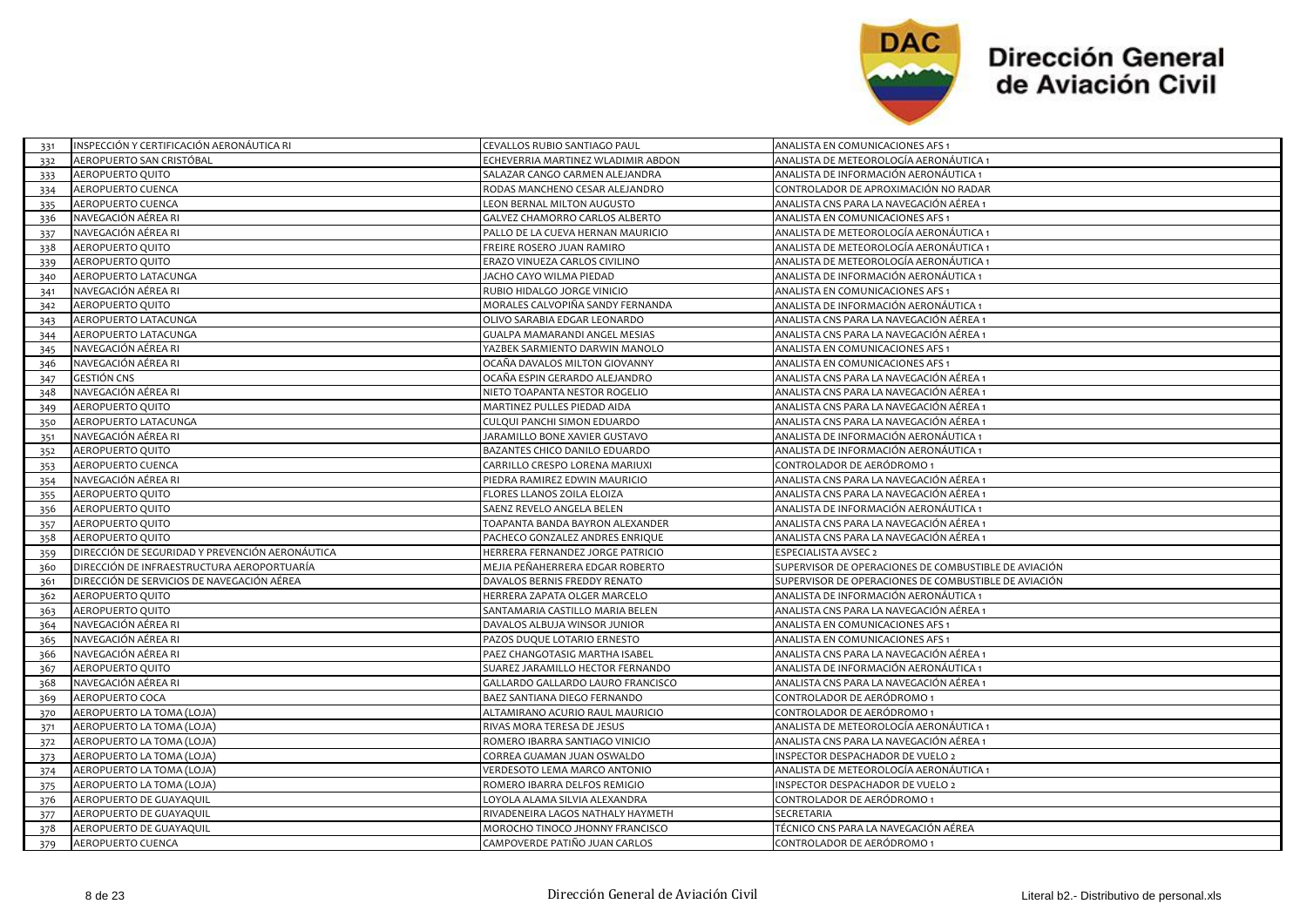| | | | |
|---|---|---|---|
| 331 | INSPECCIÓN Y CERTIFICACIÓN AERONÁUTICA RI | CEVALLOS RUBIO SANTIAGO PAUL | ANALISTA EN COMUNICACIONES AFS 1 |
| 332 | AEROPUERTO SAN CRISTÓBAL | ECHEVERRIA MARTINEZ WLADIMIR ABDON | ANALISTA DE METEOROLOGÍA AERONÁUTICA 1 |
| 333 | AEROPUERTO QUITO | SALAZAR CANGO CARMEN ALEJANDRA | ANALISTA DE INFORMACIÓN AERONÁUTICA 1 |
| 334 | AEROPUERTO CUENCA | RODAS MANCHENO CESAR ALEJANDRO | CONTROLADOR DE APROXIMACIÓN NO RADAR |
| 335 | AEROPUERTO CUENCA | LEON BERNAL MILTON AUGUSTO | ANALISTA CNS PARA LA NAVEGACIÓN AÉREA 1 |
| 336 | NAVEGACIÓN AÉREA RI | GALVEZ CHAMORRO CARLOS ALBERTO | ANALISTA EN COMUNICACIONES AFS 1 |
| 337 | NAVEGACIÓN AÉREA RI | PALLO DE LA CUEVA HERNAN MAURICIO | ANALISTA DE METEOROLOGÍA AERONÁUTICA 1 |
| 338 | AEROPUERTO QUITO | FREIRE ROSERO JUAN RAMIRO | ANALISTA DE METEOROLOGÍA AERONÁUTICA 1 |
| 339 | AEROPUERTO QUITO | ERAZO VINUEZA CARLOS CIVILINO | ANALISTA DE METEOROLOGÍA AERONÁUTICA 1 |
| 340 | AEROPUERTO LATACUNGA | JACHO CAYO WILMA PIEDAD | ANALISTA DE INFORMACIÓN AERONÁUTICA 1 |
| 341 | NAVEGACIÓN AÉREA RI | RUBIO HIDALGO JORGE VINICIO | ANALISTA EN COMUNICACIONES AFS 1 |
| 342 | AEROPUERTO QUITO | MORALES CALVOPIÑA SANDY FERNANDA | ANALISTA DE INFORMACIÓN AERONÁUTICA 1 |
| 343 | AEROPUERTO LATACUNGA | OLIVO SARABIA EDGAR LEONARDO | ANALISTA CNS PARA LA NAVEGACIÓN AÉREA 1 |
| 344 | AEROPUERTO LATACUNGA | GUALPA MAMARANDI ANGEL MESIAS | ANALISTA CNS PARA LA NAVEGACIÓN AÉREA 1 |
| 345 | NAVEGACIÓN AÉREA RI | YAZBEK SARMIENTO DARWIN MANOLO | ANALISTA EN COMUNICACIONES AFS 1 |
| 346 | NAVEGACIÓN AÉREA RI | OCAÑA DAVALOS MILTON GIOVANNY | ANALISTA EN COMUNICACIONES AFS 1 |
| 347 | GESTIÓN CNS | OCAÑA ESPIN GERARDO ALEJANDRO | ANALISTA CNS PARA LA NAVEGACIÓN AÉREA 1 |
| 348 | NAVEGACIÓN AÉREA RI | NIETO TOAPANTA NESTOR ROGELIO | ANALISTA CNS PARA LA NAVEGACIÓN AÉREA 1 |
| 349 | AEROPUERTO QUITO | MARTINEZ PULLES PIEDAD AIDA | ANALISTA CNS PARA LA NAVEGACIÓN AÉREA 1 |
| 350 | AEROPUERTO LATACUNGA | CULQUI PANCHI SIMON EDUARDO | ANALISTA CNS PARA LA NAVEGACIÓN AÉREA 1 |
| 351 | NAVEGACIÓN AÉREA RI | JARAMILLO BONE XAVIER GUSTAVO | ANALISTA DE INFORMACIÓN AERONÁUTICA 1 |
| 352 | AEROPUERTO QUITO | BAZANTES CHICO DANILO EDUARDO | ANALISTA DE INFORMACIÓN AERONÁUTICA 1 |
| 353 | AEROPUERTO CUENCA | CARRILLO CRESPO LORENA MARIUXI | CONTROLADOR DE AERÓDROMO 1 |
| 354 | NAVEGACIÓN AÉREA RI | PIEDRA RAMIREZ EDWIN MAURICIO | ANALISTA CNS PARA LA NAVEGACIÓN AÉREA 1 |
| 355 | AEROPUERTO QUITO | FLORES LLANOS ZOILA ELOIZA | ANALISTA CNS PARA LA NAVEGACIÓN AÉREA 1 |
| 356 | AEROPUERTO QUITO | SAENZ REVELO ANGELA BELEN | ANALISTA DE INFORMACIÓN AERONÁUTICA 1 |
| 357 | AEROPUERTO QUITO | TOAPANTA BANDA BAYRON ALEXANDER | ANALISTA CNS PARA LA NAVEGACIÓN AÉREA 1 |
| 358 | AEROPUERTO QUITO | PACHECO GONZALEZ ANDRES ENRIQUE | ANALISTA CNS PARA LA NAVEGACIÓN AÉREA 1 |
| 359 | DIRECCIÓN DE SEGURIDAD Y PREVENCIÓN AERONÁUTICA | HERRERA FERNANDEZ JORGE PATRICIO | ESPECIALISTA AVSEC 2 |
| 360 | DIRECCIÓN DE INFRAESTRUCTURA AEROPORTUARÍA | MEJIA PEÑAHERRERA EDGAR ROBERTO | SUPERVISOR DE OPERACIONES DE COMBUSTIBLE DE AVIACIÓN |
| 361 | DIRECCIÓN DE SERVICIOS DE NAVEGACIÓN AÉREA | DAVALOS BERNIS FREDDY RENATO | SUPERVISOR DE OPERACIONES DE COMBUSTIBLE DE AVIACIÓN |
| 362 | AEROPUERTO QUITO | HERRERA ZAPATA OLGER MARCELO | ANALISTA DE INFORMACIÓN AERONÁUTICA 1 |
| 363 | AEROPUERTO QUITO | SANTAMARIA CASTILLO MARIA BELEN | ANALISTA CNS PARA LA NAVEGACIÓN AÉREA 1 |
| 364 | NAVEGACIÓN AÉREA RI | DAVALOS ALBUJA WINSOR JUNIOR | ANALISTA EN COMUNICACIONES AFS 1 |
| 365 | NAVEGACIÓN AÉREA RI | PAZOS DUQUE LOTARIO ERNESTO | ANALISTA EN COMUNICACIONES AFS 1 |
| 366 | NAVEGACIÓN AÉREA RI | PAEZ CHANGOTASIG MARTHA ISABEL | ANALISTA CNS PARA LA NAVEGACIÓN AÉREA 1 |
| 367 | AEROPUERTO QUITO | SUAREZ JARAMILLO HECTOR FERNANDO | ANALISTA DE INFORMACIÓN AERONÁUTICA 1 |
| 368 | NAVEGACIÓN AÉREA RI | GALLARDO GALLARDO LAURO FRANCISCO | ANALISTA CNS PARA LA NAVEGACIÓN AÉREA 1 |
| 369 | AEROPUERTO COCA | BAEZ SANTIANA DIEGO FERNANDO | CONTROLADOR DE AERÓDROMO 1 |
| 370 | AEROPUERTO LA TOMA (LOJA) | ALTAMIRANO ACURIO RAUL MAURICIO | CONTROLADOR DE AERÓDROMO 1 |
| 371 | AEROPUERTO LA TOMA (LOJA) | RIVAS MORA TERESA DE JESUS | ANALISTA DE METEOROLOGÍA AERONÁUTICA 1 |
| 372 | AEROPUERTO LA TOMA (LOJA) | ROMERO IBARRA SANTIAGO VINICIO | ANALISTA CNS PARA LA NAVEGACIÓN AÉREA 1 |
| 373 | AEROPUERTO LA TOMA (LOJA) | CORREA GUAMAN JUAN OSWALDO | INSPECTOR DESPACHADOR DE VUELO 2 |
| 374 | AEROPUERTO LA TOMA (LOJA) | VERDESOTO LEMA MARCO ANTONIO | ANALISTA DE METEOROLOGÍA AERONÁUTICA 1 |
| 375 | AEROPUERTO LA TOMA (LOJA) | ROMERO IBARRA DELFOS REMIGIO | INSPECTOR DESPACHADOR DE VUELO 2 |
| 376 | AEROPUERTO DE GUAYAQUIL | LOYOLA ALAMA SILVIA ALEXANDRA | CONTROLADOR DE AERÓDROMO 1 |
| 377 | AEROPUERTO DE GUAYAQUIL | RIVADENEIRA LAGOS NATHALY HAYMETH | SECRETARIA |
| 378 | AEROPUERTO DE GUAYAQUIL | MOROCHO TINOCO JHONNY FRANCISCO | TÉCNICO CNS PARA LA NAVEGACIÓN AÉREA |
| 379 | AEROPUERTO CUENCA | CAMPOVERDE PATIÑO JUAN CARLOS | CONTROLADOR DE AERÓDROMO 1 |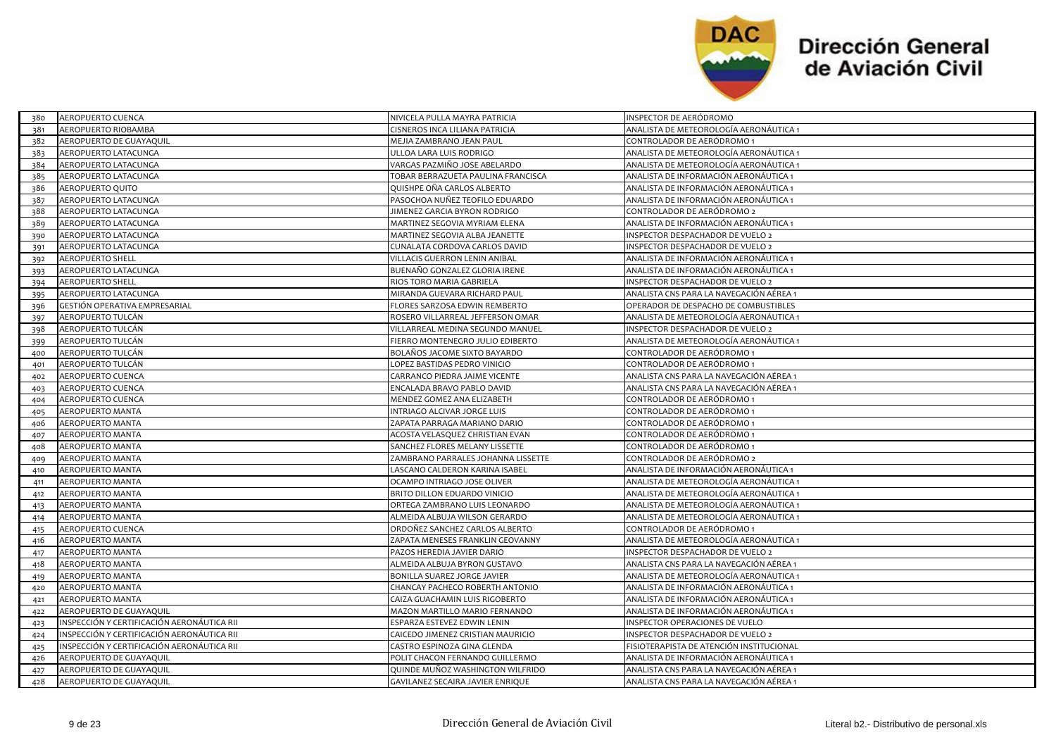| | | | |
|---|---|---|---|
| 380 | AEROPUERTO CUENCA | NIVICELA PULLA MAYRA PATRICIA | INSPECTOR DE AERÓDROMO |
| 381 | AEROPUERTO RIOBAMBA | CISNEROS INCA LILIANA PATRICIA | ANALISTA DE METEOROLOGÍA AERONÁUTICA 1 |
| 382 | AEROPUERTO DE GUAYAQUIL | MEJIA ZAMBRANO JEAN PAUL | CONTROLADOR DE AERÓDROMO 1 |
| 383 | AEROPUERTO LATACUNGA | ULLOA LARA LUIS RODRIGO | ANALISTA DE METEOROLOGÍA AERONÁUTICA 1 |
| 384 | AEROPUERTO LATACUNGA | VARGAS PAZMIÑO JOSE ABELARDO | ANALISTA DE METEOROLOGÍA AERONÁUTICA 1 |
| 385 | AEROPUERTO LATACUNGA | TOBAR BERRAZUETA PAULINA FRANCISCA | ANALISTA DE INFORMACIÓN AERONÁUTICA 1 |
| 386 | AEROPUERTO QUITO | QUISHPE OÑA CARLOS ALBERTO | ANALISTA DE INFORMACIÓN AERONÁUTICA 1 |
| 387 | AEROPUERTO LATACUNGA | PASOCHOA NUÑEZ TEOFILO EDUARDO | ANALISTA DE INFORMACIÓN AERONÁUTICA 1 |
| 388 | AEROPUERTO LATACUNGA | JIMENEZ GARCIA BYRON RODRIGO | CONTROLADOR DE AERÓDROMO 2 |
| 389 | AEROPUERTO LATACUNGA | MARTINEZ SEGOVIA MYRIAM ELENA | ANALISTA DE INFORMACIÓN AERONÁUTICA 1 |
| 390 | AEROPUERTO LATACUNGA | MARTINEZ SEGOVIA ALBA JEANETTE | INSPECTOR DESPACHADOR DE VUELO 2 |
| 391 | AEROPUERTO LATACUNGA | CUNALATA CORDOVA CARLOS DAVID | INSPECTOR DESPACHADOR DE VUELO 2 |
| 392 | AEROPUERTO SHELL | VILLACIS GUERRON LENIN ANIBAL | ANALISTA DE INFORMACIÓN AERONÁUTICA 1 |
| 393 | AEROPUERTO LATACUNGA | BUENAÑO GONZALEZ GLORIA IRENE | ANALISTA DE INFORMACIÓN AERONÁUTICA 1 |
| 394 | AEROPUERTO SHELL | RIOS TORO MARIA GABRIELA | INSPECTOR DESPACHADOR DE VUELO 2 |
| 395 | AEROPUERTO LATACUNGA | MIRANDA GUEVARA RICHARD PAUL | ANALISTA CNS PARA LA NAVEGACIÓN AÉREA 1 |
| 396 | GESTIÓN OPERATIVA EMPRESARIAL | FLORES SARZOSA EDWIN REMBERTO | OPERADOR DE DESPACHO DE COMBUSTIBLES |
| 397 | AEROPUERTO TULCÁN | ROSERO VILLARREAL JEFFERSON OMAR | ANALISTA DE METEOROLOGÍA AERONÁUTICA 1 |
| 398 | AEROPUERTO TULCÁN | VILLARREAL MEDINA SEGUNDO MANUEL | INSPECTOR DESPACHADOR DE VUELO 2 |
| 399 | AEROPUERTO TULCÁN | FIERRO MONTENEGRO JULIO EDIBERTO | ANALISTA DE METEOROLOGÍA AERONÁUTICA 1 |
| 400 | AEROPUERTO TULCÁN | BOLAÑOS JACOME SIXTO BAYARDO | CONTROLADOR DE AERÓDROMO 1 |
| 401 | AEROPUERTO TULCÁN | LOPEZ BASTIDAS PEDRO VINICIO | CONTROLADOR DE AERÓDROMO 1 |
| 402 | AEROPUERTO CUENCA | CARRANCO PIEDRA JAIME VICENTE | ANALISTA CNS PARA LA NAVEGACIÓN AÉREA 1 |
| 403 | AEROPUERTO CUENCA | ENCALADA BRAVO PABLO DAVID | ANALISTA CNS PARA LA NAVEGACIÓN AÉREA 1 |
| 404 | AEROPUERTO CUENCA | MENDEZ GOMEZ ANA ELIZABETH | CONTROLADOR DE AERÓDROMO 1 |
| 405 | AEROPUERTO MANTA | INTRIAGO ALCIVAR JORGE LUIS | CONTROLADOR DE AERÓDROMO 1 |
| 406 | AEROPUERTO MANTA | ZAPATA PARRAGA MARIANO DARIO | CONTROLADOR DE AERÓDROMO 1 |
| 407 | AEROPUERTO MANTA | ACOSTA VELASQUEZ CHRISTIAN EVAN | CONTROLADOR DE AERÓDROMO 1 |
| 408 | AEROPUERTO MANTA | SANCHEZ FLORES MELANY LISSETTE | CONTROLADOR DE AERÓDROMO 1 |
| 409 | AEROPUERTO MANTA | ZAMBRANO PARRALES JOHANNA LISSETTE | CONTROLADOR DE AERÓDROMO 2 |
| 410 | AEROPUERTO MANTA | LASCANO CALDERON KARINA ISABEL | ANALISTA DE INFORMACIÓN AERONÁUTICA 1 |
| 411 | AEROPUERTO MANTA | OCAMPO INTRIAGO JOSE OLIVER | ANALISTA DE METEOROLOGÍA AERONÁUTICA 1 |
| 412 | AEROPUERTO MANTA | BRITO DILLON EDUARDO VINICIO | ANALISTA DE METEOROLOGÍA AERONÁUTICA 1 |
| 413 | AEROPUERTO MANTA | ORTEGA ZAMBRANO LUIS LEONARDO | ANALISTA DE METEOROLOGÍA AERONÁUTICA 1 |
| 414 | AEROPUERTO MANTA | ALMEIDA ALBUJA WILSON GERARDO | ANALISTA DE METEOROLOGÍA AERONÁUTICA 1 |
| 415 | AEROPUERTO CUENCA | ORDOÑEZ SANCHEZ CARLOS ALBERTO | CONTROLADOR DE AERÓDROMO 1 |
| 416 | AEROPUERTO MANTA | ZAPATA MENESES FRANKLIN GEOVANNY | ANALISTA DE METEOROLOGÍA AERONÁUTICA 1 |
| 417 | AEROPUERTO MANTA | PAZOS HEREDIA JAVIER DARIO | INSPECTOR DESPACHADOR DE VUELO 2 |
| 418 | AEROPUERTO MANTA | ALMEIDA ALBUJA BYRON GUSTAVO | ANALISTA CNS PARA LA NAVEGACIÓN AÉREA 1 |
| 419 | AEROPUERTO MANTA | BONILLA SUAREZ JORGE JAVIER | ANALISTA DE METEOROLOGÍA AERONÁUTICA 1 |
| 420 | AEROPUERTO MANTA | CHANCAY PACHECO ROBERTH ANTONIO | ANALISTA DE INFORMACIÓN AERONÁUTICA 1 |
| 421 | AEROPUERTO MANTA | CAIZA GUACHAMIN LUIS RIGOBERTO | ANALISTA DE INFORMACIÓN AERONÁUTICA 1 |
| 422 | AEROPUERTO DE GUAYAQUIL | MAZON MARTILLO MARIO FERNANDO | ANALISTA DE INFORMACIÓN AERONÁUTICA 1 |
| 423 | INSPECCIÓN Y CERTIFICACIÓN AERONÁUTICA RII | ESPARZA ESTEVEZ EDWIN LENIN | INSPECTOR OPERACIONES DE VUELO |
| 424 | INSPECCIÓN Y CERTIFICACIÓN AERONÁUTICA RII | CAICEDO JIMENEZ CRISTIAN MAURICIO | INSPECTOR DESPACHADOR DE VUELO 2 |
| 425 | INSPECCIÓN Y CERTIFICACIÓN AERONÁUTICA RII | CASTRO ESPINOZA GINA GLENDA | FISIOTERAPISTA DE ATENCIÓN INSTITUCIONAL |
| 426 | AEROPUERTO DE GUAYAQUIL | POLIT CHACON FERNANDO GUILLERMO | ANALISTA DE INFORMACIÓN AERONÁUTICA 1 |
| 427 | AEROPUERTO DE GUAYAQUIL | QUINDE MUÑOZ WASHINGTON WILFRIDO | ANALISTA CNS PARA LA NAVEGACIÓN AÉREA 1 |
| 428 | AEROPUERTO DE GUAYAQUIL | GAVILANEZ SECAIRA JAVIER ENRIQUE | ANALISTA CNS PARA LA NAVEGACIÓN AÉREA 1 |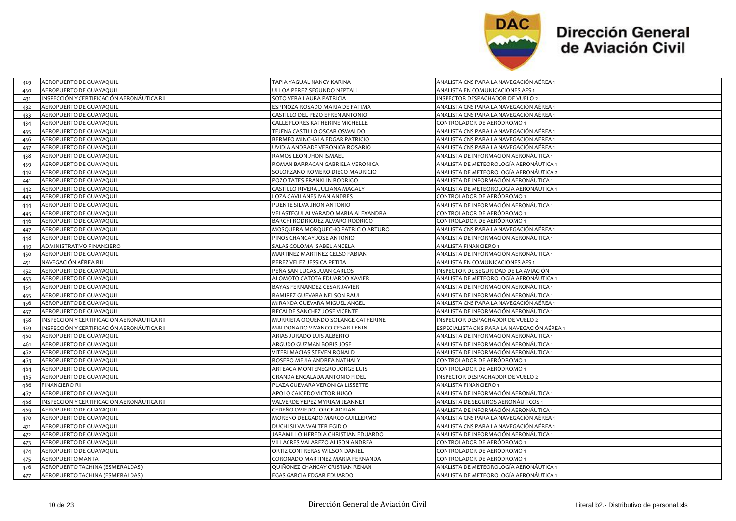| | | | |
|---|---|---|---|
| 429 | AEROPUERTO DE GUAYAQUIL | TAPIA YAGUAL NANCY KARINA | ANALISTA CNS PARA LA NAVEGACIÓN AÉREA 1 |
| 430 | AEROPUERTO DE GUAYAQUIL | ULLOA PEREZ SEGUNDO NEPTALI | ANALISTA EN COMUNICACIONES AFS 1 |
| 431 | INSPECCIÓN Y CERTIFICACIÓN AERONÁUTICA RII | SOTO VERA LAURA PATRICIA | INSPECTOR DESPACHADOR DE VUELO 2 |
| 432 | AEROPUERTO DE GUAYAQUIL | ESPINOZA ROSADO MARIA DE FATIMA | ANALISTA CNS PARA LA NAVEGACIÓN AÉREA 1 |
| 433 | AEROPUERTO DE GUAYAQUIL | CASTILLO DEL PEZO EFREN ANTONIO | ANALISTA CNS PARA LA NAVEGACIÓN AÉREA 1 |
| 434 | AEROPUERTO DE GUAYAQUIL | CALLE FLORES KATHERINE MICHELLE | CONTROLADOR DE AERÓDROMO 1 |
| 435 | AEROPUERTO DE GUAYAQUIL | TEJENA CASTILLO OSCAR OSWALDO | ANALISTA CNS PARA LA NAVEGACIÓN AÉREA 1 |
| 436 | AEROPUERTO DE GUAYAQUIL | BERMEO MINCHALA EDGAR PATRICIO | ANALISTA CNS PARA LA NAVEGACIÓN AÉREA 1 |
| 437 | AEROPUERTO DE GUAYAQUIL | UVIDIA ANDRADE VERONICA ROSARIO | ANALISTA CNS PARA LA NAVEGACIÓN AÉREA 1 |
| 438 | AEROPUERTO DE GUAYAQUIL | RAMOS LEON JHON ISMAEL | ANALISTA DE INFORMACIÓN AERONÁUTICA 1 |
| 439 | AEROPUERTO DE GUAYAQUIL | ROMAN BARRAGAN GABRIELA VERONICA | ANALISTA DE METEOROLOGÍA AERONÁUTICA 1 |
| 440 | AEROPUERTO DE GUAYAQUIL | SOLORZANO ROMERO DIEGO MAURICIO | ANALISTA DE METEOROLOGÍA AERONÁUTICA 2 |
| 441 | AEROPUERTO DE GUAYAQUIL | POZO TATES FRANKLIN RODRIGO | ANALISTA DE INFORMACIÓN AERONÁUTICA 1 |
| 442 | AEROPUERTO DE GUAYAQUIL | CASTILLO RIVERA JULIANA MAGALY | ANALISTA DE METEOROLOGÍA AERONÁUTICA 1 |
| 443 | AEROPUERTO DE GUAYAQUIL | LOZA GAVILANES IVAN ANDRES | CONTROLADOR DE AERÓDROMO 1 |
| 444 | AEROPUERTO DE GUAYAQUIL | PUENTE SILVA JHON ANTONIO | ANALISTA DE INFORMACIÓN AERONÁUTICA 1 |
| 445 | AEROPUERTO DE GUAYAQUIL | VELASTEGUI ALVARADO MARIA ALEXANDRA | CONTROLADOR DE AERÓDROMO 1 |
| 446 | AEROPUERTO DE GUAYAQUIL | BARCHI RODRIGUEZ ALVARO RODRIGO | CONTROLADOR DE AERÓDROMO 1 |
| 447 | AEROPUERTO DE GUAYAQUIL | MOSQUERA MORQUECHO PATRICIO ARTURO | ANALISTA CNS PARA LA NAVEGACIÓN AÉREA 1 |
| 448 | AEROPUERTO DE GUAYAQUIL | PINOS CHANCAY JOSE ANTONIO | ANALISTA DE INFORMACIÓN AERONÁUTICA 1 |
| 449 | ADMINISTRATIVO FINANCIERO | SALAS COLOMA ISABEL ANGELA | ANALISTA FINANCIERO 1 |
| 450 | AEROPUERTO DE GUAYAQUIL | MARTINEZ MARTINEZ CELSO FABIAN | ANALISTA DE INFORMACIÓN AERONÁUTICA 1 |
| 451 | NAVEGACIÓN AÉREA RII | PEREZ VELEZ JESSICA PETITA | ANALISTA EN COMUNICACIONES AFS 1 |
| 452 | AEROPUERTO DE GUAYAQUIL | PEÑA SAN LUCAS JUAN CARLOS | INSPECTOR DE SEGURIDAD DE LA AVIACIÓN |
| 453 | AEROPUERTO DE GUAYAQUIL | ALOMOTO CATOTA EDUARDO XAVIER | ANALISTA DE METEOROLOGÍA AERONÁUTICA 1 |
| 454 | AEROPUERTO DE GUAYAQUIL | BAYAS FERNANDEZ CESAR JAVIER | ANALISTA DE INFORMACIÓN AERONÁUTICA 1 |
| 455 | AEROPUERTO DE GUAYAQUIL | RAMIREZ GUEVARA NELSON RAUL | ANALISTA DE INFORMACIÓN AERONÁUTICA 1 |
| 456 | AEROPUERTO DE GUAYAQUIL | MIRANDA GUEVARA MIGUEL ANGEL | ANALISTA CNS PARA LA NAVEGACIÓN AÉREA 1 |
| 457 | AEROPUERTO DE GUAYAQUIL | RECALDE SANCHEZ JOSE VICENTE | ANALISTA DE INFORMACIÓN AERONÁUTICA 1 |
| 458 | INSPECCIÓN Y CERTIFICACIÓN AERONÁUTICA RII | MURRIETA OQUENDO SOLANGE CATHERINE | INSPECTOR DESPACHADOR DE VUELO 2 |
| 459 | INSPECCIÓN Y CERTIFICACIÓN AERONÁUTICA RII | MALDONADO VIVANCO CESAR LENIN | ESPECIALISTA CNS PARA LA NAVEGACIÓN AÉREA 1 |
| 460 | AEROPUERTO DE GUAYAQUIL | ARIAS JURADO LUIS ALBERTO | ANALISTA DE INFORMACIÓN AERONÁUTICA 1 |
| 461 | AEROPUERTO DE GUAYAQUIL | ARGUDO GUZMAN BORIS JOSE | ANALISTA DE INFORMACIÓN AERONÁUTICA 1 |
| 462 | AEROPUERTO DE GUAYAQUIL | VITERI MACIAS STEVEN RONALD | ANALISTA DE INFORMACIÓN AERONÁUTICA 1 |
| 463 | AEROPUERTO DE GUAYAQUIL | ROSERO MEJIA ANDREA NATHALY | CONTROLADOR DE AERÓDROMO 1 |
| 464 | AEROPUERTO DE GUAYAQUIL | ARTEAGA MONTENEGRO JORGE LUIS | CONTROLADOR DE AERÓDROMO 1 |
| 465 | AEROPUERTO DE GUAYAQUIL | GRANDA ENCALADA ANTONIO FIDEL | INSPECTOR DESPACHADOR DE VUELO 2 |
| 466 | FINANCIERO RII | PLAZA GUEVARA VERONICA LISSETTE | ANALISTA FINANCIERO 1 |
| 467 | AEROPUERTO DE GUAYAQUIL | APOLO CAICEDO VICTOR HUGO | ANALISTA DE INFORMACIÓN AERONÁUTICA 1 |
| 468 | INSPECCIÓN Y CERTIFICACIÓN AERONÁUTICA RII | VALVERDE YEPEZ MYRIAM JEANNET | ANALISTA DE SEGUROS AERONÁUTICOS 1 |
| 469 | AEROPUERTO DE GUAYAQUIL | CEDEÑO OVIEDO JORGE ADRIAN | ANALISTA DE INFORMACIÓN AERONÁUTICA 1 |
| 470 | AEROPUERTO DE GUAYAQUIL | MORENO DELGADO MARCO GUILLERMO | ANALISTA CNS PARA LA NAVEGACIÓN AÉREA 1 |
| 471 | AEROPUERTO DE GUAYAQUIL | DUCHI SILVA WALTER EGIDIO | ANALISTA CNS PARA LA NAVEGACIÓN AÉREA 1 |
| 472 | AEROPUERTO DE GUAYAQUIL | JARAMILLO HEREDIA CHRISTIAN EDUARDO | ANALISTA DE INFORMACIÓN AERONÁUTICA 1 |
| 473 | AEROPUERTO DE GUAYAQUIL | VILLACRES VALAREZO ALISON ANDREA | CONTROLADOR DE AERÓDROMO 1 |
| 474 | AEROPUERTO DE GUAYAQUIL | ORTIZ CONTRERAS WILSON DANIEL | CONTROLADOR DE AERÓDROMO 1 |
| 475 | AEROPUERTO MANTA | CORONADO MARTINEZ MARIA FERNANDA | CONTROLADOR DE AERÓDROMO 1 |
| 476 | AEROPUERTO TACHINA (ESMERALDAS) | QUIÑONEZ CHANCAY CRISTIAN RENAN | ANALISTA DE METEOROLOGÍA AERONÁUTICA 1 |
| 477 | AEROPUERTO TACHINA (ESMERALDAS) | EGAS GARCIA EDGAR EDUARDO | ANALISTA DE METEOROLOGÍA AERONÁUTICA 1 |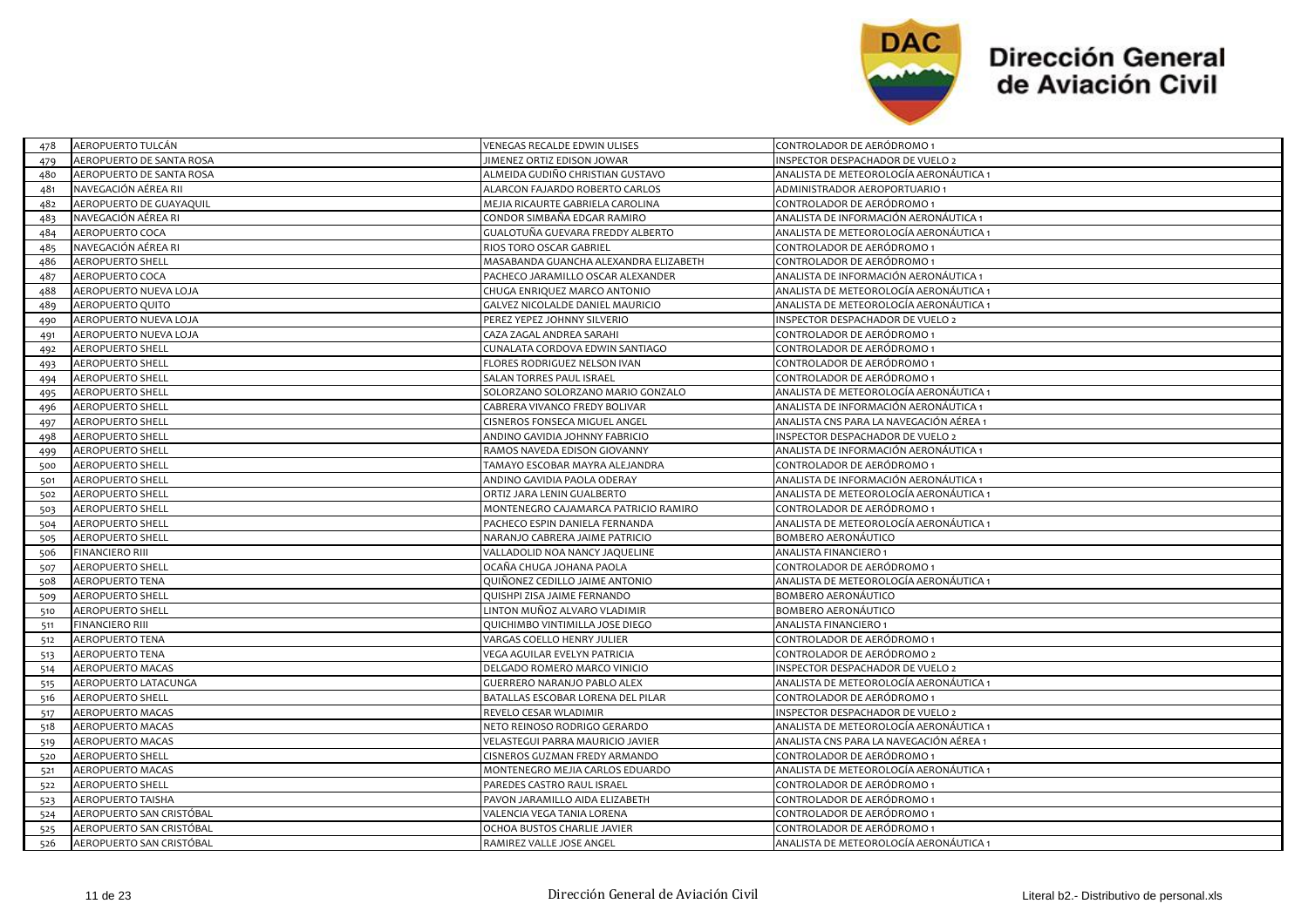| | | | |
|---|---|---|---|
| 478 | AEROPUERTO TULCÁN | VENEGAS RECALDE EDWIN ULISES | CONTROLADOR DE AERÓDROMO 1 |
| 479 | AEROPUERTO DE SANTA ROSA | JIMENEZ ORTIZ EDISON JOWAR | INSPECTOR DESPACHADOR DE VUELO 2 |
| 480 | AEROPUERTO DE SANTA ROSA | ALMEIDA GUDIÑO CHRISTIAN GUSTAVO | ANALISTA DE METEOROLOGÍA AERONÁUTICA 1 |
| 481 | NAVEGACIÓN AÉREA RII | ALARCON FAJARDO ROBERTO CARLOS | ADMINISTRADOR AEROPORTUARIO 1 |
| 482 | AEROPUERTO DE GUAYAQUIL | MEJIA RICAURTE GABRIELA CAROLINA | CONTROLADOR DE AERÓDROMO 1 |
| 483 | NAVEGACIÓN AÉREA RI | CONDOR SIMBAÑA EDGAR RAMIRO | ANALISTA DE INFORMACIÓN AERONÁUTICA 1 |
| 484 | AEROPUERTO COCA | GUALOTUÑA GUEVARA FREDDY ALBERTO | ANALISTA DE METEOROLOGÍA AERONÁUTICA 1 |
| 485 | NAVEGACIÓN AÉREA RI | RIOS TORO OSCAR GABRIEL | CONTROLADOR DE AERÓDROMO 1 |
| 486 | AEROPUERTO SHELL | MASABANDA GUANCHA ALEXANDRA ELIZABETH | CONTROLADOR DE AERÓDROMO 1 |
| 487 | AEROPUERTO COCA | PACHECO JARAMILLO OSCAR ALEXANDER | ANALISTA DE INFORMACIÓN AERONÁUTICA 1 |
| 488 | AEROPUERTO NUEVA LOJA | CHUGA ENRIQUEZ MARCO ANTONIO | ANALISTA DE METEOROLOGÍA AERONÁUTICA 1 |
| 489 | AEROPUERTO QUITO | GALVEZ NICOLALDE DANIEL MAURICIO | ANALISTA DE METEOROLOGÍA AERONÁUTICA 1 |
| 490 | AEROPUERTO NUEVA LOJA | PEREZ YEPEZ JOHNNY SILVERIO | INSPECTOR DESPACHADOR DE VUELO 2 |
| 491 | AEROPUERTO NUEVA LOJA | CAZA ZAGAL ANDREA SARAHI | CONTROLADOR DE AERÓDROMO 1 |
| 492 | AEROPUERTO SHELL | CUNALATA CORDOVA EDWIN SANTIAGO | CONTROLADOR DE AERÓDROMO 1 |
| 493 | AEROPUERTO SHELL | FLORES RODRIGUEZ NELSON IVAN | CONTROLADOR DE AERÓDROMO 1 |
| 494 | AEROPUERTO SHELL | SALAN TORRES PAUL ISRAEL | CONTROLADOR DE AERÓDROMO 1 |
| 495 | AEROPUERTO SHELL | SOLORZANO SOLORZANO MARIO GONZALO | ANALISTA DE METEOROLOGÍA AERONÁUTICA 1 |
| 496 | AEROPUERTO SHELL | CABRERA VIVANCO FREDY BOLIVAR | ANALISTA DE INFORMACIÓN AERONÁUTICA 1 |
| 497 | AEROPUERTO SHELL | CISNEROS FONSECA MIGUEL ANGEL | ANALISTA CNS PARA LA NAVEGACIÓN AÉREA 1 |
| 498 | AEROPUERTO SHELL | ANDINO GAVIDIA JOHNNY FABRICIO | INSPECTOR DESPACHADOR DE VUELO 2 |
| 499 | AEROPUERTO SHELL | RAMOS NAVEDA EDISON GIOVANNY | ANALISTA DE INFORMACIÓN AERONÁUTICA 1 |
| 500 | AEROPUERTO SHELL | TAMAYO ESCOBAR MAYRA ALEJANDRA | CONTROLADOR DE AERÓDROMO 1 |
| 501 | AEROPUERTO SHELL | ANDINO GAVIDIA PAOLA ODERAY | ANALISTA DE INFORMACIÓN AERONÁUTICA 1 |
| 502 | AEROPUERTO SHELL | ORTIZ JARA LENIN GUALBERTO | ANALISTA DE METEOROLOGÍA AERONÁUTICA 1 |
| 503 | AEROPUERTO SHELL | MONTENEGRO CAJAMARCA PATRICIO RAMIRO | CONTROLADOR DE AERÓDROMO 1 |
| 504 | AEROPUERTO SHELL | PACHECO ESPIN DANIELA FERNANDA | ANALISTA DE METEOROLOGÍA AERONÁUTICA 1 |
| 505 | AEROPUERTO SHELL | NARANJO CABRERA JAIME PATRICIO | BOMBERO AERONÁUTICO |
| 506 | FINANCIERO RIII | VALLADOLID NOA NANCY JAQUELINE | ANALISTA FINANCIERO 1 |
| 507 | AEROPUERTO SHELL | OCAÑA CHUGA JOHANA PAOLA | CONTROLADOR DE AERÓDROMO 1 |
| 508 | AEROPUERTO TENA | QUIÑONEZ CEDILLO JAIME ANTONIO | ANALISTA DE METEOROLOGÍA AERONÁUTICA 1 |
| 509 | AEROPUERTO SHELL | QUISHPI ZISA JAIME FERNANDO | BOMBERO AERONÁUTICO |
| 510 | AEROPUERTO SHELL | LINTON MUÑOZ ALVARO VLADIMIR | BOMBERO AERONÁUTICO |
| 511 | FINANCIERO RIII | QUICHIMBO VINTIMILLA JOSE DIEGO | ANALISTA FINANCIERO 1 |
| 512 | AEROPUERTO TENA | VARGAS COELLO HENRY JULIER | CONTROLADOR DE AERÓDROMO 1 |
| 513 | AEROPUERTO TENA | VEGA AGUILAR EVELYN PATRICIA | CONTROLADOR DE AERÓDROMO 2 |
| 514 | AEROPUERTO MACAS | DELGADO ROMERO MARCO VINICIO | INSPECTOR DESPACHADOR DE VUELO 2 |
| 515 | AEROPUERTO LATACUNGA | GUERRERO NARANJO PABLO ALEX | ANALISTA DE METEOROLOGÍA AERONÁUTICA 1 |
| 516 | AEROPUERTO SHELL | BATALLAS ESCOBAR LORENA DEL PILAR | CONTROLADOR DE AERÓDROMO 1 |
| 517 | AEROPUERTO MACAS | REVELO CESAR WLADIMIR | INSPECTOR DESPACHADOR DE VUELO 2 |
| 518 | AEROPUERTO MACAS | NETO REINOSO RODRIGO GERARDO | ANALISTA DE METEOROLOGÍA AERONÁUTICA 1 |
| 519 | AEROPUERTO MACAS | VELASTEGUI PARRA MAURICIO JAVIER | ANALISTA CNS PARA LA NAVEGACIÓN AÉREA 1 |
| 520 | AEROPUERTO SHELL | CISNEROS GUZMAN FREDY ARMANDO | CONTROLADOR DE AERÓDROMO 1 |
| 521 | AEROPUERTO MACAS | MONTENEGRO MEJIA CARLOS EDUARDO | ANALISTA DE METEOROLOGÍA AERONÁUTICA 1 |
| 522 | AEROPUERTO SHELL | PAREDES CASTRO RAUL ISRAEL | CONTROLADOR DE AERÓDROMO 1 |
| 523 | AEROPUERTO TAISHA | PAVON JARAMILLO AIDA ELIZABETH | CONTROLADOR DE AERÓDROMO 1 |
| 524 | AEROPUERTO SAN CRISTÓBAL | VALENCIA VEGA TANIA LORENA | CONTROLADOR DE AERÓDROMO 1 |
| 525 | AEROPUERTO SAN CRISTÓBAL | OCHOA BUSTOS CHARLIE JAVIER | CONTROLADOR DE AERÓDROMO 1 |
| 526 | AEROPUERTO SAN CRISTÓBAL | RAMIREZ VALLE JOSE ANGEL | ANALISTA DE METEOROLOGÍA AERONÁUTICA 1 |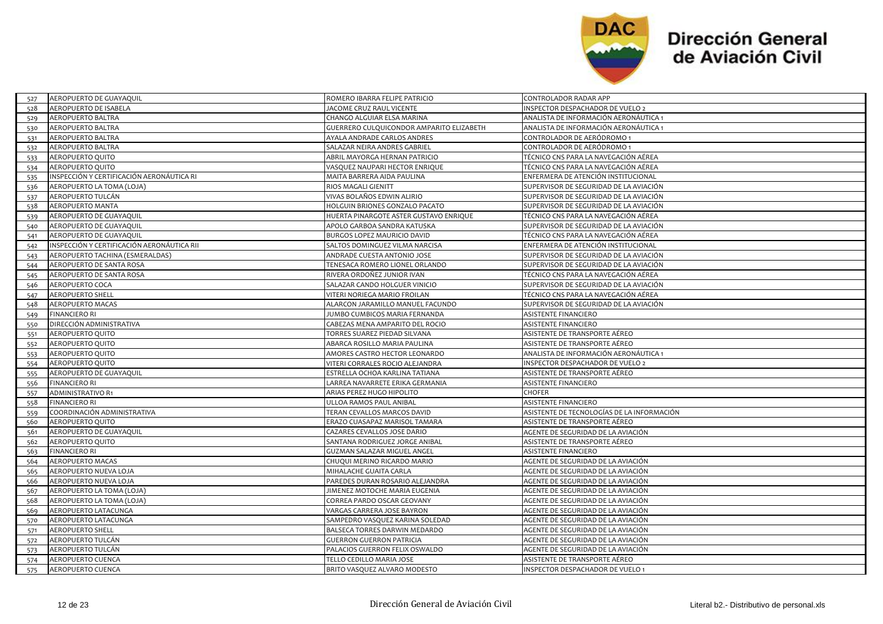| | | | |
|---|---|---|---|
| 527 | AEROPUERTO DE GUAYAQUIL | ROMERO IBARRA FELIPE PATRICIO | CONTROLADOR RADAR APP |
| 528 | AEROPUERTO DE ISABELA | JACOME CRUZ RAUL VICENTE | INSPECTOR DESPACHADOR DE VUELO 2 |
| 529 | AEROPUERTO BALTRA | CHANGO ALGUIAR ELSA MARINA | ANALISTA DE INFORMACIÓN AERONÁUTICA 1 |
| 530 | AEROPUERTO BALTRA | GUERRERO CULQUICONDOR AMPARITO ELIZABETH | ANALISTA DE INFORMACIÓN AERONÁUTICA 1 |
| 531 | AEROPUERTO BALTRA | AYALA ANDRADE CARLOS ANDRES | CONTROLADOR DE AERÓDROMO 1 |
| 532 | AEROPUERTO BALTRA | SALAZAR NEIRA ANDRES GABRIEL | CONTROLADOR DE AERÓDROMO 1 |
| 533 | AEROPUERTO QUITO | ABRIL MAYORGA HERNAN PATRICIO | TÉCNICO CNS PARA LA NAVEGACIÓN AÉREA |
| 534 | AEROPUERTO QUITO | VASQUEZ NAUPARI HECTOR ENRIQUE | TÉCNICO CNS PARA LA NAVEGACIÓN AÉREA |
| 535 | INSPECCIÓN Y CERTIFICACIÓN AERONÁUTICA RI | MAITA BARRERA AIDA PAULINA | ENFERMERA DE ATENCIÓN INSTITUCIONAL |
| 536 | AEROPUERTO LA TOMA (LOJA) | RIOS MAGALI GIENITT | SUPERVISOR DE SEGURIDAD DE LA AVIACIÓN |
| 537 | AEROPUERTO TULCÁN | VIVAS BOLAÑOS EDWIN ALIRIO | SUPERVISOR DE SEGURIDAD DE LA AVIACIÓN |
| 538 | AEROPUERTO MANTA | HOLGUIN BRIONES GONZALO PACATO | SUPERVISOR DE SEGURIDAD DE LA AVIACIÓN |
| 539 | AEROPUERTO DE GUAYAQUIL | HUERTA PINARGOTE ASTER GUSTAVO ENRIQUE | TÉCNICO CNS PARA LA NAVEGACIÓN AÉREA |
| 540 | AEROPUERTO DE GUAYAQUIL | APOLO GARBOA SANDRA KATUSKA | SUPERVISOR DE SEGURIDAD DE LA AVIACIÓN |
| 541 | AEROPUERTO DE GUAYAQUIL | BURGOS LOPEZ MAURICIO DAVID | TÉCNICO CNS PARA LA NAVEGACIÓN AÉREA |
| 542 | INSPECCIÓN Y CERTIFICACIÓN AERONÁUTICA RII | SALTOS DOMINGUEZ VILMA NARCISA | ENFERMERA DE ATENCIÓN INSTITUCIONAL |
| 543 | AEROPUERTO TACHINA (ESMERALDAS) | ANDRADE CUESTA ANTONIO JOSE | SUPERVISOR DE SEGURIDAD DE LA AVIACIÓN |
| 544 | AEROPUERTO DE SANTA ROSA | TENESACA ROMERO LIONEL ORLANDO | SUPERVISOR DE SEGURIDAD DE LA AVIACIÓN |
| 545 | AEROPUERTO DE SANTA ROSA | RIVERA ORDOÑEZ JUNIOR IVAN | TÉCNICO CNS PARA LA NAVEGACIÓN AÉREA |
| 546 | AEROPUERTO COCA | SALAZAR CANDO HOLGUER VINICIO | SUPERVISOR DE SEGURIDAD DE LA AVIACIÓN |
| 547 | AEROPUERTO SHELL | VITERI NORIEGA MARIO FROILAN | TÉCNICO CNS PARA LA NAVEGACIÓN AÉREA |
| 548 | AEROPUERTO MACAS | ALARCON JARAMILLO MANUEL FACUNDO | SUPERVISOR DE SEGURIDAD DE LA AVIACIÓN |
| 549 | FINANCIERO RI | JUMBO CUMBICOS MARIA FERNANDA | ASISTENTE FINANCIERO |
| 550 | DIRECCIÓN ADMINISTRATIVA | CABEZAS MENA AMPARITO DEL ROCIO | ASISTENTE FINANCIERO |
| 551 | AEROPUERTO QUITO | TORRES SUAREZ PIEDAD SILVANA | ASISTENTE DE TRANSPORTE AÉREO |
| 552 | AEROPUERTO QUITO | ABARCA ROSILLO MARIA PAULINA | ASISTENTE DE TRANSPORTE AÉREO |
| 553 | AEROPUERTO QUITO | AMORES CASTRO HECTOR LEONARDO | ANALISTA DE INFORMACIÓN AERONÁUTICA 1 |
| 554 | AEROPUERTO QUITO | VITERI CORRALES ROCIO ALEJANDRA | INSPECTOR DESPACHADOR DE VUELO 2 |
| 555 | AEROPUERTO DE GUAYAQUIL | ESTRELLA OCHOA KARLINA TATIANA | ASISTENTE DE TRANSPORTE AÉREO |
| 556 | FINANCIERO RI | LARREA NAVARRETE ERIKA GERMANIA | ASISTENTE FINANCIERO |
| 557 | ADMINISTRATIVO R1 | ARIAS PEREZ HUGO HIPOLITO | CHOFER |
| 558 | FINANCIERO RI | ULLOA RAMOS PAUL ANIBAL | ASISTENTE FINANCIERO |
| 559 | COORDINACIÓN ADMINISTRATIVA | TERAN CEVALLOS MARCOS DAVID | ASISTENTE DE TECNOLOGÍAS DE LA INFORMACIÓN |
| 560 | AEROPUERTO QUITO | ERAZO CUASAPAZ MARISOL TAMARA | ASISTENTE DE TRANSPORTE AÉREO |
| 561 | AEROPUERTO DE GUAYAQUIL | CAZARES CEVALLOS JOSE DARIO | AGENTE DE SEGURIDAD DE LA AVIACIÓN |
| 562 | AEROPUERTO QUITO | SANTANA RODRIGUEZ JORGE ANIBAL | ASISTENTE DE TRANSPORTE AÉREO |
| 563 | FINANCIERO RI | GUZMAN SALAZAR MIGUEL ANGEL | ASISTENTE FINANCIERO |
| 564 | AEROPUERTO MACAS | CHUQUI MERINO RICARDO MARIO | AGENTE DE SEGURIDAD DE LA AVIACIÓN |
| 565 | AEROPUERTO NUEVA LOJA | MIHALACHE GUAITA CARLA | AGENTE DE SEGURIDAD DE LA AVIACIÓN |
| 566 | AEROPUERTO NUEVA LOJA | PAREDES DURAN ROSARIO ALEJANDRA | AGENTE DE SEGURIDAD DE LA AVIACIÓN |
| 567 | AEROPUERTO LA TOMA (LOJA) | JIMENEZ MOTOCHE MARIA EUGENIA | AGENTE DE SEGURIDAD DE LA AVIACIÓN |
| 568 | AEROPUERTO LA TOMA (LOJA) | CORREA PARDO OSCAR GEOVANY | AGENTE DE SEGURIDAD DE LA AVIACIÓN |
| 569 | AEROPUERTO LATACUNGA | VARGAS CARRERA JOSE BAYRON | AGENTE DE SEGURIDAD DE LA AVIACIÓN |
| 570 | AEROPUERTO LATACUNGA | SAMPEDRO VASQUEZ KARINA SOLEDAD | AGENTE DE SEGURIDAD DE LA AVIACIÓN |
| 571 | AEROPUERTO SHELL | BALSECA TORRES DARWIN MEDARDO | AGENTE DE SEGURIDAD DE LA AVIACIÓN |
| 572 | AEROPUERTO TULCÁN | GUERRON GUERRON PATRICIA | AGENTE DE SEGURIDAD DE LA AVIACIÓN |
| 573 | AEROPUERTO TULCÁN | PALACIOS GUERRON FELIX OSWALDO | AGENTE DE SEGURIDAD DE LA AVIACIÓN |
| 574 | AEROPUERTO CUENCA | TELLO CEDILLO MARIA JOSE | ASISTENTE DE TRANSPORTE AÉREO |
| 575 | AEROPUERTO CUENCA | BRITO VASQUEZ ALVARO MODESTO | INSPECTOR DESPACHADOR DE VUELO 1 |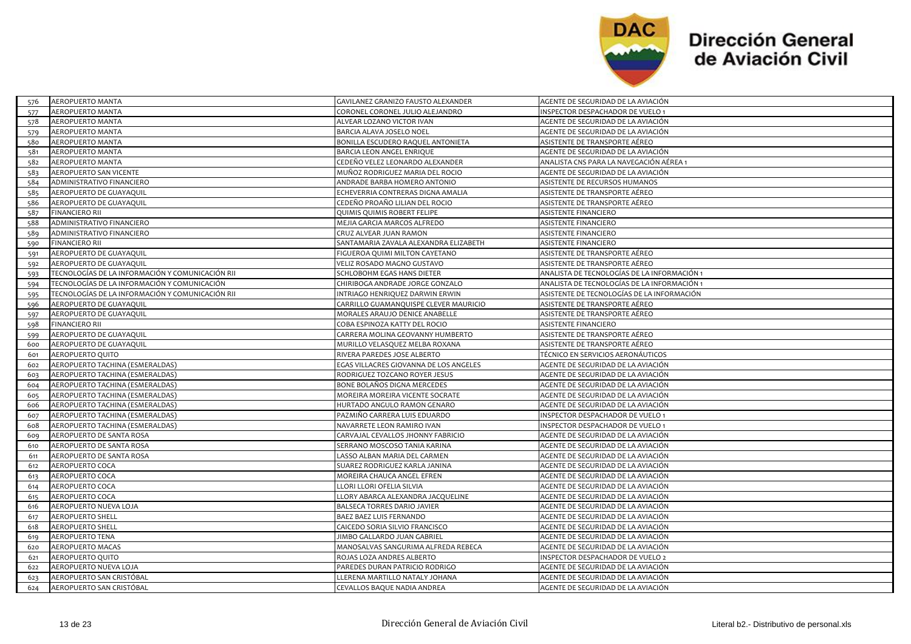| | | | |
|---|---|---|---|
| 576 | AEROPUERTO MANTA | GAVILANEZ GRANIZO FAUSTO ALEXANDER | AGENTE DE SEGURIDAD DE LA AVIACIÓN |
| 577 | AEROPUERTO MANTA | CORONEL CORONEL JULIO ALEJANDRO | INSPECTOR DESPACHADOR DE VUELO 1 |
| 578 | AEROPUERTO MANTA | ALVEAR LOZANO VICTOR IVAN | AGENTE DE SEGURIDAD DE LA AVIACIÓN |
| 579 | AEROPUERTO MANTA | BARCIA ALAVA JOSELO NOEL | AGENTE DE SEGURIDAD DE LA AVIACIÓN |
| 580 | AEROPUERTO MANTA | BONILLA ESCUDERO RAQUEL ANTONIETA | ASISTENTE DE TRANSPORTE AÉREO |
| 581 | AEROPUERTO MANTA | BARCIA LEON ANGEL ENRIQUE | AGENTE DE SEGURIDAD DE LA AVIACIÓN |
| 582 | AEROPUERTO MANTA | CEDEÑO VELEZ LEONARDO ALEXANDER | ANALISTA CNS PARA LA NAVEGACIÓN AÉREA 1 |
| 583 | AEROPUERTO SAN VICENTE | MUÑOZ RODRIGUEZ MARIA DEL ROCIO | AGENTE DE SEGURIDAD DE LA AVIACIÓN |
| 584 | ADMINISTRATIVO FINANCIERO | ANDRADE BARBA HOMERO ANTONIO | ASISTENTE DE RECURSOS HUMANOS |
| 585 | AEROPUERTO DE GUAYAQUIL | ECHEVERRIA CONTRERAS DIGNA AMALIA | ASISTENTE DE TRANSPORTE AÉREO |
| 586 | AEROPUERTO DE GUAYAQUIL | CEDEÑO PROAÑO LILIAN DEL ROCIO | ASISTENTE DE TRANSPORTE AÉREO |
| 587 | FINANCIERO RII | QUIMIS QUIMIS ROBERT FELIPE | ASISTENTE FINANCIERO |
| 588 | ADMINISTRATIVO FINANCIERO | MEJIA GARCIA MARCOS ALFREDO | ASISTENTE FINANCIERO |
| 589 | ADMINISTRATIVO FINANCIERO | CRUZ ALVEAR JUAN RAMON | ASISTENTE FINANCIERO |
| 590 | FINANCIERO RII | SANTAMARIA ZAVALA ALEXANDRA ELIZABETH | ASISTENTE FINANCIERO |
| 591 | AEROPUERTO DE GUAYAQUIL | FIGUEROA QUIMI MILTON CAYETANO | ASISTENTE DE TRANSPORTE AÉREO |
| 592 | AEROPUERTO DE GUAYAQUIL | VELIZ ROSADO MAGNO GUSTAVO | ASISTENTE DE TRANSPORTE AÉREO |
| 593 | TECNOLOGÍAS DE LA INFORMACIÓN Y COMUNICACIÓN RII | SCHLOBOHM EGAS HANS DIETER | ANALISTA DE TECNOLOGÍAS DE LA INFORMACIÓN 1 |
| 594 | TECNOLOGÍAS DE LA INFORMACIÓN Y COMUNICACIÓN | CHIRIBOGA ANDRADE JORGE GONZALO | ANALISTA DE TECNOLOGÍAS DE LA INFORMACIÓN 1 |
| 595 | TECNOLOGÍAS DE LA INFORMACIÓN Y COMUNICACIÓN RII | INTRIAGO HENRIQUEZ DARWIN ERWIN | ASISTENTE DE TECNOLOGÍAS DE LA INFORMACIÓN |
| 596 | AEROPUERTO DE GUAYAQUIL | CARRILLO GUAMANQUISPE CLEVER MAURICIO | ASISTENTE DE TRANSPORTE AÉREO |
| 597 | AEROPUERTO DE GUAYAQUIL | MORALES ARAUJO DENICE ANABELLE | ASISTENTE DE TRANSPORTE AÉREO |
| 598 | FINANCIERO RII | COBA ESPINOZA KATTY DEL ROCIO | ASISTENTE FINANCIERO |
| 599 | AEROPUERTO DE GUAYAQUIL | CARRERA MOLINA GEOVANNY HUMBERTO | ASISTENTE DE TRANSPORTE AÉREO |
| 600 | AEROPUERTO DE GUAYAQUIL | MURILLO VELASQUEZ MELBA ROXANA | ASISTENTE DE TRANSPORTE AÉREO |
| 601 | AEROPUERTO QUITO | RIVERA PAREDES JOSE ALBERTO | TÉCNICO EN SERVICIOS AERONÁUTICOS |
| 602 | AEROPUERTO TACHINA (ESMERALDAS) | EGAS VILLACRES GIOVANNA DE LOS ANGELES | AGENTE DE SEGURIDAD DE LA AVIACIÓN |
| 603 | AEROPUERTO TACHINA (ESMERALDAS) | RODRIGUEZ TOZCANO ROYER JESUS | AGENTE DE SEGURIDAD DE LA AVIACIÓN |
| 604 | AEROPUERTO TACHINA (ESMERALDAS) | BONE BOLAÑOS DIGNA MERCEDES | AGENTE DE SEGURIDAD DE LA AVIACIÓN |
| 605 | AEROPUERTO TACHINA (ESMERALDAS) | MOREIRA MOREIRA VICENTE SOCRATE | AGENTE DE SEGURIDAD DE LA AVIACIÓN |
| 606 | AEROPUERTO TACHINA (ESMERALDAS) | HURTADO ANGULO RAMON GENARO | AGENTE DE SEGURIDAD DE LA AVIACIÓN |
| 607 | AEROPUERTO TACHINA (ESMERALDAS) | PAZMIÑO CARRERA LUIS EDUARDO | INSPECTOR DESPACHADOR DE VUELO 1 |
| 608 | AEROPUERTO TACHINA (ESMERALDAS) | NAVARRETE LEON RAMIRO IVAN | INSPECTOR DESPACHADOR DE VUELO 1 |
| 609 | AEROPUERTO DE SANTA ROSA | CARVAJAL CEVALLOS JHONNY FABRICIO | AGENTE DE SEGURIDAD DE LA AVIACIÓN |
| 610 | AEROPUERTO DE SANTA ROSA | SERRANO MOSCOSO TANIA KARINA | AGENTE DE SEGURIDAD DE LA AVIACIÓN |
| 611 | AEROPUERTO DE SANTA ROSA | LASSO ALBAN MARIA DEL CARMEN | AGENTE DE SEGURIDAD DE LA AVIACIÓN |
| 612 | AEROPUERTO COCA | SUAREZ RODRIGUEZ KARLA JANINA | AGENTE DE SEGURIDAD DE LA AVIACIÓN |
| 613 | AEROPUERTO COCA | MOREIRA CHAUCA ANGEL EFREN | AGENTE DE SEGURIDAD DE LA AVIACIÓN |
| 614 | AEROPUERTO COCA | LLORI LLORI OFELIA SILVIA | AGENTE DE SEGURIDAD DE LA AVIACIÓN |
| 615 | AEROPUERTO COCA | LLORY ABARCA ALEXANDRA JACQUELINE | AGENTE DE SEGURIDAD DE LA AVIACIÓN |
| 616 | AEROPUERTO NUEVA LOJA | BALSECA TORRES DARIO JAVIER | AGENTE DE SEGURIDAD DE LA AVIACIÓN |
| 617 | AEROPUERTO SHELL | BAEZ BAEZ LUIS FERNANDO | AGENTE DE SEGURIDAD DE LA AVIACIÓN |
| 618 | AEROPUERTO SHELL | CAICEDO SORIA SILVIO FRANCISCO | AGENTE DE SEGURIDAD DE LA AVIACIÓN |
| 619 | AEROPUERTO TENA | JIMBO GALLARDO JUAN GABRIEL | AGENTE DE SEGURIDAD DE LA AVIACIÓN |
| 620 | AEROPUERTO MACAS | MANOSALVAS SANGURIMA ALFREDA REBECA | AGENTE DE SEGURIDAD DE LA AVIACIÓN |
| 621 | AEROPUERTO QUITO | ROJAS LOZA ANDRES ALBERTO | INSPECTOR DESPACHADOR DE VUELO 2 |
| 622 | AEROPUERTO NUEVA LOJA | PAREDES DURAN PATRICIO RODRIGO | AGENTE DE SEGURIDAD DE LA AVIACIÓN |
| 623 | AEROPUERTO SAN CRISTÓBAL | LLERENA MARTILLO NATALY JOHANA | AGENTE DE SEGURIDAD DE LA AVIACIÓN |
| 624 | AEROPUERTO SAN CRISTÓBAL | CEVALLOS BAQUE NADIA ANDREA | AGENTE DE SEGURIDAD DE LA AVIACIÓN |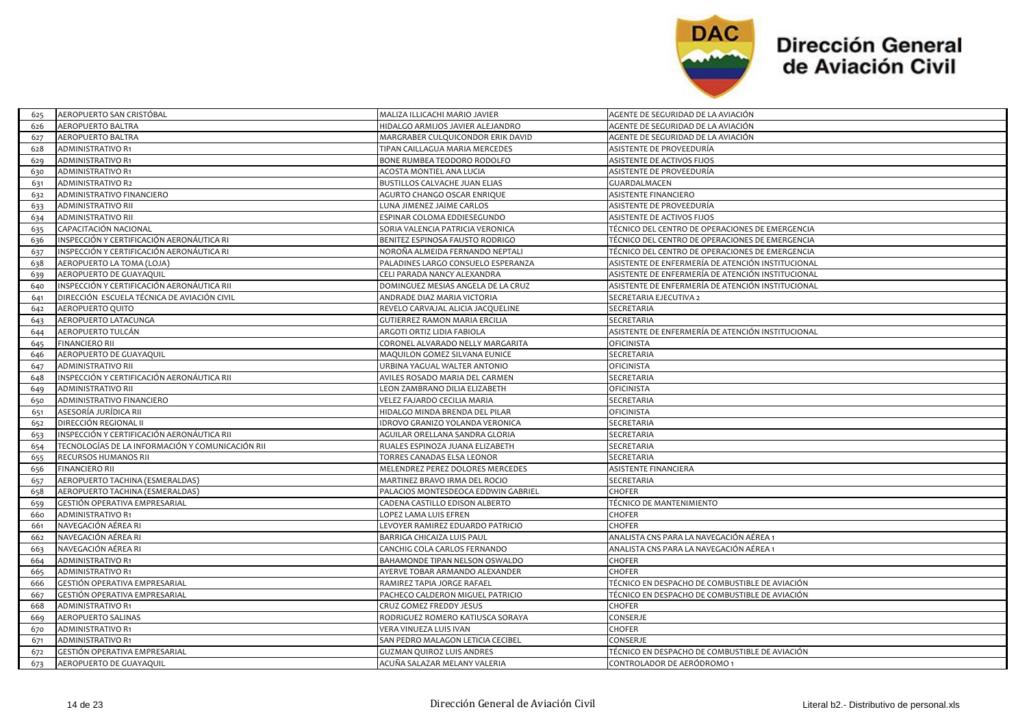| 625 | AEROPUERTO SAN CRISTÓBAL | MALIZA ILLICACHI MARIO JAVIER | AGENTE DE SEGURIDAD DE LA AVIACIÓN |
|---|---|---|---|
| 626 | AEROPUERTO BALTRA | HIDALGO ARMIJOS JAVIER ALEJANDRO | AGENTE DE SEGURIDAD DE LA AVIACIÓN |
| 627 | AEROPUERTO BALTRA | MARGRABER CULQUICONDOR ERIK DAVID | AGENTE DE SEGURIDAD DE LA AVIACIÓN |
| 628 | ADMINISTRATIVO R1 | TIPAN CAILLAGUA MARIA MERCEDES | ASISTENTE DE PROVEEDURÍA |
| 629 | ADMINISTRATIVO R1 | BONE RUMBEA TEODORO RODOLFO | ASISTENTE DE ACTIVOS FIJOS |
| 630 | ADMINISTRATIVO R1 | ACOSTA MONTIEL ANA LUCIA | ASISTENTE DE PROVEEDURÍA |
| 631 | ADMINISTRATIVO R2 | BUSTILLOS CALVACHE JUAN ELIAS | GUARDALMACEN |
| 632 | ADMINISTRATIVO FINANCIERO | AGURTO CHANGO OSCAR ENRIQUE | ASISTENTE FINANCIERO |
| 633 | ADMINISTRATIVO RII | LUNA JIMENEZ JAIME CARLOS | ASISTENTE DE PROVEEDURÍA |
| 634 | ADMINISTRATIVO RII | ESPINAR COLOMA EDDIESEGUNDO | ASISTENTE DE ACTIVOS FIJOS |
| 635 | CAPACITACIÓN NACIONAL | SORIA VALENCIA PATRICIA VERONICA | TÉCNICO DEL CENTRO DE OPERACIONES DE EMERGENCIA |
| 636 | INSPECCIÓN Y CERTIFICACIÓN AERONÁUTICA RI | BENITEZ ESPINOSA FAUSTO RODRIGO | TÉCNICO DEL CENTRO DE OPERACIONES DE EMERGENCIA |
| 637 | INSPECCIÓN Y CERTIFICACIÓN AERONÁUTICA RI | NOROÑA ALMEIDA FERNANDO NEPTALI | TÉCNICO DEL CENTRO DE OPERACIONES DE EMERGENCIA |
| 638 | AEROPUERTO LA TOMA (LOJA) | PALADINES LARGO CONSUELO ESPERANZA | ASISTENTE DE ENFERMERÍA DE ATENCIÓN INSTITUCIONAL |
| 639 | AEROPUERTO DE GUAYAQUIL | CELI PARADA NANCY ALEXANDRA | ASISTENTE DE ENFERMERÍA DE ATENCIÓN INSTITUCIONAL |
| 640 | INSPECCIÓN Y CERTIFICACIÓN AERONÁUTICA RII | DOMINGUEZ MESIAS ANGELA DE LA CRUZ | ASISTENTE DE ENFERMERÍA DE ATENCIÓN INSTITUCIONAL |
| 641 | DIRECCIÓN ESCUELA TÉCNICA DE AVIACIÓN CIVIL | ANDRADE DIAZ MARIA VICTORIA | SECRETARIA EJECUTIVA 2 |
| 642 | AEROPUERTO QUITO | REVELO CARVAJAL ALICIA JACQUELINE | SECRETARIA |
| 643 | AEROPUERTO LATACUNGA | GUTIERREZ RAMON MARIA ERCILIA | SECRETARIA |
| 644 | AEROPUERTO TULCÁN | ARGOTI ORTIZ LIDIA FABIOLA | ASISTENTE DE ENFERMERÍA DE ATENCIÓN INSTITUCIONAL |
| 645 | FINANCIERO RII | CORONEL ALVARADO NELLY MARGARITA | OFICINISTA |
| 646 | AEROPUERTO DE GUAYAQUIL | MAQUILON GOMEZ SILVANA EUNICE | SECRETARIA |
| 647 | ADMINISTRATIVO RII | URBINA YAGUAL WALTER ANTONIO | OFICINISTA |
| 648 | INSPECCIÓN Y CERTIFICACIÓN AERONÁUTICA RII | AVILES ROSADO MARIA DEL CARMEN | SECRETARIA |
| 649 | ADMINISTRATIVO RII | LEON ZAMBRANO DILIA ELIZABETH | OFICINISTA |
| 650 | ADMINISTRATIVO FINANCIERO | VELEZ FAJARDO CECILIA MARIA | SECRETARIA |
| 651 | ASESORÍA JURÍDICA RII | HIDALGO MINDA BRENDA DEL PILAR | OFICINISTA |
| 652 | DIRECCIÓN REGIONAL II | IDROVO GRANIZO YOLANDA VERONICA | SECRETARIA |
| 653 | INSPECCIÓN Y CERTIFICACIÓN AERONÁUTICA RII | AGUILAR ORELLANA SANDRA GLORIA | SECRETARIA |
| 654 | TECNOLOGÍAS DE LA INFORMACIÓN Y COMUNICACIÓN RII | RUALES ESPINOZA JUANA ELIZABETH | SECRETARIA |
| 655 | RECURSOS HUMANOS RII | TORRES CANADAS ELSA LEONOR | SECRETARIA |
| 656 | FINANCIERO RII | MELENDREZ PEREZ DOLORES MERCEDES | ASISTENTE FINANCIERA |
| 657 | AEROPUERTO TACHINA (ESMERALDAS) | MARTINEZ BRAVO IRMA DEL ROCIO | SECRETARIA |
| 658 | AEROPUERTO TACHINA (ESMERALDAS) | PALACIOS MONTESDEOCA EDDWIN GABRIEL | CHOFER |
| 659 | GESTIÓN OPERATIVA EMPRESARIAL | CADENA CASTILLO EDISON ALBERTO | TÉCNICO DE MANTENIMIENTO |
| 660 | ADMINISTRATIVO R1 | LOPEZ LAMA LUIS EFREN | CHOFER |
| 661 | NAVEGACIÓN AÉREA RI | LEVOYER RAMIREZ EDUARDO PATRICIO | CHOFER |
| 662 | NAVEGACIÓN AÉREA RI | BARRIGA CHICAIZA LUIS PAUL | ANALISTA CNS PARA LA NAVEGACIÓN AÉREA 1 |
| 663 | NAVEGACIÓN AÉREA RI | CANCHIG COLA CARLOS FERNANDO | ANALISTA CNS PARA LA NAVEGACIÓN AÉREA 1 |
| 664 | ADMINISTRATIVO R1 | BAHAMONDE TIPAN NELSON OSWALDO | CHOFER |
| 665 | ADMINISTRATIVO R1 | AYERVE TOBAR ARMANDO ALEXANDER | CHOFER |
| 666 | GESTIÓN OPERATIVA EMPRESARIAL | RAMIREZ TAPIA JORGE RAFAEL | TÉCNICO EN DESPACHO DE COMBUSTIBLE DE AVIACIÓN |
| 667 | GESTIÓN OPERATIVA EMPRESARIAL | PACHECO CALDERON MIGUEL PATRICIO | TÉCNICO EN DESPACHO DE COMBUSTIBLE DE AVIACIÓN |
| 668 | ADMINISTRATIVO R1 | CRUZ GOMEZ FREDDY JESUS | CHOFER |
| 669 | AEROPUERTO SALINAS | RODRIGUEZ ROMERO KATIUSCA SORAYA | CONSERJE |
| 670 | ADMINISTRATIVO R1 | VERA VINUEZA LUIS IVAN | CHOFER |
| 671 | ADMINISTRATIVO R1 | SAN PEDRO MALAGON LETICIA CECIBEL | CONSERJE |
| 672 | GESTIÓN OPERATIVA EMPRESARIAL | GUZMAN QUIROZ LUIS ANDRES | TÉCNICO EN DESPACHO DE COMBUSTIBLE DE AVIACIÓN |
| 673 | AEROPUERTO DE GUAYAQUIL | ACUÑA SALAZAR MELANY VALERIA | CONTROLADOR DE AERÓDROMO 1 |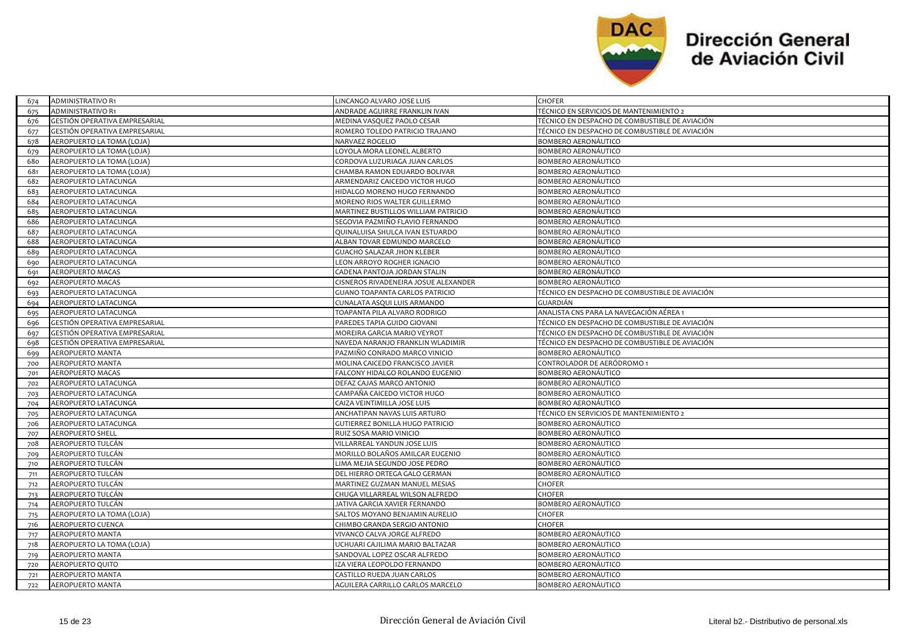| | | | |
|---|---|---|---|
| 674 | ADMINISTRATIVO R1 | LINCANGO ALVARO JOSE LUIS | CHOFER |
| 675 | ADMINISTRATIVO R1 | ANDRADE AGUIRRE FRANKLIN IVAN | TÉCNICO EN SERVICIOS DE MANTENIMIENTO 2 |
| 676 | GESTIÓN OPERATIVA EMPRESARIAL | MEDINA VASQUEZ PAOLO CESAR | TÉCNICO EN DESPACHO DE COMBUSTIBLE DE AVIACIÓN |
| 677 | GESTIÓN OPERATIVA EMPRESARIAL | ROMERO TOLEDO PATRICIO TRAJANO | TÉCNICO EN DESPACHO DE COMBUSTIBLE DE AVIACIÓN |
| 678 | AEROPUERTO LA TOMA (LOJA) | NARVAEZ ROGELIO | BOMBERO AERONÁUTICO |
| 679 | AEROPUERTO LA TOMA (LOJA) | LOYOLA MORA LEONEL ALBERTO | BOMBERO AERONÁUTICO |
| 680 | AEROPUERTO LA TOMA (LOJA) | CORDOVA LUZURIAGA JUAN CARLOS | BOMBERO AERONÁUTICO |
| 681 | AEROPUERTO LA TOMA (LOJA) | CHAMBA RAMON EDUARDO BOLIVAR | BOMBERO AERONÁUTICO |
| 682 | AEROPUERTO LATACUNGA | ARMENDARIZ CAICEDO VICTOR HUGO | BOMBERO AERONÁUTICO |
| 683 | AEROPUERTO LATACUNGA | HIDALGO MORENO HUGO FERNANDO | BOMBERO AERONÁUTICO |
| 684 | AEROPUERTO LATACUNGA | MORENO RIOS WALTER GUILLERMO | BOMBERO AERONÁUTICO |
| 685 | AEROPUERTO LATACUNGA | MARTINEZ BUSTILLOS WILLIAM PATRICIO | BOMBERO AERONÁUTICO |
| 686 | AEROPUERTO LATACUNGA | SEGOVIA PAZMIÑO FLAVIO FERNANDO | BOMBERO AERONÁUTICO |
| 687 | AEROPUERTO LATACUNGA | QUINALUISA SHULCA IVAN ESTUARDO | BOMBERO AERONÁUTICO |
| 688 | AEROPUERTO LATACUNGA | ALBAN TOVAR EDMUNDO MARCELO | BOMBERO AERONÁUTICO |
| 689 | AEROPUERTO LATACUNGA | GUACHO SALAZAR JHON KLEBER | BOMBERO AERONÁUTICO |
| 690 | AEROPUERTO LATACUNGA | LEON ARROYO ROGHER IGNACIO | BOMBERO AERONÁUTICO |
| 691 | AEROPUERTO MACAS | CADENA PANTOJA JORDAN STALIN | BOMBERO AERONÁUTICO |
| 692 | AEROPUERTO MACAS | CISNEROS RIVADENEIRA JOSUE ALEXANDER | BOMBERO AERONÁUTICO |
| 693 | AEROPUERTO LATACUNGA | GUANO TOAPANTA CARLOS PATRICIO | TÉCNICO EN DESPACHO DE COMBUSTIBLE DE AVIACIÓN |
| 694 | AEROPUERTO LATACUNGA | CUNALATA ASQUI LUIS ARMANDO | GUARDIÁN |
| 695 | AEROPUERTO LATACUNGA | TOAPANTA PILA ALVARO RODRIGO | ANALISTA CNS PARA LA NAVEGACIÓN AÉREA 1 |
| 696 | GESTIÓN OPERATIVA EMPRESARIAL | PAREDES TAPIA GUIDO GIOVANI | TÉCNICO EN DESPACHO DE COMBUSTIBLE DE AVIACIÓN |
| 697 | GESTIÓN OPERATIVA EMPRESARIAL | MOREIRA GARCIA MARIO VEYROT | TÉCNICO EN DESPACHO DE COMBUSTIBLE DE AVIACIÓN |
| 698 | GESTIÓN OPERATIVA EMPRESARIAL | NAVEDA NARANJO FRANKLIN WLADIMIR | TÉCNICO EN DESPACHO DE COMBUSTIBLE DE AVIACIÓN |
| 699 | AEROPUERTO MANTA | PAZMIÑO CONRADO MARCO VINICIO | BOMBERO AERONÁUTICO |
| 700 | AEROPUERTO MANTA | MOLINA CAICEDO FRANCISCO JAVIER | CONTROLADOR DE AERÓDROMO 1 |
| 701 | AEROPUERTO MACAS | FALCONY HIDALGO ROLANDO EUGENIO | BOMBERO AERONÁUTICO |
| 702 | AEROPUERTO LATACUNGA | DEFAZ CAJAS MARCO ANTONIO | BOMBERO AERONÁUTICO |
| 703 | AEROPUERTO LATACUNGA | CAMPAÑA CAICEDO VICTOR HUGO | BOMBERO AERONÁUTICO |
| 704 | AEROPUERTO LATACUNGA | CAIZA VEINTIMILLA JOSE LUIS | BOMBERO AERONÁUTICO |
| 705 | AEROPUERTO LATACUNGA | ANCHATIPAN NAVAS LUIS ARTURO | TÉCNICO EN SERVICIOS DE MANTENIMIENTO 2 |
| 706 | AEROPUERTO LATACUNGA | GUTIERREZ BONILLA HUGO PATRICIO | BOMBERO AERONÁUTICO |
| 707 | AEROPUERTO SHELL | RUIZ SOSA MARIO VINICIO | BOMBERO AERONÁUTICO |
| 708 | AEROPUERTO TULCÁN | VILLARREAL YANDUN JOSE LUIS | BOMBERO AERONÁUTICO |
| 709 | AEROPUERTO TULCÁN | MORILLO BOLAÑOS AMILCAR EUGENIO | BOMBERO AERONÁUTICO |
| 710 | AEROPUERTO TULCÁN | LIMA MEJIA SEGUNDO JOSE PEDRO | BOMBERO AERONÁUTICO |
| 711 | AEROPUERTO TULCÁN | DEL HIERRO ORTEGA GALO GERMAN | BOMBERO AERONÁUTICO |
| 712 | AEROPUERTO TULCÁN | MARTINEZ GUZMAN MANUEL MESIAS | CHOFER |
| 713 | AEROPUERTO TULCÁN | CHUGA VILLARREAL WILSON ALFREDO | CHOFER |
| 714 | AEROPUERTO TULCÁN | JATIVA GARCIA XAVIER FERNANDO | BOMBERO AERONÁUTICO |
| 715 | AEROPUERTO LA TOMA (LOJA) | SALTOS MOYANO BENJAMIN AURELIO | CHOFER |
| 716 | AEROPUERTO CUENCA | CHIMBO GRANDA SERGIO ANTONIO | CHOFER |
| 717 | AEROPUERTO MANTA | VIVANCO CALVA JORGE ALFREDO | BOMBERO AERONÁUTICO |
| 718 | AEROPUERTO LA TOMA (LOJA) | UCHUARI CAJILIMA MARIO BALTAZAR | BOMBERO AERONÁUTICO |
| 719 | AEROPUERTO MANTA | SANDOVAL LOPEZ OSCAR ALFREDO | BOMBERO AERONÁUTICO |
| 720 | AEROPUERTO QUITO | IZA VIERA LEOPOLDO FERNANDO | BOMBERO AERONÁUTICO |
| 721 | AEROPUERTO MANTA | CASTILLO RUEDA JUAN CARLOS | BOMBERO AERONÁUTICO |
| 722 | AEROPUERTO MANTA | AGUILERA CARRILLO CARLOS MARCELO | BOMBERO AERONÁUTICO |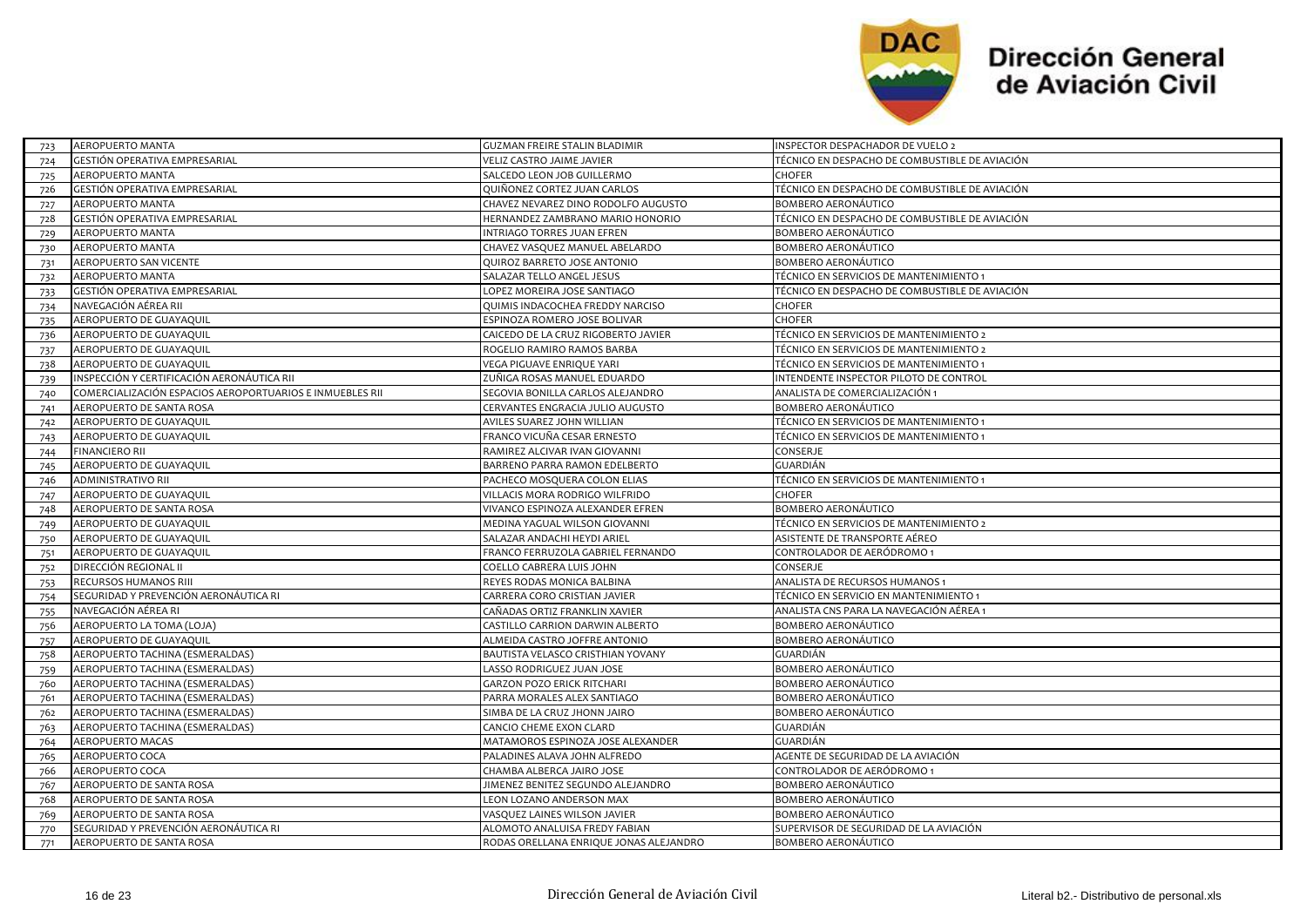| | | | |
|---|---|---|---|
| 723 | AEROPUERTO MANTA | GUZMAN FREIRE STALIN BLADIMIR | INSPECTOR DESPACHADOR DE VUELO 2 |
| 724 | GESTIÓN OPERATIVA EMPRESARIAL | VELIZ CASTRO JAIME JAVIER | TÉCNICO EN DESPACHO DE COMBUSTIBLE DE AVIACIÓN |
| 725 | AEROPUERTO MANTA | SALCEDO LEON JOB GUILLERMO | CHOFER |
| 726 | GESTIÓN OPERATIVA EMPRESARIAL | QUIÑONEZ CORTEZ JUAN CARLOS | TÉCNICO EN DESPACHO DE COMBUSTIBLE DE AVIACIÓN |
| 727 | AEROPUERTO MANTA | CHAVEZ NEVAREZ DINO RODOLFO AUGUSTO | BOMBERO AERONÁUTICO |
| 728 | GESTIÓN OPERATIVA EMPRESARIAL | HERNANDEZ ZAMBRANO MARIO HONORIO | TÉCNICO EN DESPACHO DE COMBUSTIBLE DE AVIACIÓN |
| 729 | AEROPUERTO MANTA | INTRIAGO TORRES JUAN EFREN | BOMBERO AERONÁUTICO |
| 730 | AEROPUERTO MANTA | CHAVEZ VASQUEZ MANUEL ABELARDO | BOMBERO AERONÁUTICO |
| 731 | AEROPUERTO SAN VICENTE | QUIROZ BARRETO JOSE ANTONIO | BOMBERO AERONÁUTICO |
| 732 | AEROPUERTO MANTA | SALAZAR TELLO ANGEL JESUS | TÉCNICO EN SERVICIOS DE MANTENIMIENTO 1 |
| 733 | GESTIÓN OPERATIVA EMPRESARIAL | LOPEZ MOREIRA JOSE SANTIAGO | TÉCNICO EN DESPACHO DE COMBUSTIBLE DE AVIACIÓN |
| 734 | NAVEGACIÓN AÉREA RII | QUIMIS INDACOCHEA FREDDY NARCISO | CHOFER |
| 735 | AEROPUERTO DE GUAYAQUIL | ESPINOZA ROMERO JOSE BOLIVAR | CHOFER |
| 736 | AEROPUERTO DE GUAYAQUIL | CAICEDO DE LA CRUZ RIGOBERTO JAVIER | TÉCNICO EN SERVICIOS DE MANTENIMIENTO 2 |
| 737 | AEROPUERTO DE GUAYAQUIL | ROGELIO RAMIRO RAMOS BARBA | TÉCNICO EN SERVICIOS DE MANTENIMIENTO 2 |
| 738 | AEROPUERTO DE GUAYAQUIL | VEGA PIGUAVE ENRIQUE YARI | TÉCNICO EN SERVICIOS DE MANTENIMIENTO 1 |
| 739 | INSPECCIÓN Y CERTIFICACIÓN AERONÁUTICA RII | ZUÑIGA ROSAS MANUEL EDUARDO | INTENDENTE INSPECTOR PILOTO DE CONTROL |
| 740 | COMERCIALIZACIÓN ESPACIOS AEROPORTUARIOS E INMUEBLES RII | SEGOVIA BONILLA CARLOS ALEJANDRO | ANALISTA DE COMERCIALIZACIÓN 1 |
| 741 | AEROPUERTO DE SANTA ROSA | CERVANTES ENGRACIA JULIO AUGUSTO | BOMBERO AERONÁUTICO |
| 742 | AEROPUERTO DE GUAYAQUIL | AVILES SUAREZ JOHN WILLIAN | TÉCNICO EN SERVICIOS DE MANTENIMIENTO 1 |
| 743 | AEROPUERTO DE GUAYAQUIL | FRANCO VICUÑA CESAR ERNESTO | TÉCNICO EN SERVICIOS DE MANTENIMIENTO 1 |
| 744 | FINANCIERO RII | RAMIREZ ALCIVAR IVAN GIOVANNI | CONSERJE |
| 745 | AEROPUERTO DE GUAYAQUIL | BARRENO PARRA RAMON EDELBERTO | GUARDIÁN |
| 746 | ADMINISTRATIVO RII | PACHECO MOSQUERA COLON ELIAS | TÉCNICO EN SERVICIOS DE MANTENIMIENTO 1 |
| 747 | AEROPUERTO DE GUAYAQUIL | VILLACIS MORA RODRIGO WILFRIDO | CHOFER |
| 748 | AEROPUERTO DE SANTA ROSA | VIVANCO ESPINOZA ALEXANDER EFREN | BOMBERO AERONÁUTICO |
| 749 | AEROPUERTO DE GUAYAQUIL | MEDINA YAGUAL WILSON GIOVANNI | TÉCNICO EN SERVICIOS DE MANTENIMIENTO 2 |
| 750 | AEROPUERTO DE GUAYAQUIL | SALAZAR ANDACHI HEYDI ARIEL | ASISTENTE DE TRANSPORTE AÉREO |
| 751 | AEROPUERTO DE GUAYAQUIL | FRANCO FERRUZOLA GABRIEL FERNANDO | CONTROLADOR DE AERÓDROMO 1 |
| 752 | DIRECCIÓN REGIONAL II | COELLO CABRERA LUIS JOHN | CONSERJE |
| 753 | RECURSOS HUMANOS RIII | REYES RODAS MONICA BALBINA | ANALISTA DE RECURSOS HUMANOS 1 |
| 754 | SEGURIDAD Y PREVENCIÓN AERONÁUTICA RI | CARRERA CORO CRISTIAN JAVIER | TÉCNICO EN SERVICIO EN MANTENIMIENTO 1 |
| 755 | NAVEGACIÓN AÉREA RI | CAÑADAS ORTIZ FRANKLIN XAVIER | ANALISTA CNS PARA LA NAVEGACIÓN AÉREA 1 |
| 756 | AEROPUERTO LA TOMA (LOJA) | CASTILLO CARRION DARWIN ALBERTO | BOMBERO AERONÁUTICO |
| 757 | AEROPUERTO DE GUAYAQUIL | ALMEIDA CASTRO JOFFRE ANTONIO | BOMBERO AERONÁUTICO |
| 758 | AEROPUERTO TACHINA (ESMERALDAS) | BAUTISTA VELASCO CRISTHIAN YOVANY | GUARDIÁN |
| 759 | AEROPUERTO TACHINA (ESMERALDAS) | LASSO RODRIGUEZ JUAN JOSE | BOMBERO AERONÁUTICO |
| 760 | AEROPUERTO TACHINA (ESMERALDAS) | GARZON POZO ERICK RITCHARI | BOMBERO AERONÁUTICO |
| 761 | AEROPUERTO TACHINA (ESMERALDAS) | PARRA MORALES ALEX SANTIAGO | BOMBERO AERONÁUTICO |
| 762 | AEROPUERTO TACHINA (ESMERALDAS) | SIMBA DE LA CRUZ JHONN JAIRO | BOMBERO AERONÁUTICO |
| 763 | AEROPUERTO TACHINA (ESMERALDAS) | CANCIO CHEME EXON CLARD | GUARDIÁN |
| 764 | AEROPUERTO MACAS | MATAMOROS ESPINOZA JOSE ALEXANDER | GUARDIÁN |
| 765 | AEROPUERTO COCA | PALADINES ALAVA JOHN ALFREDO | AGENTE DE SEGURIDAD DE LA AVIACIÓN |
| 766 | AEROPUERTO COCA | CHAMBA ALBERCA JAIRO JOSE | CONTROLADOR DE AERÓDROMO 1 |
| 767 | AEROPUERTO DE SANTA ROSA | JIMENEZ BENITEZ SEGUNDO ALEJANDRO | BOMBERO AERONÁUTICO |
| 768 | AEROPUERTO DE SANTA ROSA | LEON LOZANO ANDERSON MAX | BOMBERO AERONÁUTICO |
| 769 | AEROPUERTO DE SANTA ROSA | VASQUEZ LAINES WILSON JAVIER | BOMBERO AERONÁUTICO |
| 770 | SEGURIDAD Y PREVENCIÓN AERONÁUTICA RI | ALOMOTO ANALUISA FREDY FABIAN | SUPERVISOR DE SEGURIDAD DE LA AVIACIÓN |
| 771 | AEROPUERTO DE SANTA ROSA | RODAS ORELLANA ENRIQUE JONAS ALEJANDRO | BOMBERO AERONÁUTICO |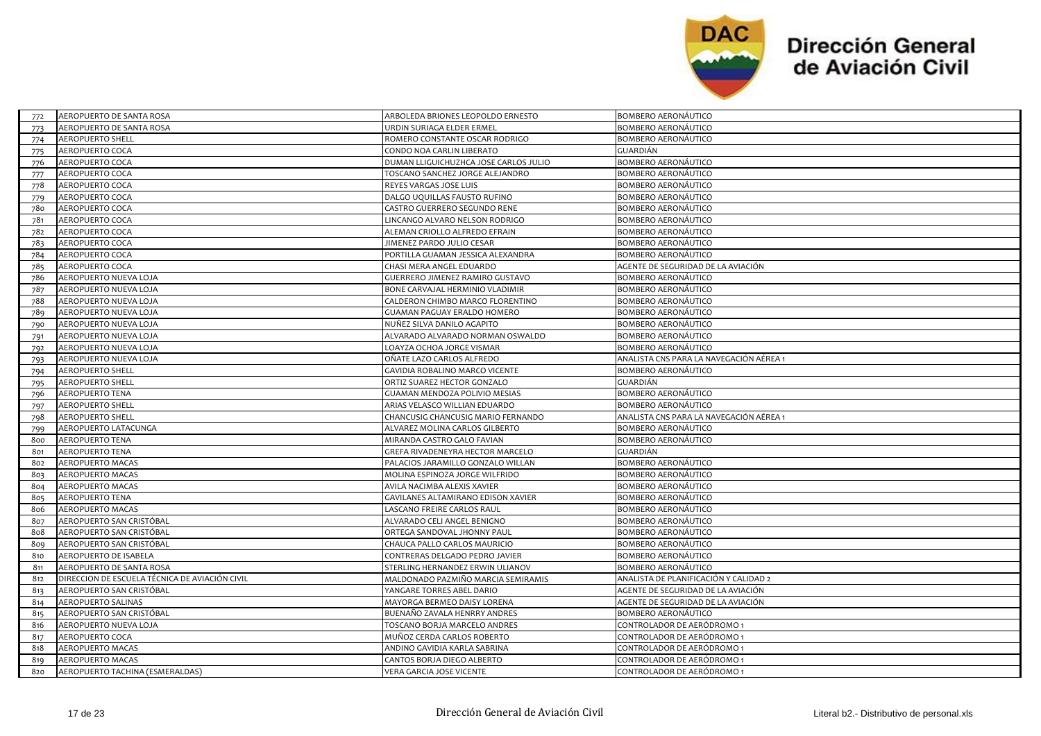| 772 | AEROPUERTO DE SANTA ROSA | ARBOLEDA BRIONES LEOPOLDO ERNESTO | BOMBERO AERONÁUTICO |
|---|---|---|---|
| 773 | AEROPUERTO DE SANTA ROSA | URDIN SURIAGA ELDER ERMEL | BOMBERO AERONÁUTICO |
| 774 | AEROPUERTO SHELL | ROMERO CONSTANTE OSCAR RODRIGO | BOMBERO AERONÁUTICO |
| 775 | AEROPUERTO COCA | CONDO NOA CARLIN LIBERATO | GUARDIÁN |
| 776 | AEROPUERTO COCA | DUMAN LLIGUICHUZHCA JOSE CARLOS JULIO | BOMBERO AERONÁUTICO |
| 777 | AEROPUERTO COCA | TOSCANO SANCHEZ JORGE ALEJANDRO | BOMBERO AERONÁUTICO |
| 778 | AEROPUERTO COCA | REYES VARGAS JOSE LUIS | BOMBERO AERONÁUTICO |
| 779 | AEROPUERTO COCA | DALGO UQUILLAS FAUSTO RUFINO | BOMBERO AERONÁUTICO |
| 780 | AEROPUERTO COCA | CASTRO GUERRERO SEGUNDO RENE | BOMBERO AERONÁUTICO |
| 781 | AEROPUERTO COCA | LINCANGO ALVARO NELSON RODRIGO | BOMBERO AERONÁUTICO |
| 782 | AEROPUERTO COCA | ALEMAN CRIOLLO ALFREDO EFRAIN | BOMBERO AERONÁUTICO |
| 783 | AEROPUERTO COCA | JIMENEZ PARDO JULIO CESAR | BOMBERO AERONÁUTICO |
| 784 | AEROPUERTO COCA | PORTILLA GUAMAN JESSICA ALEXANDRA | BOMBERO AERONÁUTICO |
| 785 | AEROPUERTO COCA | CHASI MERA ANGEL EDUARDO | AGENTE DE SEGURIDAD DE LA AVIACIÓN |
| 786 | AEROPUERTO NUEVA LOJA | GUERRERO JIMENEZ RAMIRO GUSTAVO | BOMBERO AERONÁUTICO |
| 787 | AEROPUERTO NUEVA LOJA | BONE CARVAJAL HERMINIO VLADIMIR | BOMBERO AERONÁUTICO |
| 788 | AEROPUERTO NUEVA LOJA | CALDERON CHIMBO MARCO FLORENTINO | BOMBERO AERONÁUTICO |
| 789 | AEROPUERTO NUEVA LOJA | GUAMAN PAGUAY ERALDO HOMERO | BOMBERO AERONÁUTICO |
| 790 | AEROPUERTO NUEVA LOJA | NUÑEZ SILVA DANILO AGAPITO | BOMBERO AERONÁUTICO |
| 791 | AEROPUERTO NUEVA LOJA | ALVARADO ALVARADO NORMAN OSWALDO | BOMBERO AERONÁUTICO |
| 792 | AEROPUERTO NUEVA LOJA | LOAYZA OCHOA JORGE VISMAR | BOMBERO AERONÁUTICO |
| 793 | AEROPUERTO NUEVA LOJA | OÑATE LAZO CARLOS ALFREDO | ANALISTA CNS PARA LA NAVEGACIÓN AÉREA 1 |
| 794 | AEROPUERTO SHELL | GAVIDIA ROBALINO MARCO VICENTE | BOMBERO AERONÁUTICO |
| 795 | AEROPUERTO SHELL | ORTIZ SUAREZ HECTOR GONZALO | GUARDIÁN |
| 796 | AEROPUERTO TENA | GUAMAN MENDOZA POLIVIO MESIAS | BOMBERO AERONÁUTICO |
| 797 | AEROPUERTO SHELL | ARIAS VELASCO WILLIAN EDUARDO | BOMBERO AERONÁUTICO |
| 798 | AEROPUERTO SHELL | CHANCUSIG CHANCUSIG MARIO FERNANDO | ANALISTA CNS PARA LA NAVEGACIÓN AÉREA 1 |
| 799 | AEROPUERTO LATACUNGA | ALVAREZ MOLINA CARLOS GILBERTO | BOMBERO AERONÁUTICO |
| 800 | AEROPUERTO TENA | MIRANDA CASTRO GALO FAVIAN | BOMBERO AERONÁUTICO |
| 801 | AEROPUERTO TENA | GREFA RIVADENEYRA HECTOR MARCELO | GUARDIÁN |
| 802 | AEROPUERTO MACAS | PALACIOS JARAMILLO GONZALO WILLAN | BOMBERO AERONÁUTICO |
| 803 | AEROPUERTO MACAS | MOLINA ESPINOZA JORGE WILFRIDO | BOMBERO AERONÁUTICO |
| 804 | AEROPUERTO MACAS | AVILA NACIMBA ALEXIS XAVIER | BOMBERO AERONÁUTICO |
| 805 | AEROPUERTO TENA | GAVILANES ALTAMIRANO EDISON XAVIER | BOMBERO AERONÁUTICO |
| 806 | AEROPUERTO MACAS | LASCANO FREIRE CARLOS RAUL | BOMBERO AERONÁUTICO |
| 807 | AEROPUERTO SAN CRISTÓBAL | ALVARADO CELI ANGEL BENIGNO | BOMBERO AERONÁUTICO |
| 808 | AEROPUERTO SAN CRISTÓBAL | ORTEGA SANDOVAL JHONNY PAUL | BOMBERO AERONÁUTICO |
| 809 | AEROPUERTO SAN CRISTÓBAL | CHAUCA PALLO CARLOS MAURICIO | BOMBERO AERONÁUTICO |
| 810 | AEROPUERTO DE ISABELA | CONTRERAS DELGADO PEDRO JAVIER | BOMBERO AERONÁUTICO |
| 811 | AEROPUERTO DE SANTA ROSA | STERLING HERNANDEZ ERWIN ULIANOV | BOMBERO AERONÁUTICO |
| 812 | DIRECCION DE ESCUELA TÉCNICA DE AVIACIÓN CIVIL | MALDONADO PAZMIÑO MARCIA SEMIRAMIS | ANALISTA DE PLANIFICACIÓN Y CALIDAD 2 |
| 813 | AEROPUERTO SAN CRISTÓBAL | YANGARE TORRES ABEL DARIO | AGENTE DE SEGURIDAD DE LA AVIACIÓN |
| 814 | AEROPUERTO SALINAS | MAYORGA BERMEO DAISY LORENA | AGENTE DE SEGURIDAD DE LA AVIACIÓN |
| 815 | AEROPUERTO SAN CRISTÓBAL | BUENAÑO ZAVALA HENRRY ANDRES | BOMBERO AERONÁUTICO |
| 816 | AEROPUERTO NUEVA LOJA | TOSCANO BORJA MARCELO ANDRES | CONTROLADOR DE AERÓDROMO 1 |
| 817 | AEROPUERTO COCA | MUÑOZ CERDA CARLOS ROBERTO | CONTROLADOR DE AERÓDROMO 1 |
| 818 | AEROPUERTO MACAS | ANDINO GAVIDIA KARLA SABRINA | CONTROLADOR DE AERÓDROMO 1 |
| 819 | AEROPUERTO MACAS | CANTOS BORJA DIEGO ALBERTO | CONTROLADOR DE AERÓDROMO 1 |
| 820 | AEROPUERTO TACHINA (ESMERALDAS) | VERA GARCIA JOSE VICENTE | CONTROLADOR DE AERÓDROMO 1 |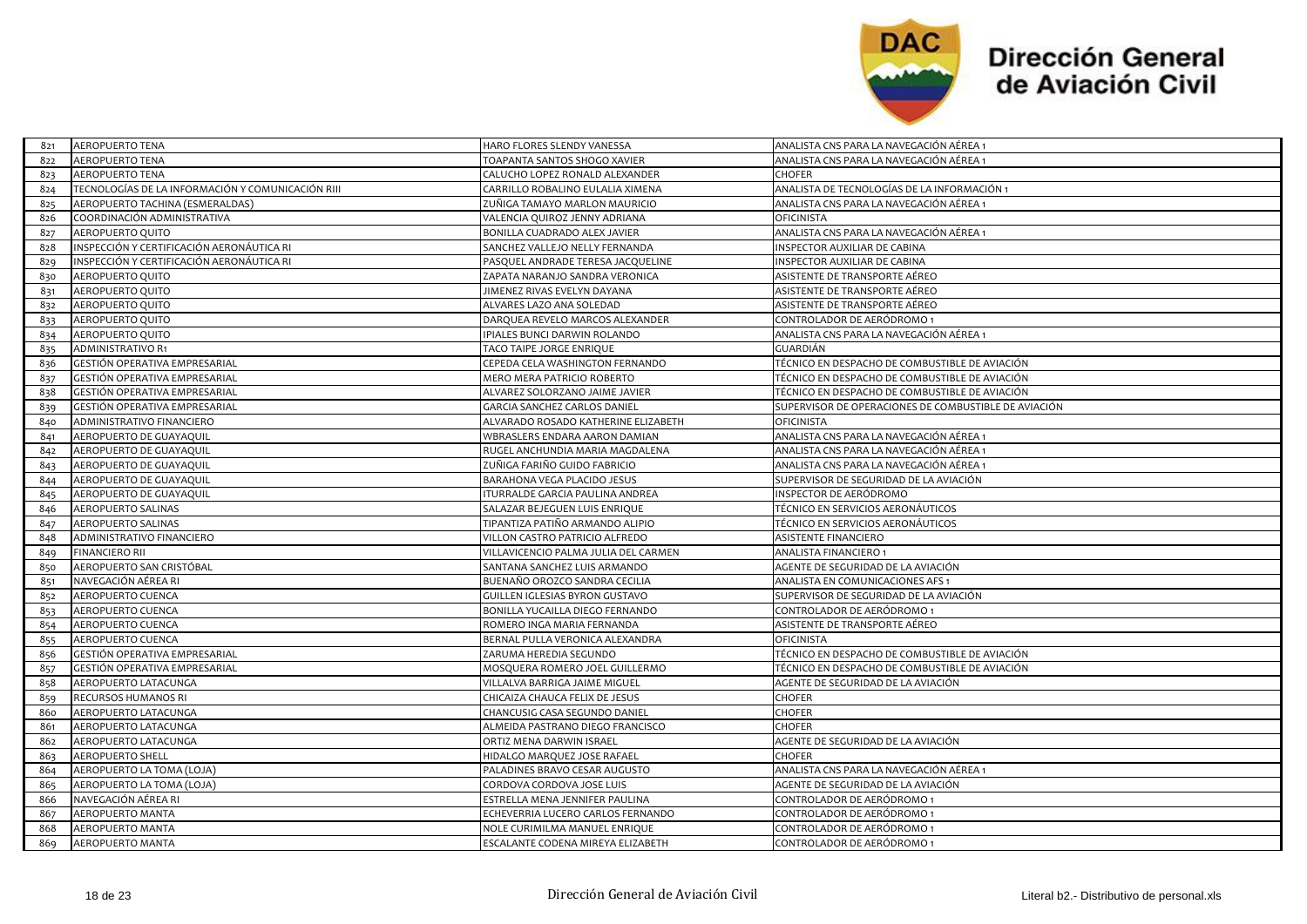| | | | |
|---|---|---|---|
| 821 | AEROPUERTO TENA | HARO FLORES SLENDY VANESSA | ANALISTA CNS PARA LA NAVEGACIÓN AÉREA 1 |
| 822 | AEROPUERTO TENA | TOAPANTA SANTOS SHOGO XAVIER | ANALISTA CNS PARA LA NAVEGACIÓN AÉREA 1 |
| 823 | AEROPUERTO TENA | CALUCHO LOPEZ RONALD ALEXANDER | CHOFER |
| 824 | TECNOLOGÍAS DE LA INFORMACIÓN Y COMUNICACIÓN RIII | CARRILLO ROBALINO EULALIA XIMENA | ANALISTA DE TECNOLOGÍAS DE LA INFORMACIÓN 1 |
| 825 | AEROPUERTO TACHINA (ESMERALDAS) | ZUÑIGA TAMAYO MARLON MAURICIO | ANALISTA CNS PARA LA NAVEGACIÓN AÉREA 1 |
| 826 | COORDINACIÓN ADMINISTRATIVA | VALENCIA QUIROZ JENNY ADRIANA | OFICINISTA |
| 827 | AEROPUERTO QUITO | BONILLA CUADRADO ALEX JAVIER | ANALISTA CNS PARA LA NAVEGACIÓN AÉREA 1 |
| 828 | INSPECCIÓN Y CERTIFICACIÓN AERONÁUTICA RI | SANCHEZ VALLEJO NELLY FERNANDA | INSPECTOR AUXILIAR DE CABINA |
| 829 | INSPECCIÓN Y CERTIFICACIÓN AERONÁUTICA RI | PASQUEL ANDRADE TERESA JACQUELINE | INSPECTOR AUXILIAR DE CABINA |
| 830 | AEROPUERTO QUITO | ZAPATA NARANJO SANDRA VERONICA | ASISTENTE DE TRANSPORTE AÉREO |
| 831 | AEROPUERTO QUITO | JIMENEZ RIVAS EVELYN DAYANA | ASISTENTE DE TRANSPORTE AÉREO |
| 832 | AEROPUERTO QUITO | ALVARES LAZO ANA SOLEDAD | ASISTENTE DE TRANSPORTE AÉREO |
| 833 | AEROPUERTO QUITO | DARQUEA REVELO MARCOS ALEXANDER | CONTROLADOR DE AERÓDROMO 1 |
| 834 | AEROPUERTO QUITO | IPIALES BUNCI DARWIN ROLANDO | ANALISTA CNS PARA LA NAVEGACIÓN AÉREA 1 |
| 835 | ADMINISTRATIVO R1 | TACO TAIPE JORGE ENRIQUE | GUARDIÁN |
| 836 | GESTIÓN OPERATIVA EMPRESARIAL | CEPEDA CELA WASHINGTON FERNANDO | TÉCNICO EN DESPACHO DE COMBUSTIBLE DE AVIACIÓN |
| 837 | GESTIÓN OPERATIVA EMPRESARIAL | MERO MERA PATRICIO ROBERTO | TÉCNICO EN DESPACHO DE COMBUSTIBLE DE AVIACIÓN |
| 838 | GESTIÓN OPERATIVA EMPRESARIAL | ALVAREZ SOLORZANO JAIME JAVIER | TÉCNICO EN DESPACHO DE COMBUSTIBLE DE AVIACIÓN |
| 839 | GESTIÓN OPERATIVA EMPRESARIAL | GARCIA SANCHEZ CARLOS DANIEL | SUPERVISOR DE OPERACIONES DE COMBUSTIBLE DE AVIACIÓN |
| 840 | ADMINISTRATIVO FINANCIERO | ALVARADO ROSADO KATHERINE ELIZABETH | OFICINISTA |
| 841 | AEROPUERTO DE GUAYAQUIL | WBRASLERS ENDARA AARON DAMIAN | ANALISTA CNS PARA LA NAVEGACIÓN AÉREA 1 |
| 842 | AEROPUERTO DE GUAYAQUIL | RUGEL ANCHUNDIA MARIA MAGDALENA | ANALISTA CNS PARA LA NAVEGACIÓN AÉREA 1 |
| 843 | AEROPUERTO DE GUAYAQUIL | ZUÑIGA FARIÑO GUIDO FABRICIO | ANALISTA CNS PARA LA NAVEGACIÓN AÉREA 1 |
| 844 | AEROPUERTO DE GUAYAQUIL | BARAHONA VEGA PLACIDO JESUS | SUPERVISOR DE SEGURIDAD DE LA AVIACIÓN |
| 845 | AEROPUERTO DE GUAYAQUIL | ITURRALDE GARCIA PAULINA ANDREA | INSPECTOR DE AERÓDROMO |
| 846 | AEROPUERTO SALINAS | SALAZAR BEJEGUEN LUIS ENRIQUE | TÉCNICO EN SERVICIOS AERONÁUTICOS |
| 847 | AEROPUERTO SALINAS | TIPANTIZA PATIÑO ARMANDO ALIPIO | TÉCNICO EN SERVICIOS AERONÁUTICOS |
| 848 | ADMINISTRATIVO FINANCIERO | VILLON CASTRO PATRICIO ALFREDO | ASISTENTE FINANCIERO |
| 849 | FINANCIERO RII | VILLAVICENCIO PALMA JULIA DEL CARMEN | ANALISTA FINANCIERO 1 |
| 850 | AEROPUERTO SAN CRISTÓBAL | SANTANA SANCHEZ LUIS ARMANDO | AGENTE DE SEGURIDAD DE LA AVIACIÓN |
| 851 | NAVEGACIÓN AÉREA RI | BUENAÑO OROZCO SANDRA CECILIA | ANALISTA EN COMUNICACIONES AFS 1 |
| 852 | AEROPUERTO CUENCA | GUILLEN IGLESIAS BYRON GUSTAVO | SUPERVISOR DE SEGURIDAD DE LA AVIACIÓN |
| 853 | AEROPUERTO CUENCA | BONILLA YUCAILLA DIEGO FERNANDO | CONTROLADOR DE AERÓDROMO 1 |
| 854 | AEROPUERTO CUENCA | ROMERO INGA MARIA FERNANDA | ASISTENTE DE TRANSPORTE AÉREO |
| 855 | AEROPUERTO CUENCA | BERNAL PULLA VERONICA ALEXANDRA | OFICINISTA |
| 856 | GESTIÓN OPERATIVA EMPRESARIAL | ZARUMA HEREDIA SEGUNDO | TÉCNICO EN DESPACHO DE COMBUSTIBLE DE AVIACIÓN |
| 857 | GESTIÓN OPERATIVA EMPRESARIAL | MOSQUERA ROMERO JOEL GUILLERMO | TÉCNICO EN DESPACHO DE COMBUSTIBLE DE AVIACIÓN |
| 858 | AEROPUERTO LATACUNGA | VILLALVA BARRIGA JAIME MIGUEL | AGENTE DE SEGURIDAD DE LA AVIACIÓN |
| 859 | RECURSOS HUMANOS RI | CHICAIZA CHAUCA FELIX DE JESUS | CHOFER |
| 860 | AEROPUERTO LATACUNGA | CHANCUSIG CASA SEGUNDO DANIEL | CHOFER |
| 861 | AEROPUERTO LATACUNGA | ALMEIDA PASTRANO DIEGO FRANCISCO | CHOFER |
| 862 | AEROPUERTO LATACUNGA | ORTIZ MENA DARWIN ISRAEL | AGENTE DE SEGURIDAD DE LA AVIACIÓN |
| 863 | AEROPUERTO SHELL | HIDALGO MARQUEZ JOSE RAFAEL | CHOFER |
| 864 | AEROPUERTO LA TOMA (LOJA) | PALADINES BRAVO CESAR AUGUSTO | ANALISTA CNS PARA LA NAVEGACIÓN AÉREA 1 |
| 865 | AEROPUERTO LA TOMA (LOJA) | CORDOVA CORDOVA JOSE LUIS | AGENTE DE SEGURIDAD DE LA AVIACIÓN |
| 866 | NAVEGACIÓN AÉREA RI | ESTRELLA MENA JENNIFER PAULINA | CONTROLADOR DE AERÓDROMO 1 |
| 867 | AEROPUERTO MANTA | ECHEVERRIA LUCERO CARLOS FERNANDO | CONTROLADOR DE AERÓDROMO 1 |
| 868 | AEROPUERTO MANTA | NOLE CURIMILMA MANUEL ENRIQUE | CONTROLADOR DE AERÓDROMO 1 |
| 869 | AEROPUERTO MANTA | ESCALANTE CODENA MIREYA ELIZABETH | CONTROLADOR DE AERÓDROMO 1 |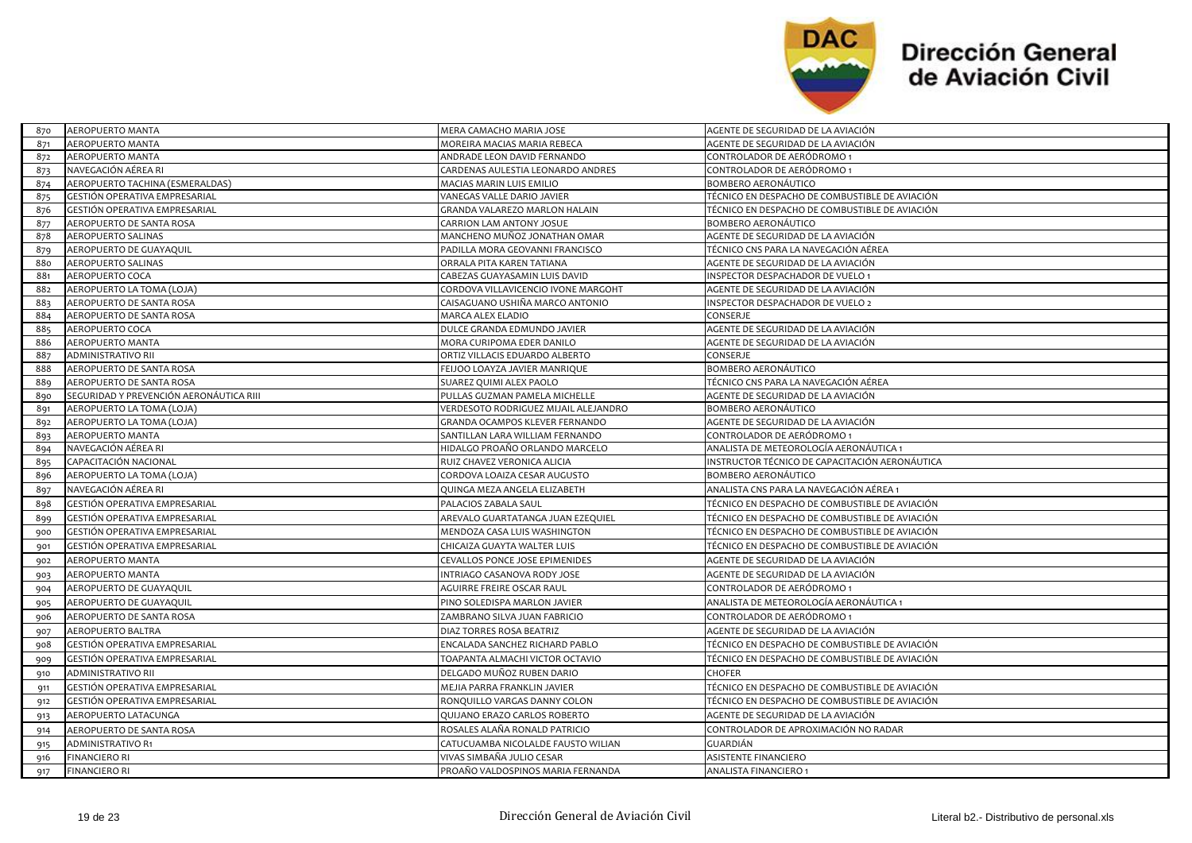| | | | |
|---|---|---|---|
| 870 | AEROPUERTO MANTA | MERA CAMACHO MARIA JOSE | AGENTE DE SEGURIDAD DE LA AVIACIÓN |
| 871 | AEROPUERTO MANTA | MOREIRA MACIAS MARIA REBECA | AGENTE DE SEGURIDAD DE LA AVIACIÓN |
| 872 | AEROPUERTO MANTA | ANDRADE LEON DAVID FERNANDO | CONTROLADOR DE AERÓDROMO 1 |
| 873 | NAVEGACIÓN AÉREA RI | CARDENAS AULESTIA LEONARDO ANDRES | CONTROLADOR DE AERÓDROMO 1 |
| 874 | AEROPUERTO TACHINA (ESMERALDAS) | MACIAS MARIN LUIS EMILIO | BOMBERO AERONÁUTICO |
| 875 | GESTIÓN OPERATIVA EMPRESARIAL | VANEGAS VALLE DARIO JAVIER | TÉCNICO EN DESPACHO DE COMBUSTIBLE DE AVIACIÓN |
| 876 | GESTIÓN OPERATIVA EMPRESARIAL | GRANDA VALAREZO MARLON HALAIN | TÉCNICO EN DESPACHO DE COMBUSTIBLE DE AVIACIÓN |
| 877 | AEROPUERTO DE SANTA ROSA | CARRION LAM ANTONY JOSUE | BOMBERO AERONÁUTICO |
| 878 | AEROPUERTO SALINAS | MANCHENO MUÑOZ JONATHAN OMAR | AGENTE DE SEGURIDAD DE LA AVIACIÓN |
| 879 | AEROPUERTO DE GUAYAQUIL | PADILLA MORA GEOVANNI FRANCISCO | TÉCNICO CNS PARA LA NAVEGACIÓN AÉREA |
| 880 | AEROPUERTO SALINAS | ORRALA PITA KAREN TATIANA | AGENTE DE SEGURIDAD DE LA AVIACIÓN |
| 881 | AEROPUERTO COCA | CABEZAS GUAYASAMIN LUIS DAVID | INSPECTOR DESPACHADOR DE VUELO 1 |
| 882 | AEROPUERTO LA TOMA (LOJA) | CORDOVA VILLAVICENCIO IVONE MARGOHT | AGENTE DE SEGURIDAD DE LA AVIACIÓN |
| 883 | AEROPUERTO DE SANTA ROSA | CAISAGUANO USHIÑA MARCO ANTONIO | INSPECTOR DESPACHADOR DE VUELO 2 |
| 884 | AEROPUERTO DE SANTA ROSA | MARCA ALEX ELADIO | CONSERJE |
| 885 | AEROPUERTO COCA | DULCE GRANDA EDMUNDO JAVIER | AGENTE DE SEGURIDAD DE LA AVIACIÓN |
| 886 | AEROPUERTO MANTA | MORA CURIPOMA EDER DANILO | AGENTE DE SEGURIDAD DE LA AVIACIÓN |
| 887 | ADMINISTRATIVO RII | ORTIZ VILLACIS EDUARDO ALBERTO | CONSERJE |
| 888 | AEROPUERTO DE SANTA ROSA | FEIJOO LOAYZA JAVIER MANRIQUE | BOMBERO AERONÁUTICO |
| 889 | AEROPUERTO DE SANTA ROSA | SUAREZ QUIMI ALEX PAOLO | TÉCNICO CNS PARA LA NAVEGACIÓN AÉREA |
| 890 | SEGURIDAD Y PREVENCIÓN AERONÁUTICA RIII | PULLAS GUZMAN PAMELA MICHELLE | AGENTE DE SEGURIDAD DE LA AVIACIÓN |
| 891 | AEROPUERTO LA TOMA (LOJA) | VERDESOTO RODRIGUEZ MIJAIL ALEJANDRO | BOMBERO AERONÁUTICO |
| 892 | AEROPUERTO LA TOMA (LOJA) | GRANDA OCAMPOS KLEVER FERNANDO | AGENTE DE SEGURIDAD DE LA AVIACIÓN |
| 893 | AEROPUERTO MANTA | SANTILLAN LARA WILLIAM FERNANDO | CONTROLADOR DE AERÓDROMO 1 |
| 894 | NAVEGACIÓN AÉREA RI | HIDALGO PROAÑO ORLANDO MARCELO | ANALISTA DE METEOROLOGÍA AERONÁUTICA 1 |
| 895 | CAPACITACIÓN NACIONAL | RUIZ CHAVEZ VERONICA ALICIA | INSTRUCTOR TÉCNICO DE CAPACITACIÓN AERONÁUTICA |
| 896 | AEROPUERTO LA TOMA (LOJA) | CORDOVA LOAIZA CESAR AUGUSTO | BOMBERO AERONÁUTICO |
| 897 | NAVEGACIÓN AÉREA RI | QUINGA MEZA ANGELA ELIZABETH | ANALISTA CNS PARA LA NAVEGACIÓN AÉREA 1 |
| 898 | GESTIÓN OPERATIVA EMPRESARIAL | PALACIOS ZABALA SAUL | TÉCNICO EN DESPACHO DE COMBUSTIBLE DE AVIACIÓN |
| 899 | GESTIÓN OPERATIVA EMPRESARIAL | AREVALO GUARTATANGA JUAN EZEQUIEL | TÉCNICO EN DESPACHO DE COMBUSTIBLE DE AVIACIÓN |
| 900 | GESTIÓN OPERATIVA EMPRESARIAL | MENDOZA CASA LUIS WASHINGTON | TÉCNICO EN DESPACHO DE COMBUSTIBLE DE AVIACIÓN |
| 901 | GESTIÓN OPERATIVA EMPRESARIAL | CHICAIZA GUAYTA WALTER LUIS | TÉCNICO EN DESPACHO DE COMBUSTIBLE DE AVIACIÓN |
| 902 | AEROPUERTO MANTA | CEVALLOS PONCE JOSE EPIMENIDES | AGENTE DE SEGURIDAD DE LA AVIACIÓN |
| 903 | AEROPUERTO MANTA | INTRIAGO CASANOVA RODY JOSE | AGENTE DE SEGURIDAD DE LA AVIACIÓN |
| 904 | AEROPUERTO DE GUAYAQUIL | AGUIRRE FREIRE OSCAR RAUL | CONTROLADOR DE AERÓDROMO 1 |
| 905 | AEROPUERTO DE GUAYAQUIL | PINO SOLEDISPA MARLON JAVIER | ANALISTA DE METEOROLOGÍA AERONÁUTICA 1 |
| 906 | AEROPUERTO DE SANTA ROSA | ZAMBRANO SILVA JUAN FABRICIO | CONTROLADOR DE AERÓDROMO 1 |
| 907 | AEROPUERTO BALTRA | DIAZ TORRES ROSA BEATRIZ | AGENTE DE SEGURIDAD DE LA AVIACIÓN |
| 908 | GESTIÓN OPERATIVA EMPRESARIAL | ENCALADA SANCHEZ RICHARD PABLO | TÉCNICO EN DESPACHO DE COMBUSTIBLE DE AVIACIÓN |
| 909 | GESTIÓN OPERATIVA EMPRESARIAL | TOAPANTA ALMACHI VICTOR OCTAVIO | TÉCNICO EN DESPACHO DE COMBUSTIBLE DE AVIACIÓN |
| 910 | ADMINISTRATIVO RII | DELGADO MUÑOZ RUBEN DARIO | CHOFER |
| 911 | GESTIÓN OPERATIVA EMPRESARIAL | MEJIA PARRA FRANKLIN JAVIER | TÉCNICO EN DESPACHO DE COMBUSTIBLE DE AVIACIÓN |
| 912 | GESTIÓN OPERATIVA EMPRESARIAL | RONQUILLO VARGAS DANNY COLON | TÉCNICO EN DESPACHO DE COMBUSTIBLE DE AVIACIÓN |
| 913 | AEROPUERTO LATACUNGA | QUIJANO ERAZO CARLOS ROBERTO | AGENTE DE SEGURIDAD DE LA AVIACIÓN |
| 914 | AEROPUERTO DE SANTA ROSA | ROSALES ALAÑA RONALD PATRICIO | CONTROLADOR DE APROXIMACIÓN NO RADAR |
| 915 | ADMINISTRATIVO R1 | CATUCUAMBA NICOLALDE FAUSTO WILIAN | GUARDIÁN |
| 916 | FINANCIERO RI | VIVAS SIMBAÑA JULIO CESAR | ASISTENTE FINANCIERO |
| 917 | FINANCIERO RI | PROAÑO VALDOSPINOS MARIA FERNANDA | ANALISTA FINANCIERO 1 |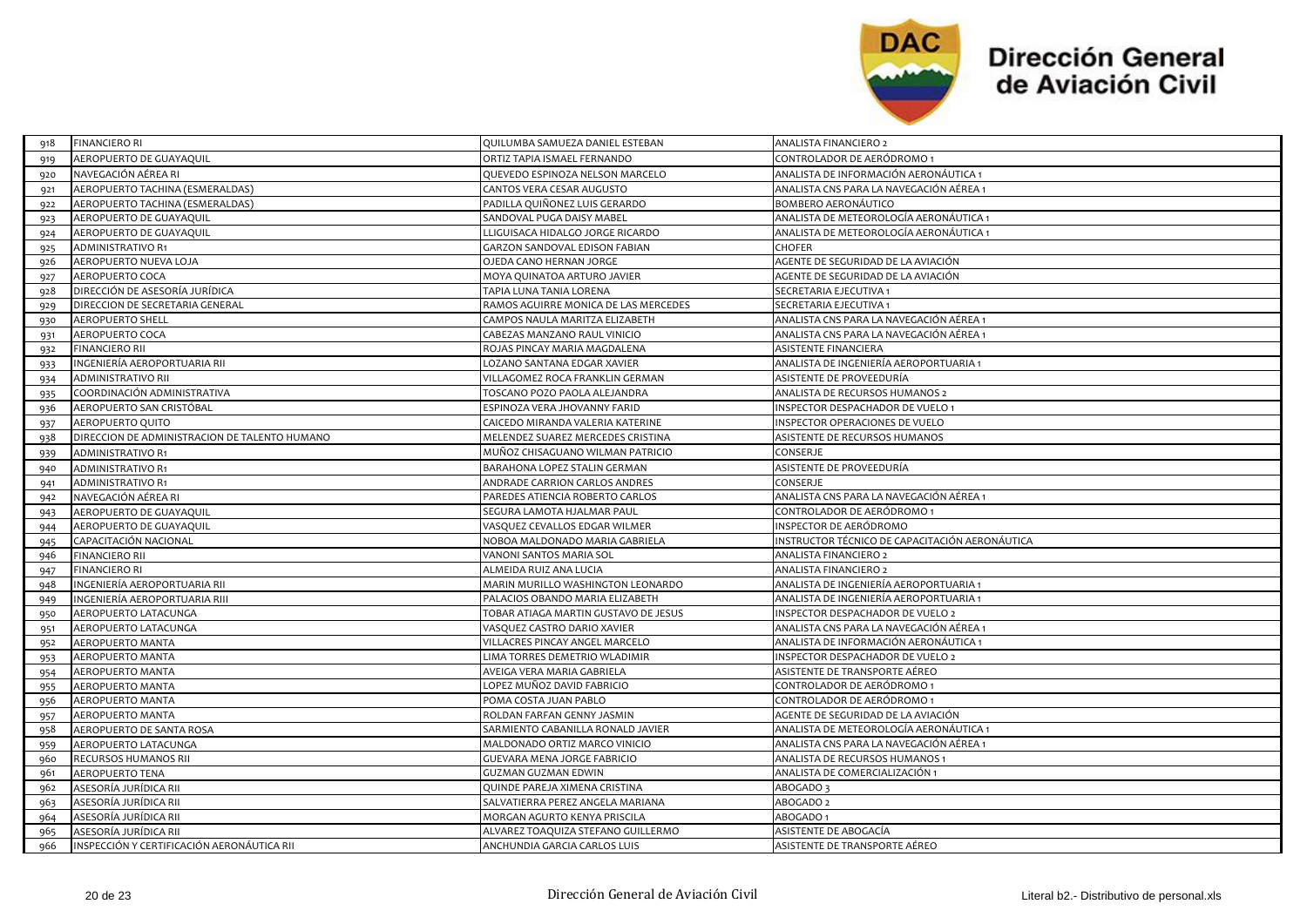| 918 | FINANCIERO RI | QUILUMBA SAMUEZA DANIEL ESTEBAN | ANALISTA FINANCIERO 2 |
|---|---|---|---|
| 919 | AEROPUERTO DE GUAYAQUIL | ORTIZ TAPIA ISMAEL FERNANDO | CONTROLADOR DE AERÓDROMO 1 |
| 920 | NAVEGACIÓN AÉREA RI | QUEVEDO ESPINOZA NELSON MARCELO | ANALISTA DE INFORMACIÓN AERONÁUTICA 1 |
| 921 | AEROPUERTO TACHINA (ESMERALDAS) | CANTOS VERA CESAR AUGUSTO | ANALISTA CNS PARA LA NAVEGACIÓN AÉREA 1 |
| 922 | AEROPUERTO TACHINA (ESMERALDAS) | PADILLA QUIÑONEZ LUIS GERARDO | BOMBERO AERONÁUTICO |
| 923 | AEROPUERTO DE GUAYAQUIL | SANDOVAL PUGA DAISY MABEL | ANALISTA DE METEOROLOGÍA AERONÁUTICA 1 |
| 924 | AEROPUERTO DE GUAYAQUIL | LLIGUISACA HIDALGO JORGE RICARDO | ANALISTA DE METEOROLOGÍA AERONÁUTICA 1 |
| 925 | ADMINISTRATIVO R1 | GARZON SANDOVAL EDISON FABIAN | CHOFER |
| 926 | AEROPUERTO NUEVA LOJA | OJEDA CANO HERNAN JORGE | AGENTE DE SEGURIDAD DE LA AVIACIÓN |
| 927 | AEROPUERTO COCA | MOYA QUINATOA ARTURO JAVIER | AGENTE DE SEGURIDAD DE LA AVIACIÓN |
| 928 | DIRECCIÓN DE ASESORÍA JURÍDICA | TAPIA LUNA TANIA LORENA | SECRETARIA EJECUTIVA 1 |
| 929 | DIRECCION DE SECRETARIA GENERAL | RAMOS AGUIRRE MONICA DE LAS MERCEDES | SECRETARIA EJECUTIVA 1 |
| 930 | AEROPUERTO SHELL | CAMPOS NAULA MARITZA ELIZABETH | ANALISTA CNS PARA LA NAVEGACIÓN AÉREA 1 |
| 931 | AEROPUERTO COCA | CABEZAS MANZANO RAUL VINICIO | ANALISTA CNS PARA LA NAVEGACIÓN AÉREA 1 |
| 932 | FINANCIERO RII | ROJAS PINCAY MARIA MAGDALENA | ASISTENTE FINANCIERA |
| 933 | INGENIERÍA AEROPORTUARIA RII | LOZANO SANTANA EDGAR XAVIER | ANALISTA DE INGENIERÍA AEROPORTUARIA 1 |
| 934 | ADMINISTRATIVO RII | VILLAGOMEZ ROCA FRANKLIN GERMAN | ASISTENTE DE PROVEEDURÍA |
| 935 | COORDINACIÓN ADMINISTRATIVA | TOSCANO POZO PAOLA ALEJANDRA | ANALISTA DE RECURSOS HUMANOS 2 |
| 936 | AEROPUERTO SAN CRISTÓBAL | ESPINOZA VERA JHOVANNY FARID | INSPECTOR DESPACHADOR DE VUELO 1 |
| 937 | AEROPUERTO QUITO | CAICEDO MIRANDA VALERIA KATERINE | INSPECTOR OPERACIONES DE VUELO |
| 938 | DIRECCION DE ADMINISTRACION DE TALENTO HUMANO | MELENDEZ SUAREZ MERCEDES CRISTINA | ASISTENTE DE RECURSOS HUMANOS |
| 939 | ADMINISTRATIVO R1 | MUÑOZ CHISAGUANO WILMAN PATRICIO | CONSERJE |
| 940 | ADMINISTRATIVO R1 | BARAHONA LOPEZ STALIN GERMAN | ASISTENTE DE PROVEEDURÍA |
| 941 | ADMINISTRATIVO R1 | ANDRADE CARRION CARLOS ANDRES | CONSERJE |
| 942 | NAVEGACIÓN AÉREA RI | PAREDES ATIENCIA ROBERTO CARLOS | ANALISTA CNS PARA LA NAVEGACIÓN AÉREA 1 |
| 943 | AEROPUERTO DE GUAYAQUIL | SEGURA LAMOTA HJALMAR PAUL | CONTROLADOR DE AERÓDROMO 1 |
| 944 | AEROPUERTO DE GUAYAQUIL | VASQUEZ CEVALLOS EDGAR WILMER | INSPECTOR DE AERÓDROMO |
| 945 | CAPACITACIÓN NACIONAL | NOBOA MALDONADO MARIA GABRIELA | INSTRUCTOR TÉCNICO DE CAPACITACIÓN AERONÁUTICA |
| 946 | FINANCIERO RII | VANONI SANTOS MARIA SOL | ANALISTA FINANCIERO 2 |
| 947 | FINANCIERO RI | ALMEIDA RUIZ ANA LUCIA | ANALISTA FINANCIERO 2 |
| 948 | INGENIERÍA AEROPORTUARIA RII | MARIN MURILLO WASHINGTON LEONARDO | ANALISTA DE INGENIERÍA AEROPORTUARIA 1 |
| 949 | INGENIERÍA AEROPORTUARIA RIII | PALACIOS OBANDO MARIA ELIZABETH | ANALISTA DE INGENIERÍA AEROPORTUARIA 1 |
| 950 | AEROPUERTO LATACUNGA | TOBAR ATIAGA MARTIN GUSTAVO DE JESUS | INSPECTOR DESPACHADOR DE VUELO 2 |
| 951 | AEROPUERTO LATACUNGA | VASQUEZ CASTRO DARIO XAVIER | ANALISTA CNS PARA LA NAVEGACIÓN AÉREA 1 |
| 952 | AEROPUERTO MANTA | VILLACRES PINCAY ANGEL MARCELO | ANALISTA DE INFORMACIÓN AERONÁUTICA 1 |
| 953 | AEROPUERTO MANTA | LIMA TORRES DEMETRIO WLADIMIR | INSPECTOR DESPACHADOR DE VUELO 2 |
| 954 | AEROPUERTO MANTA | AVEIGA VERA MARIA GABRIELA | ASISTENTE DE TRANSPORTE AÉREO |
| 955 | AEROPUERTO MANTA | LOPEZ MUÑOZ DAVID FABRICIO | CONTROLADOR DE AERÓDROMO 1 |
| 956 | AEROPUERTO MANTA | POMA COSTA JUAN PABLO | CONTROLADOR DE AERÓDROMO 1 |
| 957 | AEROPUERTO MANTA | ROLDAN FARFAN GENNY JASMIN | AGENTE DE SEGURIDAD DE LA AVIACIÓN |
| 958 | AEROPUERTO DE SANTA ROSA | SARMIENTO CABANILLA RONALD JAVIER | ANALISTA DE METEOROLOGÍA AERONÁUTICA 1 |
| 959 | AEROPUERTO LATACUNGA | MALDONADO ORTIZ MARCO VINICIO | ANALISTA CNS PARA LA NAVEGACIÓN AÉREA 1 |
| 960 | RECURSOS HUMANOS RII | GUEVARA MENA JORGE FABRICIO | ANALISTA DE RECURSOS HUMANOS 1 |
| 961 | AEROPUERTO TENA | GUZMAN GUZMAN EDWIN | ANALISTA DE COMERCIALIZACIÓN 1 |
| 962 | ASESORÍA JURÍDICA RII | QUINDE PAREJA XIMENA CRISTINA | ABOGADO 3 |
| 963 | ASESORÍA JURÍDICA RII | SALVATIERRA PEREZ ANGELA MARIANA | ABOGADO 2 |
| 964 | ASESORÍA JURÍDICA RII | MORGAN AGURTO KENYA PRISCILA | ABOGADO 1 |
| 965 | ASESORÍA JURÍDICA RII | ALVAREZ TOAQUIZA STEFANO GUILLERMO | ASISTENTE DE ABOGACÍA |
| 966 | INSPECCIÓN Y CERTIFICACIÓN AERONÁUTICA RII | ANCHUNDIA GARCIA CARLOS LUIS | ASISTENTE DE TRANSPORTE AÉREO |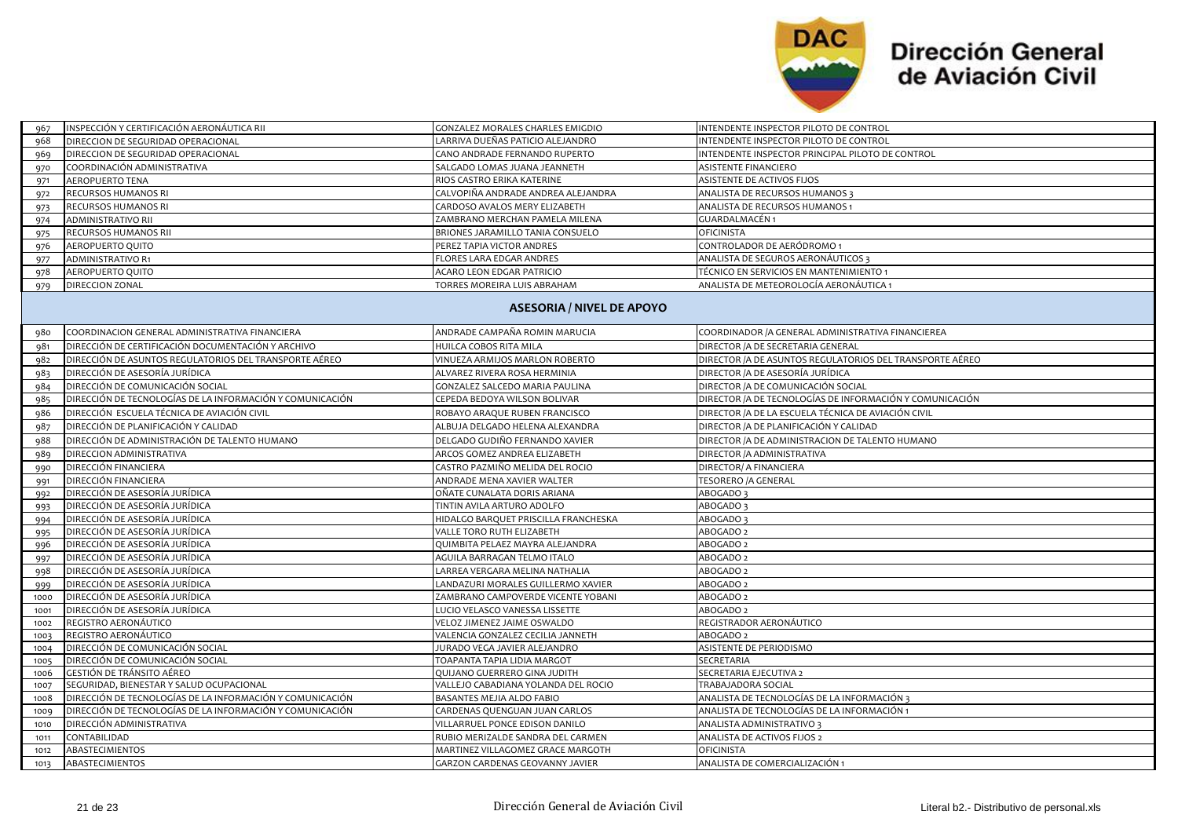# Dirección General de Aviación Civil

| | | | |
|---|---|---|---|
| 967 | INSPECCIÓN Y CERTIFICACIÓN AERONÁUTICA RII | GONZALEZ MORALES CHARLES EMIGDIO | INTENDENTE INSPECTOR PILOTO DE CONTROL |
| 968 | DIRECCION DE SEGURIDAD OPERACIONAL | LARRIVA DUEÑAS PATICIO ALEJANDRO | INTENDENTE INSPECTOR PILOTO DE CONTROL |
| 969 | DIRECCION DE SEGURIDAD OPERACIONAL | CANO ANDRADE FERNANDO RUPERTO | INTENDENTE INSPECTOR PRINCIPAL PILOTO DE CONTROL |
| 970 | COORDINACIÓN ADMINISTRATIVA | SALGADO LOMAS JUANA JEANNETH | ASISTENTE FINANCIERO |
| 971 | AEROPUERTO TENA | RIOS CASTRO ERIKA KATERINE | ASISTENTE DE ACTIVOS FIJOS |
| 972 | RECURSOS HUMANOS RI | CALVOPIÑA ANDRADE ANDREA ALEJANDRA | ANALISTA DE RECURSOS HUMANOS 3 |
| 973 | RECURSOS HUMANOS RI | CARDOSO AVALOS MERY ELIZABETH | ANALISTA DE RECURSOS HUMANOS 1 |
| 974 | ADMINISTRATIVO RII | ZAMBRANO MERCHAN PAMELA MILENA | GUARDALMACÉN 1 |
| 975 | RECURSOS HUMANOS RII | BRIONES JARAMILLO TANIA CONSUELO | OFICINISTA |
| 976 | AEROPUERTO QUITO | PEREZ TAPIA VICTOR ANDRES | CONTROLADOR DE AERÓDROMO 1 |
| 977 | ADMINISTRATIVO R1 | FLORES LARA EDGAR ANDRES | ANALISTA DE SEGUROS AERONÁUTICOS 3 |
| 978 | AEROPUERTO QUITO | ACARO LEON EDGAR PATRICIO | TÉCNICO EN SERVICIOS EN MANTENIMIENTO 1 |
| 979 | DIRECCION ZONAL | TORRES MOREIRA LUIS ABRAHAM | ANALISTA DE METEOROLOGÍA AERONÁUTICA 1 |
| | | **ASESORIA / NIVEL DE APOYO** | |
| 980 | COORDINACION GENERAL ADMINISTRATIVA FINANCIERA | ANDRADE CAMPAÑA ROMIN MARUCIA | COORDINADOR /A GENERAL ADMINISTRATIVA FINANCIEREA |
| 981 | DIRECCIÓN DE CERTIFICACIÓN DOCUMENTACIÓN Y ARCHIVO | HUILCA COBOS RITA MILA | DIRECTOR /A DE SECRETARIA GENERAL |
| 982 | DIRECCIÓN DE ASUNTOS REGULATORIOS DEL TRANSPORTE AÉREO | VINUEZA ARMIJOS MARLON ROBERTO | DIRECTOR /A DE ASUNTOS REGULATORIOS DEL TRANSPORTE AÉREO |
| 983 | DIRECCIÓN DE ASESORÍA JURÍDICA | ALVAREZ RIVERA ROSA HERMINIA | DIRECTOR /A DE ASESORÍA JURÍDICA |
| 984 | DIRECCIÓN DE COMUNICACIÓN SOCIAL | GONZALEZ SALCEDO MARIA PAULINA | DIRECTOR /A DE COMUNICACIÓN SOCIAL |
| 985 | DIRECCIÓN DE TECNOLOGÍAS DE LA INFORMACIÓN Y COMUNICACIÓN | CEPEDA BEDOYA WILSON BOLIVAR | DIRECTOR /A DE TECNOLOGÍAS DE INFORMACIÓN Y COMUNICACIÓN |
| 986 | DIRECCIÓN ESCUELA TÉCNICA DE AVIACIÓN CIVIL | ROBAYO ARAQUE RUBEN FRANCISCO | DIRECTOR /A DE LA ESCUELA TÉCNICA DE AVIACIÓN CIVIL |
| 987 | DIRECCIÓN DE PLANIFICACIÓN Y CALIDAD | ALBUJA DELGADO HELENA ALEXANDRA | DIRECTOR /A DE PLANIFICACIÓN Y CALIDAD |
| 988 | DIRECCIÓN DE ADMINISTRACIÓN DE TALENTO HUMANO | DELGADO GUDIÑO FERNANDO XAVIER | DIRECTOR /A DE ADMINISTRACION DE TALENTO HUMANO |
| 989 | DIRECCION ADMINISTRATIVA | ARCOS GOMEZ ANDREA ELIZABETH | DIRECTOR /A ADMINISTRATIVA |
| 990 | DIRECCIÓN FINANCIERA | CASTRO PAZMIÑO MELIDA DEL ROCIO | DIRECTOR/ A FINANCIERA |
| 991 | DIRECCIÓN FINANCIERA | ANDRADE MENA XAVIER WALTER | TESORERO /A GENERAL |
| 992 | DIRECCIÓN DE ASESORÍA JURÍDICA | OÑATE CUNALATA DORIS ARIANA | ABOGADO 3 |
| 993 | DIRECCIÓN DE ASESORÍA JURÍDICA | TINTIN AVILA ARTURO ADOLFO | ABOGADO 3 |
| 994 | DIRECCIÓN DE ASESORÍA JURÍDICA | HIDALGO BARQUET PRISCILLA FRANCHESKA | ABOGADO 3 |
| 995 | DIRECCIÓN DE ASESORÍA JURÍDICA | VALLE TORO RUTH ELIZABETH | ABOGADO 2 |
| 996 | DIRECCIÓN DE ASESORÍA JURÍDICA | QUIMBITA PELAEZ MAYRA ALEJANDRA | ABOGADO 2 |
| 997 | DIRECCIÓN DE ASESORÍA JURÍDICA | AGUILA BARRAGAN TELMO ITALO | ABOGADO 2 |
| 998 | DIRECCIÓN DE ASESORÍA JURÍDICA | LARREA VERGARA MELINA NATHALIA | ABOGADO 2 |
| 999 | DIRECCIÓN DE ASESORÍA JURÍDICA | LANDAZURI MORALES GUILLERMO XAVIER | ABOGADO 2 |
| 1000 | DIRECCIÓN DE ASESORÍA JURÍDICA | ZAMBRANO CAMPOVERDE VICENTE YOBANI | ABOGADO 2 |
| 1001 | DIRECCIÓN DE ASESORÍA JURÍDICA | LUCIO VELASCO VANESSA LISSETTE | ABOGADO 2 |
| 1002 | REGISTRO AERONÁUTICO | VELOZ JIMENEZ JAIME OSWALDO | REGISTRADOR AERONÁUTICO |
| 1003 | REGISTRO AERONÁUTICO | VALENCIA GONZALEZ CECILIA JANNETH | ABOGADO 2 |
| 1004 | DIRECCIÓN DE COMUNICACIÓN SOCIAL | JURADO VEGA JAVIER ALEJANDRO | ASISTENTE DE PERIODISMO |
| 1005 | DIRECCIÓN DE COMUNICACIÓN SOCIAL | TOAPANTA TAPIA LIDIA MARGOT | SECRETARIA |
| 1006 | GESTIÓN DE TRÁNSITO AÉREO | QUIJANO GUERRERO GINA JUDITH | SECRETARIA EJECUTIVA 2 |
| 1007 | SEGURIDAD, BIENESTAR Y SALUD OCUPACIONAL | VALLEJO CABADIANA YOLANDA DEL ROCIO | TRABAJADORA SOCIAL |
| 1008 | DIRECCIÓN DE TECNOLOGÍAS DE LA INFORMACIÓN Y COMUNICACIÓN | BASANTES MEJIA ALDO FABIO | ANALISTA DE TECNOLOGÍAS DE LA INFORMACIÓN 3 |
| 1009 | DIRECCIÓN DE TECNOLOGÍAS DE LA INFORMACIÓN Y COMUNICACIÓN | CARDENAS QUENGUAN JUAN CARLOS | ANALISTA DE TECNOLOGÍAS DE LA INFORMACIÓN 1 |
| 1010 | DIRECCIÓN ADMINISTRATIVA | VILLARRUEL PONCE EDISON DANILO | ANALISTA ADMINISTRATIVO 3 |
| 1011 | CONTABILIDAD | RUBIO MERIZALDE SANDRA DEL CARMEN | ANALISTA DE ACTIVOS FIJOS 2 |
| 1012 | ABASTECIMIENTOS | MARTINEZ VILLAGOMEZ GRACE MARGOTH | OFICINISTA |
| 1013 | ABASTECIMIENTOS | GARZON CARDENAS GEOVANNY JAVIER | ANALISTA DE COMERCIALIZACIÓN 1 |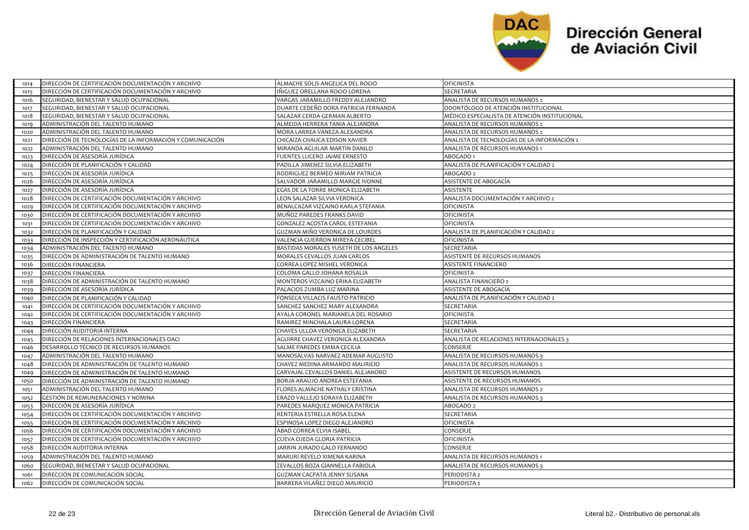| | | | |
|---|---|---|---|
| 1014 | DIRECCIÓN DE CERTIFICACIÓN DOCUMENTACIÓN Y ARCHIVO | ALMACHE SOLIS ANGELICA DEL ROCIO | OFICINISTA |
| 1015 | DIRECCIÓN DE CERTIFICACIÓN DOCUMENTACIÓN Y ARCHIVO | IÑIGUEZ ORELLANA ROCIO LORENA | SECRETARIA |
| 1016 | SEGURIDAD, BIENESTAR Y SALUD OCUPACIONAL | VARGAS JARAMILLO FREDDY ALEJANDRO | ANALISTA DE RECURSOS HUMANOS 2 |
| 1017 | SEGURIDAD, BIENESTAR Y SALUD OCUPACIONAL | DUARTE CEDEÑO DORA PATRICIA FERNANDA | ODONTÓLOGO DE ATENCIÓN INSTITUCIONAL |
| 1018 | SEGURIDAD, BIENESTAR Y SALUD OCUPACIONAL | SALAZAR CERDA GERMAN ALBERTO | MÉDICO ESPECIALISTA DE ATENCIÓN INSTITUCIONAL |
| 1019 | ADMINISTRACIÓN DEL TALENTO HUMANO | ALMEIDA HERRERA TANIA ALEJANDRA | ANALISTA DE RECURSOS HUMANOS 2 |
| 1020 | ADMINISTRACIÓN DEL TALENTO HUMANO | MORA LARREA VANEZA ALEXANDRA | ANALISTA DE RECURSOS HUMANOS 2 |
| 1021 | DIRECCIÓN DE TECNOLOGÍAS DE LA INFORMACIÓN Y COMUNICACIÓN | CHICAIZA CHAUCA EDISON XAVIER | ANALISTA DE TECNOLOGÍAS DE LA INFORMACIÓN 2 |
| 1022 | ADMINISTRACIÓN DEL TALENTO HUMANO | MIRANDA AGUILAR MARTIN DANILO | ANALISTA DE RECURSOS HUMANOS 1 |
| 1023 | DIRECCIÓN DE ASESORÍA JURÍDICA | FUENTES LUCERO JAIME ERNESTO | ABOGADO 1 |
| 1024 | DIRECCIÓN DE PLANIFICACIÓN Y CALIDAD | PADILLA JIMENEZ SILVIA ELIZABETH | ANALISTA DE PLANIFICACIÓN Y CALIDAD 2 |
| 1025 | DIRECCIÓN DE ASESORÍA JURÍDICA | RODRIGUEZ BERMEO MIRIAM PATRICIA | ABOGADO 2 |
| 1026 | DIRECCIÓN DE ASESORÍA JURÍDICA | SALVADOR JARAMILLO MARGIE IVONNE | ASISTENTE DE ABOGACÍA |
| 1027 | DIRECCIÓN DE ASESORÍA JURÍDICA | EGAS DE LA TORRE MONICA ELIZABETH | ASISTENTE |
| 1028 | DIRECCIÓN DE CERTIFICACIÓN DOCUMENTACIÓN Y ARCHIVO | LEON SALAZAR SILVIA VERONICA | ANALISTA DOCUMENTACIÓN Y ARCHIVO 2 |
| 1029 | DIRECCIÓN DE CERTIFICACIÓN DOCUMENTACIÓN Y ARCHIVO | BENALCAZAR VIZCAINO KARLA STEFANIA | OFICINISTA |
| 1030 | DIRECCIÓN DE CERTIFICACIÓN DOCUMENTACIÓN Y ARCHIVO | MUÑOZ PAREDES FRANKS DAVID | OFICINISTA |
| 1031 | DIRECCIÓN DE CERTIFICACIÓN DOCUMENTACIÓN Y ARCHIVO | GONZALEZ ACOSTA CAROL ESTEFANIA | OFICINISTA |
| 1032 | DIRECCIÓN DE PLANIFICACIÓN Y CALIDAD | GUZMAN MIÑO VERONICA DE LOURDES | ANALISTA DE PLANIFICACIÓN Y CALIDAD 2 |
| 1033 | DIRECCIÓN DE INSPECCIÓN Y CERTIFICACIÓN AERONÁUTICA | VALENCIA GUERRON MIREYA CECIBEL | OFICINISTA |
| 1034 | ADMINISTRACIÓN DEL TALENTO HUMANO | BASTIDAS MORALES YUSETH DE LOS ANGELES | SECRETARIA |
| 1035 | DIRECCIÓN DE ADMINISTRACIÓN DE TALENTO HUMANO | MORALES CEVALLOS JUAN CARLOS | ASISTENTE DE RECURSOS HUMANOS |
| 1036 | DIRECCIÓN FINANCIERA | CORREA LOPEZ MISHEL VERONICA | ASISTENTE FINANCIERO |
| 1037 | DIRECCIÓN FINANCIERA | COLOMA GALLO JOHANA ROSALIA | OFICINISTA |
| 1038 | DIRECCIÓN DE ADMINISTRACIÓN DE TALENTO HUMANO | MONTEROS VIZCAINO ERIKA ELIZABETH | ANALISTA FINANCIERO 2 |
| 1039 | DIRECCIÓN DE ASESORÍA JURÍDICA | PALACIOS ZUMBA LUZ MARINA | ASISTENTE DE ABOGACÍA |
| 1040 | DIRECCIÓN DE PLANIFICACIÓN Y CALIDAD | FONSECA VILLACIS FAUSTO PATRICIO | ANALISTA DE PLANIFICACIÓN Y CALIDAD 2 |
| 1041 | DIRECCIÓN DE CERTIFICACIÓN DOCUMENTACIÓN Y ARCHIVO | SANCHEZ SANCHEZ MARY ALEXANDRA | SECRETARIA |
| 1042 | DIRECCIÓN DE CERTIFICACIÓN DOCUMENTACIÓN Y ARCHIVO | AYALA CORONEL MARIANELA DEL ROSARIO | OFICINISTA |
| 1043 | DIRECCIÓN FINANCIERA | RAMIREZ MINCHALA LAURA LORENA | SECRETARIA |
| 1044 | DIRECCIÓN AUDITORIA INTERNA | CHAVES ULLOA VERONICA ELIZABETH | SECRETARIA |
| 1045 | DIRECCIÓN DE RELACIONES INTERNACIONALES OACI | AGUIRRE CHAVEZ VERONICA ALEXANDRA | ANALISTA DE RELACIONES INTERNACIONALES 3 |
| 1046 | DESARROLLO TÉCNICO DE RECURSOS HUMANOS | SALME PAREDES EMMA CECILIA | CONSERJE |
| 1047 | ADMINISTRACIÓN DEL TALENTO HUMANO | MANOSALVAS NARVAEZ ADEMAR AUGUSTO | ANALISTA DE RECURSOS HUMANOS 3 |
| 1048 | DIRECCIÓN DE ADMINISTRACIÓN DE TALENTO HUMANO | CHAVEZ MEDINA ARMANDO MAURICIO | ANALISTA DE RECURSOS HUMANOS 2 |
| 1049 | DIRECCIÓN DE ADMINISTRACIÓN DE TALENTO HUMANO | CARVAJAL CEVALLOS DANIEL ALEJANDRO | ASISTENTE DE RECURSOS HUMANOS |
| 1050 | DIRECCIÓN DE ADMINISTRACIÓN DE TALENTO HUMANO | BORJA ARAUJO ANDREA ESTEFANIA | ASISTENTE DE RECURSOS HUMANOS |
| 1051 | ADMINISTRACIÓN DEL TALENTO HUMANO | FLORES ALMACHE NATHALY CRISTINA | ANALISTA DE RECURSOS HUMANOS 2 |
| 1052 | GESTIÓN DE REMUNERACIONES Y NOMINA | ERAZO VALLEJO SORAYA ELIZABETH | ANALISTA DE RECURSOS HUMANOS 3 |
| 1053 | DIRECCIÓN DE ASESORÍA JURÍDICA | PAREDES MARQUEZ MONICA PATRICIA | ABOGADO 2 |
| 1054 | DIRECCIÓN DE CERTIFICACIÓN DOCUMENTACIÓN Y ARCHIVO | RENTERIA ESTRELLA ROSA ELENA | SECRETARIA |
| 1055 | DIRECCIÓN DE CERTIFICACIÓN DOCUMENTACIÓN Y ARCHIVO | ESPINOSA LOPEZ DIEGO ALEJANDRO | OFICINISTA |
| 1056 | DIRECCIÓN DE CERTIFICACIÓN DOCUMENTACIÓN Y ARCHIVO | ABAD CORREA ELVIA ISABEL | CONSERJE |
| 1057 | DIRECCIÓN DE CERTIFICACIÓN DOCUMENTACIÓN Y ARCHIVO | CUEVA OJEDA GLORIA PATRICIA | OFICINISTA |
| 1058 | DIRECCIÓN AUDITORIA INTERNA | JARRIN JURADO GALO FERNANDO | CONSERJE |
| 1059 | ADMINISTRACIÓN DEL TALENTO HUMANO | MARURI REVELO XIMENA KARINA | ANALISTA DE RECURSOS HUMANOS 1 |
| 1060 | SEGURIDAD, BIENESTAR Y SALUD OCUPACIONAL | ZEVALLOS BOZA GIANNELLA FABIOLA | ANALISTA DE RECURSOS HUMANOS 3 |
| 1061 | DIRECCIÓN DE COMUNICACIÓN SOCIAL | GUZMAN CACPATA JENNY SUSANA | PERIODISTA 2 |
| 1062 | DIRECCIÓN DE COMUNICACIÓN SOCIAL | BARRERA VILAÑEZ DIEGO MAURICIO | PERIODISTA 2 |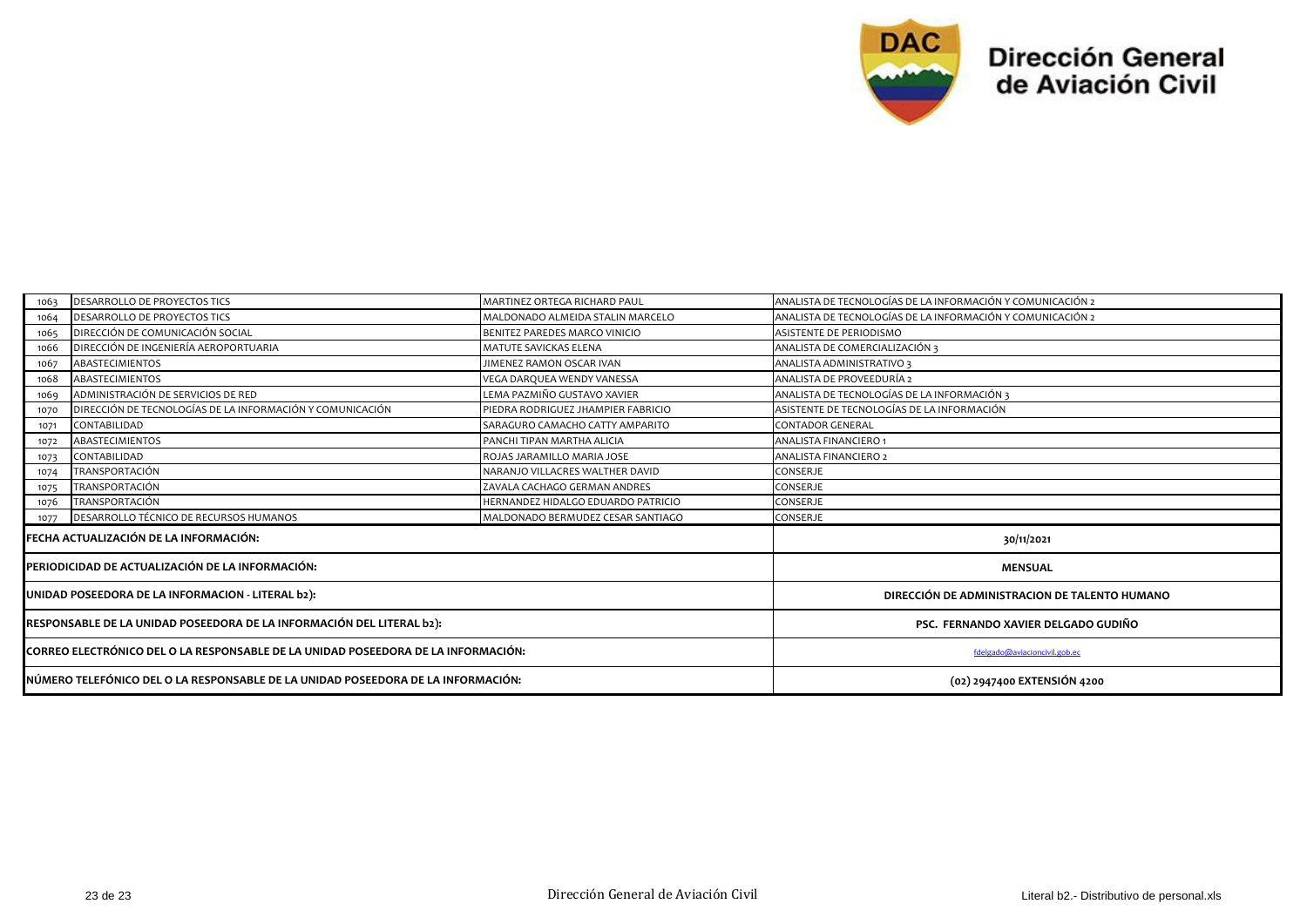# Dirección General de Aviación Civil

| | | | |
|---|---|---|---|
| 1063 | DESARROLLO DE PROYECTOS TICS | MARTINEZ ORTEGA RICHARD PAUL | ANALISTA DE TECNOLOGÍAS DE LA INFORMACIÓN Y COMUNICACIÓN 2 |
| 1064 | DESARROLLO DE PROYECTOS TICS | MALDONADO ALMEIDA STALIN MARCELO | ANALISTA DE TECNOLOGÍAS DE LA INFORMACIÓN Y COMUNICACIÓN 2 |
| 1065 | DIRECCIÓN DE COMUNICACIÓN SOCIAL | BENITEZ PAREDES MARCO VINICIO | ASISTENTE DE PERIODISMO |
| 1066 | DIRECCIÓN DE INGENIERÍA AEROPORTUARIA | MATUTE SAVICKAS ELENA | ANALISTA DE COMERCIALIZACIÓN 3 |
| 1067 | ABASTECIMIENTOS | JIMENEZ RAMON OSCAR IVAN | ANALISTA ADMINISTRATIVO 3 |
| 1068 | ABASTECIMIENTOS | VEGA DARQUEA WENDY VANESSA | ANALISTA DE PROVEEDURÍA 2 |
| 1069 | ADMINISTRACIÓN DE SERVICIOS DE RED | LEMA PAZMIÑO GUSTAVO XAVIER | ANALISTA DE TECNOLOGÍAS DE LA INFORMACIÓN 3 |
| 1070 | DIRECCIÓN DE TECNOLOGÍAS DE LA INFORMACIÓN Y COMUNICACIÓN | PIEDRA RODRIGUEZ JHAMPIER FABRICIO | ASISTENTE DE TECNOLOGÍAS DE LA INFORMACIÓN |
| 1071 | CONTABILIDAD | SARAGURO CAMACHO CATTY AMPARITO | CONTADOR GENERAL |
| 1072 | ABASTECIMIENTOS | PANCHI TIPAN MARTHA ALICIA | ANALISTA FINANCIERO 1 |
| 1073 | CONTABILIDAD | ROJAS JARAMILLO MARIA JOSE | ANALISTA FINANCIERO 2 |
| 1074 | TRANSPORTACIÓN | NARANJO VILLACRES WALTHER DAVID | CONSERJE |
| 1075 | TRANSPORTACIÓN | ZAVALA CACHAGO GERMAN ANDRES | CONSERJE |
| 1076 | TRANSPORTACIÓN | HERNANDEZ HIDALGO EDUARDO PATRICIO | CONSERJE |
| 1077 | DESARROLLO TÉCNICO DE RECURSOS HUMANOS | MALDONADO BERMUDEZ CESAR SANTIAGO | CONSERJE |

| | |
|---|---|
| **FECHA ACTUALIZACIÓN DE LA INFORMACIÓN:** | **30/11/2021** |
| **PERIODICIDAD DE ACTUALIZACIÓN DE LA INFORMACIÓN:** | **MENSUAL** |
| **UNIDAD POSEEDORA DE LA INFORMACION - LITERAL b2):** | **DIRECCIÓN DE ADMINISTRACION DE TALENTO HUMANO** |
| **RESPONSABLE DE LA UNIDAD POSEEDORA DE LA INFORMACIÓN DEL LITERAL b2):** | **PSC. FERNANDO XAVIER DELGADO GUDIÑO** |
| **CORREO ELECTRÓNICO DEL O LA RESPONSABLE DE LA UNIDAD POSEEDORA DE LA INFORMACIÓN:** | fdelgado@aviacioncivil.gob.ec |
| **NÚMERO TELEFÓNICO DEL O LA RESPONSABLE DE LA UNIDAD POSEEDORA DE LA INFORMACIÓN:** | **(02) 2947400 EXTENSIÓN 4200** |